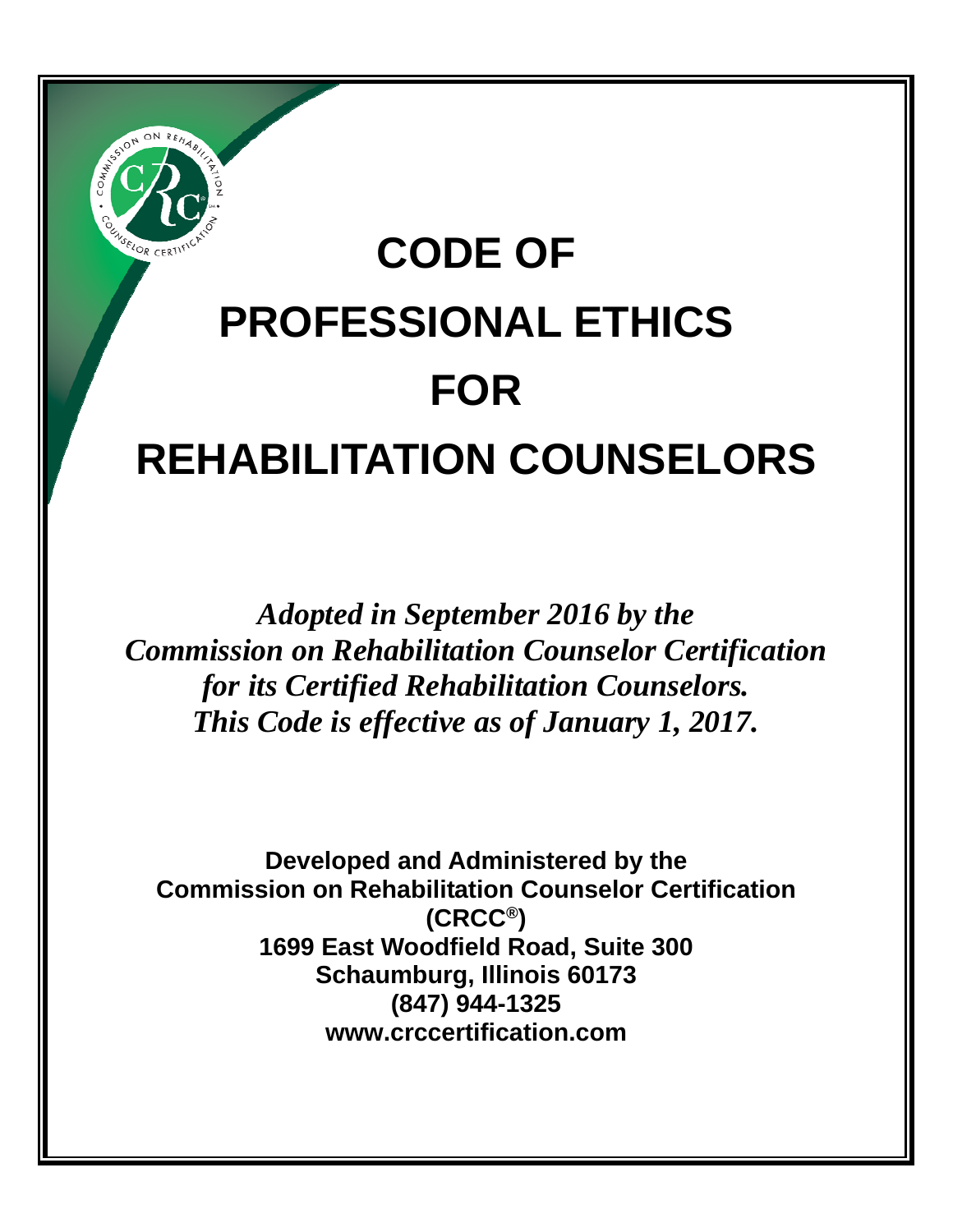# CODE OF PROFESSIONAL ETHICS FOR REHABILITATION COUNSELORS

*Adopted in September 2016 by the Commission on Rehabilitation Counselor Certification for its Certified Rehabilitation Counselors. This Code is effective as of January 1, 2017.*

**Developed and Administered by the**
**Commission on Rehabilitation Counselor Certification**
**(CRCC®)**
**1699 East Woodfield Road, Suite 300**
**Schaumburg, Illinois 60173**
**(847) 944-1325**
**www.crccertification.com**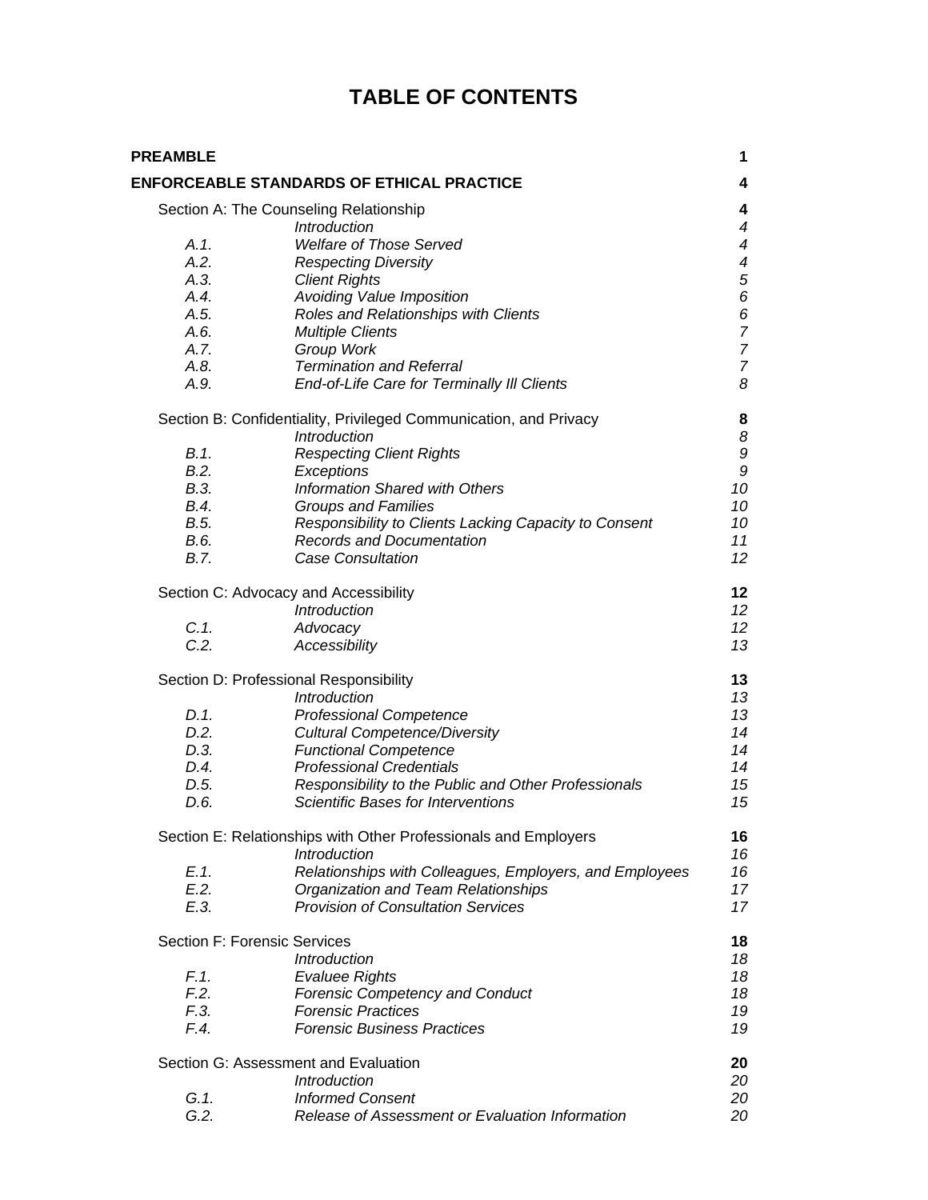# TABLE OF CONTENTS

| | | |
|---|---|---|
| **PREAMBLE** | | **1** |
| **ENFORCEABLE STANDARDS OF ETHICAL PRACTICE** | | **4** |
| Section A: The Counseling Relationship | | **4** |
| | *Introduction* | *4* |
| *A.1.* | *Welfare of Those Served* | *4* |
| *A.2.* | *Respecting Diversity* | *4* |
| *A.3.* | *Client Rights* | *5* |
| *A.4.* | *Avoiding Value Imposition* | *6* |
| *A.5.* | *Roles and Relationships with Clients* | *6* |
| *A.6.* | *Multiple Clients* | *7* |
| *A.7.* | *Group Work* | *7* |
| *A.8.* | *Termination and Referral* | *7* |
| *A.9.* | *End-of-Life Care for Terminally Ill Clients* | *8* |
| Section B: Confidentiality, Privileged Communication, and Privacy | | **8** |
| | *Introduction* | *8* |
| *B.1.* | *Respecting Client Rights* | *9* |
| *B.2.* | *Exceptions* | *9* |
| *B.3.* | *Information Shared with Others* | *10* |
| *B.4.* | *Groups and Families* | *10* |
| *B.5.* | *Responsibility to Clients Lacking Capacity to Consent* | *10* |
| *B.6.* | *Records and Documentation* | *11* |
| *B.7.* | *Case Consultation* | *12* |
| Section C: Advocacy and Accessibility | | **12** |
| | *Introduction* | *12* |
| *C.1.* | *Advocacy* | *12* |
| *C.2.* | *Accessibility* | *13* |
| Section D: Professional Responsibility | | **13** |
| | *Introduction* | *13* |
| *D.1.* | *Professional Competence* | *13* |
| *D.2.* | *Cultural Competence/Diversity* | *14* |
| *D.3.* | *Functional Competence* | *14* |
| *D.4.* | *Professional Credentials* | *14* |
| *D.5.* | *Responsibility to the Public and Other Professionals* | *15* |
| *D.6.* | *Scientific Bases for Interventions* | *15* |
| Section E: Relationships with Other Professionals and Employers | | **16** |
| | *Introduction* | *16* |
| *E.1.* | *Relationships with Colleagues, Employers, and Employees* | *16* |
| *E.2.* | *Organization and Team Relationships* | *17* |
| *E.3.* | *Provision of Consultation Services* | *17* |
| Section F: Forensic Services | | **18** |
| | *Introduction* | *18* |
| *F.1.* | *Evaluee Rights* | *18* |
| *F.2.* | *Forensic Competency and Conduct* | *18* |
| *F.3.* | *Forensic Practices* | *19* |
| *F.4.* | *Forensic Business Practices* | *19* |
| Section G: Assessment and Evaluation | | **20** |
| | *Introduction* | *20* |
| *G.1.* | *Informed Consent* | *20* |
| *G.2.* | *Release of Assessment or Evaluation Information* | *20* |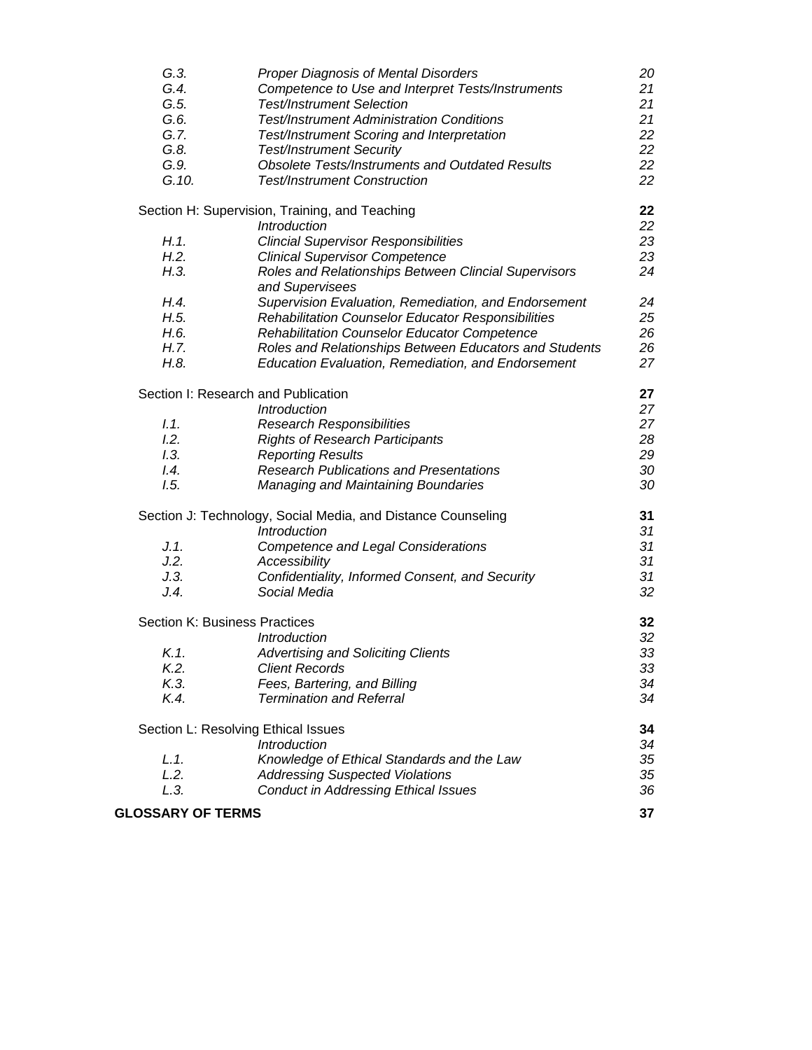| | | |
|---|---|---|
| *G.3.* | *Proper Diagnosis of Mental Disorders* | *20* |
| *G.4.* | *Competence to Use and Interpret Tests/Instruments* | *21* |
| *G.5.* | *Test/Instrument Selection* | *21* |
| *G.6.* | *Test/Instrument Administration Conditions* | *21* |
| *G.7.* | *Test/Instrument Scoring and Interpretation* | *22* |
| *G.8.* | *Test/Instrument Security* | *22* |
| *G.9.* | *Obsolete Tests/Instruments and Outdated Results* | *22* |
| *G.10.* | *Test/Instrument Construction* | *22* |
| Section H: Supervision, Training, and Teaching | | **22** |
| | *Introduction* | *22* |
| *H.1.* | *Clincial Supervisor Responsibilities* | *23* |
| *H.2.* | *Clinical Supervisor Competence* | *23* |
| *H.3.* | *Roles and Relationships Between Clincial Supervisors and Supervisees* | *24* |
| *H.4.* | *Supervision Evaluation, Remediation, and Endorsement* | *24* |
| *H.5.* | *Rehabilitation Counselor Educator Responsibilities* | *25* |
| *H.6.* | *Rehabilitation Counselor Educator Competence* | *26* |
| *H.7.* | *Roles and Relationships Between Educators and Students* | *26* |
| *H.8.* | *Education Evaluation, Remediation, and Endorsement* | *27* |
| Section I: Research and Publication | | **27** |
| | *Introduction* | *27* |
| *I.1.* | *Research Responsibilities* | *27* |
| *I.2.* | *Rights of Research Participants* | *28* |
| *I.3.* | *Reporting Results* | *29* |
| *I.4.* | *Research Publications and Presentations* | *30* |
| *I.5.* | *Managing and Maintaining Boundaries* | *30* |
| Section J: Technology, Social Media, and Distance Counseling | | **31** |
| | *Introduction* | *31* |
| *J.1.* | *Competence and Legal Considerations* | *31* |
| *J.2.* | *Accessibility* | *31* |
| *J.3.* | *Confidentiality, Informed Consent, and Security* | *31* |
| *J.4.* | *Social Media* | *32* |
| Section K: Business Practices | | **32** |
| | *Introduction* | *32* |
| *K.1.* | *Advertising and Soliciting Clients* | *33* |
| *K.2.* | *Client Records* | *33* |
| *K.3.* | *Fees, Bartering, and Billing* | *34* |
| *K.4.* | *Termination and Referral* | *34* |
| Section L: Resolving Ethical Issues | | **34** |
| | *Introduction* | *34* |
| *L.1.* | *Knowledge of Ethical Standards and the Law* | *35* |
| *L.2.* | *Addressing Suspected Violations* | *35* |
| *L.3.* | *Conduct in Addressing Ethical Issues* | *36* |
| **GLOSSARY OF TERMS** | | **37** |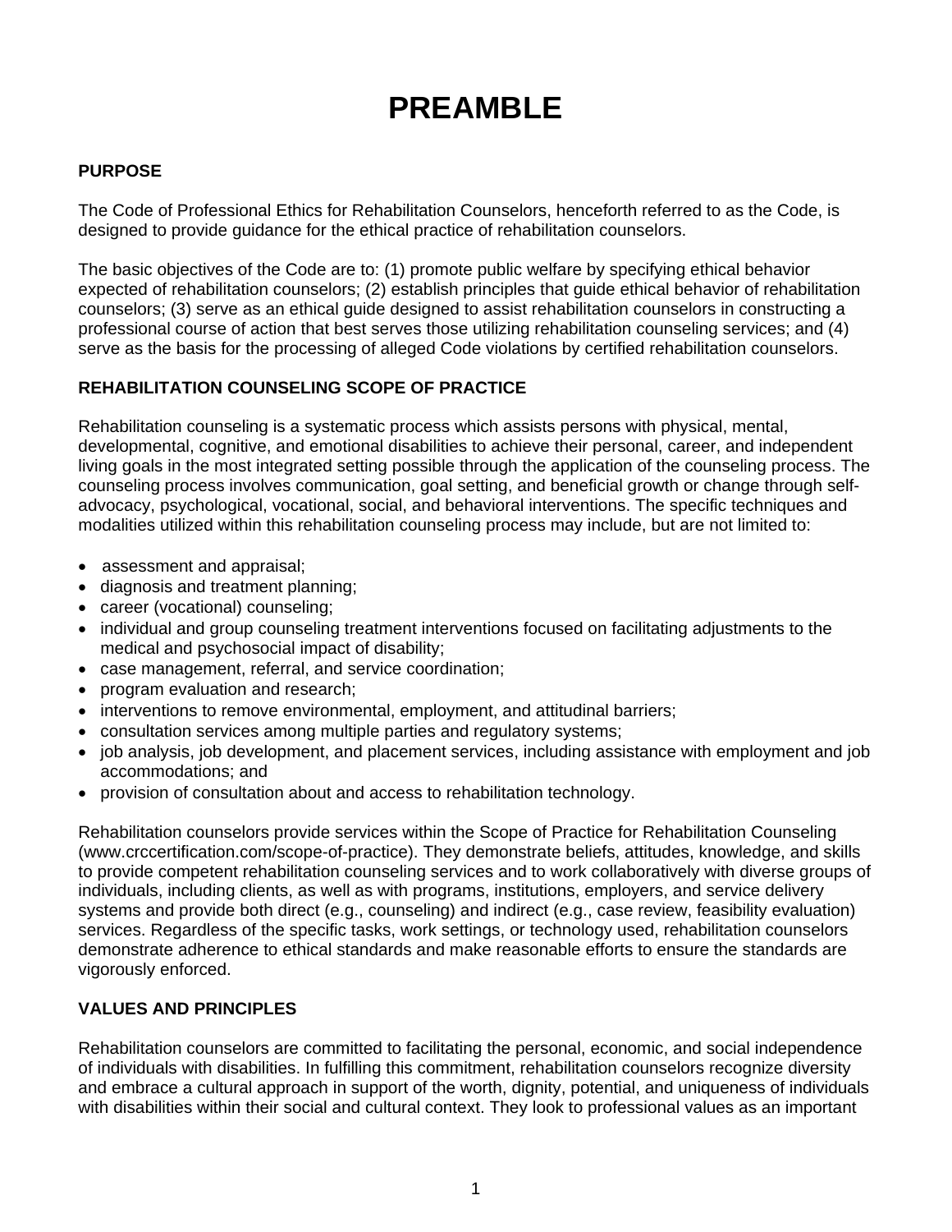# PREAMBLE

### PURPOSE

The Code of Professional Ethics for Rehabilitation Counselors, henceforth referred to as the Code, is designed to provide guidance for the ethical practice of rehabilitation counselors.

The basic objectives of the Code are to: (1) promote public welfare by specifying ethical behavior expected of rehabilitation counselors; (2) establish principles that guide ethical behavior of rehabilitation counselors; (3) serve as an ethical guide designed to assist rehabilitation counselors in constructing a professional course of action that best serves those utilizing rehabilitation counseling services; and (4) serve as the basis for the processing of alleged Code violations by certified rehabilitation counselors.

### REHABILITATION COUNSELING SCOPE OF PRACTICE

Rehabilitation counseling is a systematic process which assists persons with physical, mental, developmental, cognitive, and emotional disabilities to achieve their personal, career, and independent living goals in the most integrated setting possible through the application of the counseling process. The counseling process involves communication, goal setting, and beneficial growth or change through self-advocacy, psychological, vocational, social, and behavioral interventions. The specific techniques and modalities utilized within this rehabilitation counseling process may include, but are not limited to:

- assessment and appraisal;
- diagnosis and treatment planning;
- career (vocational) counseling;
- individual and group counseling treatment interventions focused on facilitating adjustments to the medical and psychosocial impact of disability;
- case management, referral, and service coordination;
- program evaluation and research;
- interventions to remove environmental, employment, and attitudinal barriers;
- consultation services among multiple parties and regulatory systems;
- job analysis, job development, and placement services, including assistance with employment and job accommodations; and
- provision of consultation about and access to rehabilitation technology.

Rehabilitation counselors provide services within the Scope of Practice for Rehabilitation Counseling (www.crccertification.com/scope-of-practice). They demonstrate beliefs, attitudes, knowledge, and skills to provide competent rehabilitation counseling services and to work collaboratively with diverse groups of individuals, including clients, as well as with programs, institutions, employers, and service delivery systems and provide both direct (e.g., counseling) and indirect (e.g., case review, feasibility evaluation) services. Regardless of the specific tasks, work settings, or technology used, rehabilitation counselors demonstrate adherence to ethical standards and make reasonable efforts to ensure the standards are vigorously enforced.

### VALUES AND PRINCIPLES

Rehabilitation counselors are committed to facilitating the personal, economic, and social independence of individuals with disabilities. In fulfilling this commitment, rehabilitation counselors recognize diversity and embrace a cultural approach in support of the worth, dignity, potential, and uniqueness of individuals with disabilities within their social and cultural context. They look to professional values as an important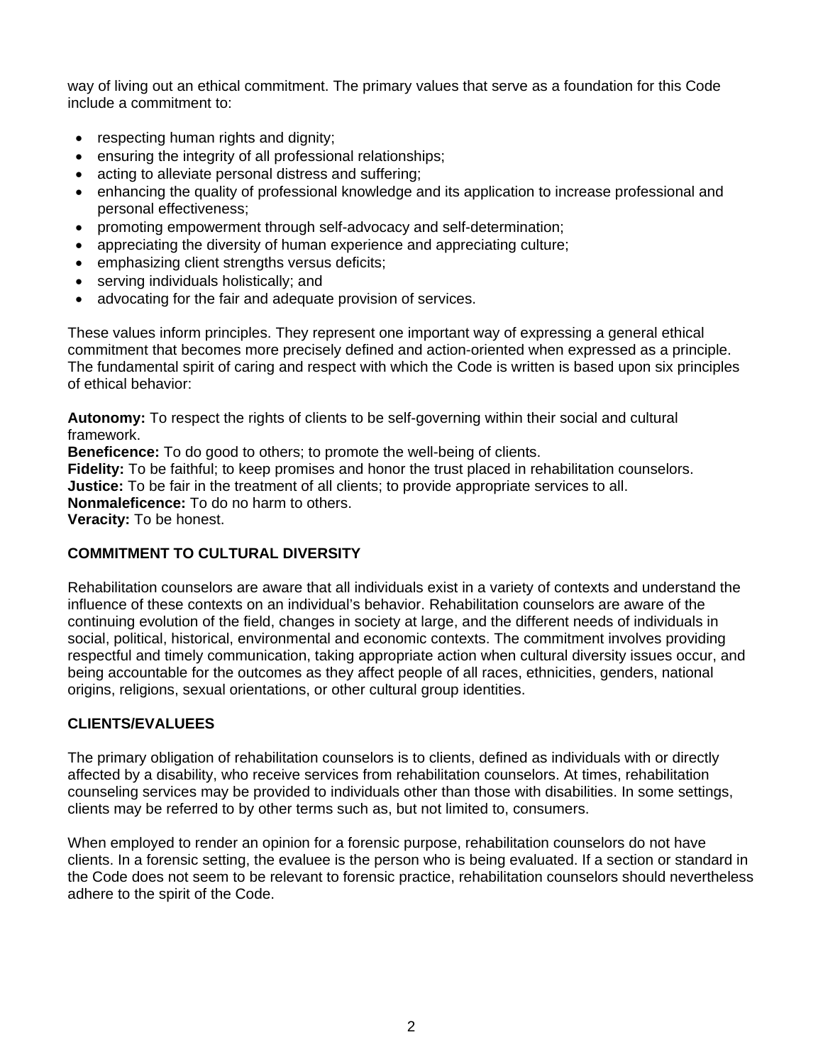way of living out an ethical commitment. The primary values that serve as a foundation for this Code include a commitment to:

- respecting human rights and dignity;
- ensuring the integrity of all professional relationships;
- acting to alleviate personal distress and suffering;
- enhancing the quality of professional knowledge and its application to increase professional and personal effectiveness;
- promoting empowerment through self-advocacy and self-determination;
- appreciating the diversity of human experience and appreciating culture;
- emphasizing client strengths versus deficits;
- serving individuals holistically; and
- advocating for the fair and adequate provision of services.

These values inform principles. They represent one important way of expressing a general ethical commitment that becomes more precisely defined and action-oriented when expressed as a principle. The fundamental spirit of caring and respect with which the Code is written is based upon six principles of ethical behavior:

**Autonomy:** To respect the rights of clients to be self-governing within their social and cultural framework.
**Beneficence:** To do good to others; to promote the well-being of clients.
**Fidelity:** To be faithful; to keep promises and honor the trust placed in rehabilitation counselors.
**Justice:** To be fair in the treatment of all clients; to provide appropriate services to all.
**Nonmaleficence:** To do no harm to others.
**Veracity:** To be honest.

## COMMITMENT TO CULTURAL DIVERSITY

Rehabilitation counselors are aware that all individuals exist in a variety of contexts and understand the influence of these contexts on an individual's behavior. Rehabilitation counselors are aware of the continuing evolution of the field, changes in society at large, and the different needs of individuals in social, political, historical, environmental and economic contexts. The commitment involves providing respectful and timely communication, taking appropriate action when cultural diversity issues occur, and being accountable for the outcomes as they affect people of all races, ethnicities, genders, national origins, religions, sexual orientations, or other cultural group identities.

## CLIENTS/EVALUEES

The primary obligation of rehabilitation counselors is to clients, defined as individuals with or directly affected by a disability, who receive services from rehabilitation counselors. At times, rehabilitation counseling services may be provided to individuals other than those with disabilities. In some settings, clients may be referred to by other terms such as, but not limited to, consumers.

When employed to render an opinion for a forensic purpose, rehabilitation counselors do not have clients. In a forensic setting, the evaluee is the person who is being evaluated. If a section or standard in the Code does not seem to be relevant to forensic practice, rehabilitation counselors should nevertheless adhere to the spirit of the Code.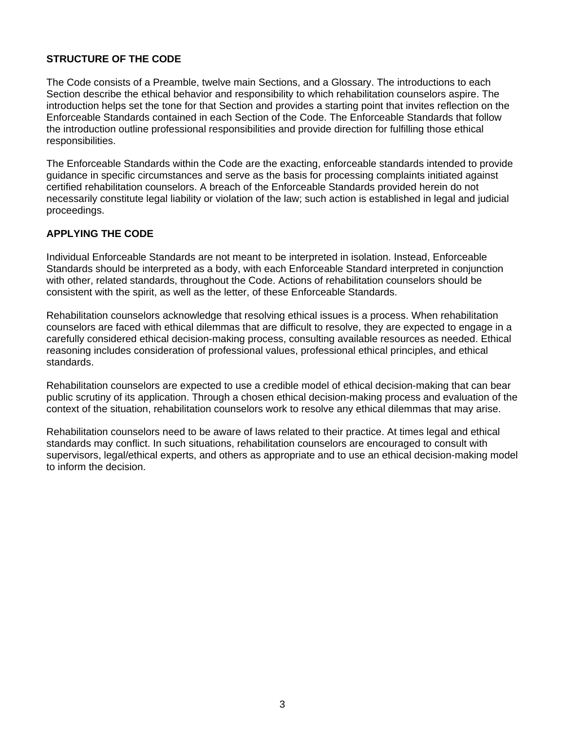## STRUCTURE OF THE CODE

The Code consists of a Preamble, twelve main Sections, and a Glossary. The introductions to each Section describe the ethical behavior and responsibility to which rehabilitation counselors aspire. The introduction helps set the tone for that Section and provides a starting point that invites reflection on the Enforceable Standards contained in each Section of the Code. The Enforceable Standards that follow the introduction outline professional responsibilities and provide direction for fulfilling those ethical responsibilities.

The Enforceable Standards within the Code are the exacting, enforceable standards intended to provide guidance in specific circumstances and serve as the basis for processing complaints initiated against certified rehabilitation counselors. A breach of the Enforceable Standards provided herein do not necessarily constitute legal liability or violation of the law; such action is established in legal and judicial proceedings.

## APPLYING THE CODE

Individual Enforceable Standards are not meant to be interpreted in isolation. Instead, Enforceable Standards should be interpreted as a body, with each Enforceable Standard interpreted in conjunction with other, related standards, throughout the Code. Actions of rehabilitation counselors should be consistent with the spirit, as well as the letter, of these Enforceable Standards.

Rehabilitation counselors acknowledge that resolving ethical issues is a process. When rehabilitation counselors are faced with ethical dilemmas that are difficult to resolve, they are expected to engage in a carefully considered ethical decision-making process, consulting available resources as needed. Ethical reasoning includes consideration of professional values, professional ethical principles, and ethical standards.

Rehabilitation counselors are expected to use a credible model of ethical decision-making that can bear public scrutiny of its application. Through a chosen ethical decision-making process and evaluation of the context of the situation, rehabilitation counselors work to resolve any ethical dilemmas that may arise.

Rehabilitation counselors need to be aware of laws related to their practice. At times legal and ethical standards may conflict. In such situations, rehabilitation counselors are encouraged to consult with supervisors, legal/ethical experts, and others as appropriate and to use an ethical decision-making model to inform the decision.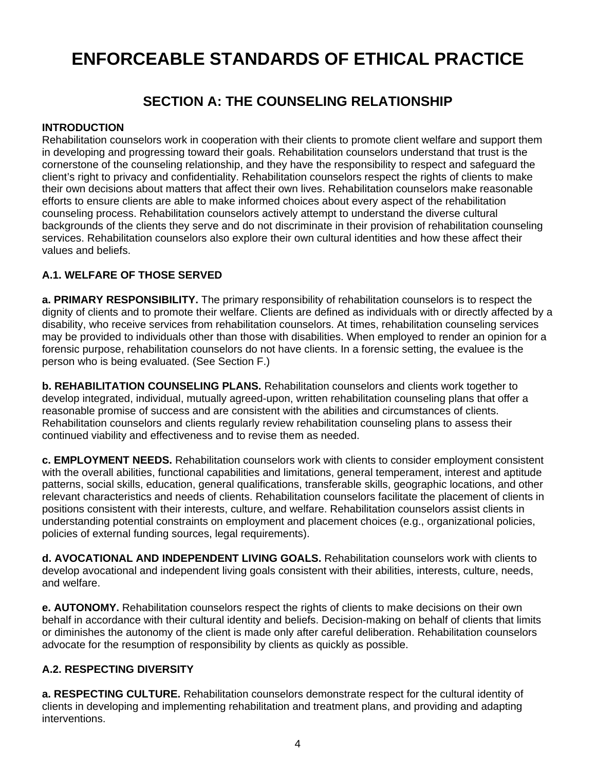# ENFORCEABLE STANDARDS OF ETHICAL PRACTICE

## SECTION A: THE COUNSELING RELATIONSHIP

**INTRODUCTION**

Rehabilitation counselors work in cooperation with their clients to promote client welfare and support them in developing and progressing toward their goals. Rehabilitation counselors understand that trust is the cornerstone of the counseling relationship, and they have the responsibility to respect and safeguard the client's right to privacy and confidentiality. Rehabilitation counselors respect the rights of clients to make their own decisions about matters that affect their own lives. Rehabilitation counselors make reasonable efforts to ensure clients are able to make informed choices about every aspect of the rehabilitation counseling process. Rehabilitation counselors actively attempt to understand the diverse cultural backgrounds of the clients they serve and do not discriminate in their provision of rehabilitation counseling services. Rehabilitation counselors also explore their own cultural identities and how these affect their values and beliefs.

### A.1. WELFARE OF THOSE SERVED

**a. PRIMARY RESPONSIBILITY.** The primary responsibility of rehabilitation counselors is to respect the dignity of clients and to promote their welfare. Clients are defined as individuals with or directly affected by a disability, who receive services from rehabilitation counselors. At times, rehabilitation counseling services may be provided to individuals other than those with disabilities. When employed to render an opinion for a forensic purpose, rehabilitation counselors do not have clients. In a forensic setting, the evaluee is the person who is being evaluated. (See Section F.)

**b. REHABILITATION COUNSELING PLANS.** Rehabilitation counselors and clients work together to develop integrated, individual, mutually agreed-upon, written rehabilitation counseling plans that offer a reasonable promise of success and are consistent with the abilities and circumstances of clients. Rehabilitation counselors and clients regularly review rehabilitation counseling plans to assess their continued viability and effectiveness and to revise them as needed.

**c. EMPLOYMENT NEEDS.** Rehabilitation counselors work with clients to consider employment consistent with the overall abilities, functional capabilities and limitations, general temperament, interest and aptitude patterns, social skills, education, general qualifications, transferable skills, geographic locations, and other relevant characteristics and needs of clients. Rehabilitation counselors facilitate the placement of clients in positions consistent with their interests, culture, and welfare. Rehabilitation counselors assist clients in understanding potential constraints on employment and placement choices (e.g., organizational policies, policies of external funding sources, legal requirements).

**d. AVOCATIONAL AND INDEPENDENT LIVING GOALS.** Rehabilitation counselors work with clients to develop avocational and independent living goals consistent with their abilities, interests, culture, needs, and welfare.

**e. AUTONOMY.** Rehabilitation counselors respect the rights of clients to make decisions on their own behalf in accordance with their cultural identity and beliefs. Decision-making on behalf of clients that limits or diminishes the autonomy of the client is made only after careful deliberation. Rehabilitation counselors advocate for the resumption of responsibility by clients as quickly as possible.

### A.2. RESPECTING DIVERSITY

**a. RESPECTING CULTURE.** Rehabilitation counselors demonstrate respect for the cultural identity of clients in developing and implementing rehabilitation and treatment plans, and providing and adapting interventions.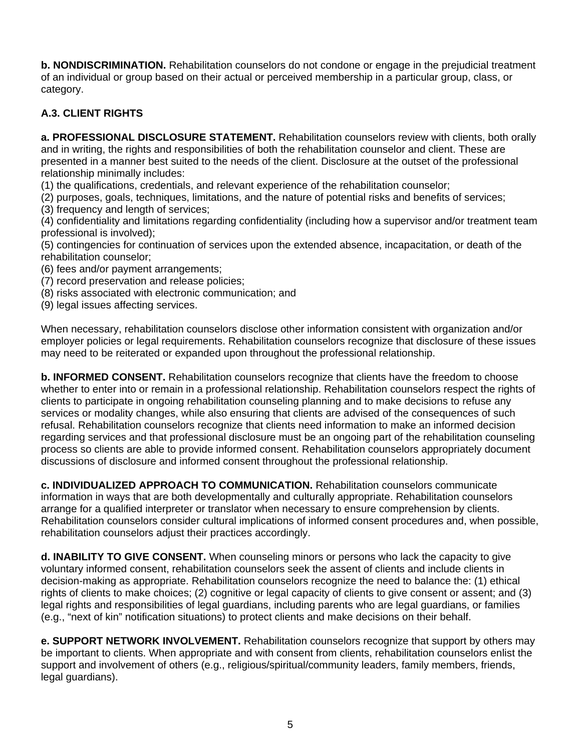**b. NONDISCRIMINATION.** Rehabilitation counselors do not condone or engage in the prejudicial treatment of an individual or group based on their actual or perceived membership in a particular group, class, or category.

### A.3. CLIENT RIGHTS

**a. PROFESSIONAL DISCLOSURE STATEMENT.** Rehabilitation counselors review with clients, both orally and in writing, the rights and responsibilities of both the rehabilitation counselor and client. These are presented in a manner best suited to the needs of the client. Disclosure at the outset of the professional relationship minimally includes:
(1) the qualifications, credentials, and relevant experience of the rehabilitation counselor;
(2) purposes, goals, techniques, limitations, and the nature of potential risks and benefits of services;
(3) frequency and length of services;
(4) confidentiality and limitations regarding confidentiality (including how a supervisor and/or treatment team professional is involved);
(5) contingencies for continuation of services upon the extended absence, incapacitation, or death of the rehabilitation counselor;
(6) fees and/or payment arrangements;
(7) record preservation and release policies;
(8) risks associated with electronic communication; and
(9) legal issues affecting services.

When necessary, rehabilitation counselors disclose other information consistent with organization and/or employer policies or legal requirements. Rehabilitation counselors recognize that disclosure of these issues may need to be reiterated or expanded upon throughout the professional relationship.

**b. INFORMED CONSENT.** Rehabilitation counselors recognize that clients have the freedom to choose whether to enter into or remain in a professional relationship. Rehabilitation counselors respect the rights of clients to participate in ongoing rehabilitation counseling planning and to make decisions to refuse any services or modality changes, while also ensuring that clients are advised of the consequences of such refusal. Rehabilitation counselors recognize that clients need information to make an informed decision regarding services and that professional disclosure must be an ongoing part of the rehabilitation counseling process so clients are able to provide informed consent. Rehabilitation counselors appropriately document discussions of disclosure and informed consent throughout the professional relationship.

**c. INDIVIDUALIZED APPROACH TO COMMUNICATION.** Rehabilitation counselors communicate information in ways that are both developmentally and culturally appropriate. Rehabilitation counselors arrange for a qualified interpreter or translator when necessary to ensure comprehension by clients. Rehabilitation counselors consider cultural implications of informed consent procedures and, when possible, rehabilitation counselors adjust their practices accordingly.

**d. INABILITY TO GIVE CONSENT.** When counseling minors or persons who lack the capacity to give voluntary informed consent, rehabilitation counselors seek the assent of clients and include clients in decision-making as appropriate. Rehabilitation counselors recognize the need to balance the: (1) ethical rights of clients to make choices; (2) cognitive or legal capacity of clients to give consent or assent; and (3) legal rights and responsibilities of legal guardians, including parents who are legal guardians, or families (e.g., "next of kin" notification situations) to protect clients and make decisions on their behalf.

**e. SUPPORT NETWORK INVOLVEMENT.** Rehabilitation counselors recognize that support by others may be important to clients. When appropriate and with consent from clients, rehabilitation counselors enlist the support and involvement of others (e.g., religious/spiritual/community leaders, family members, friends, legal guardians).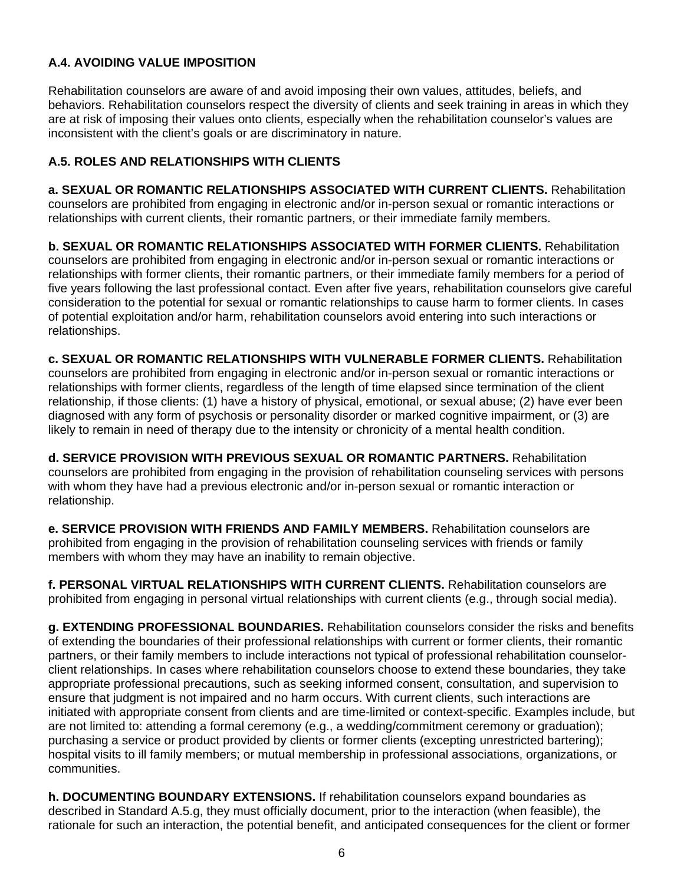### A.4. AVOIDING VALUE IMPOSITION

Rehabilitation counselors are aware of and avoid imposing their own values, attitudes, beliefs, and behaviors. Rehabilitation counselors respect the diversity of clients and seek training in areas in which they are at risk of imposing their values onto clients, especially when the rehabilitation counselor's values are inconsistent with the client's goals or are discriminatory in nature.

### A.5. ROLES AND RELATIONSHIPS WITH CLIENTS

**a. SEXUAL OR ROMANTIC RELATIONSHIPS ASSOCIATED WITH CURRENT CLIENTS.** Rehabilitation counselors are prohibited from engaging in electronic and/or in-person sexual or romantic interactions or relationships with current clients, their romantic partners, or their immediate family members.

**b. SEXUAL OR ROMANTIC RELATIONSHIPS ASSOCIATED WITH FORMER CLIENTS.** Rehabilitation counselors are prohibited from engaging in electronic and/or in-person sexual or romantic interactions or relationships with former clients, their romantic partners, or their immediate family members for a period of five years following the last professional contact. Even after five years, rehabilitation counselors give careful consideration to the potential for sexual or romantic relationships to cause harm to former clients. In cases of potential exploitation and/or harm, rehabilitation counselors avoid entering into such interactions or relationships.

**c. SEXUAL OR ROMANTIC RELATIONSHIPS WITH VULNERABLE FORMER CLIENTS.** Rehabilitation counselors are prohibited from engaging in electronic and/or in-person sexual or romantic interactions or relationships with former clients, regardless of the length of time elapsed since termination of the client relationship, if those clients: (1) have a history of physical, emotional, or sexual abuse; (2) have ever been diagnosed with any form of psychosis or personality disorder or marked cognitive impairment, or (3) are likely to remain in need of therapy due to the intensity or chronicity of a mental health condition.

**d. SERVICE PROVISION WITH PREVIOUS SEXUAL OR ROMANTIC PARTNERS.** Rehabilitation counselors are prohibited from engaging in the provision of rehabilitation counseling services with persons with whom they have had a previous electronic and/or in-person sexual or romantic interaction or relationship.

**e. SERVICE PROVISION WITH FRIENDS AND FAMILY MEMBERS.** Rehabilitation counselors are prohibited from engaging in the provision of rehabilitation counseling services with friends or family members with whom they may have an inability to remain objective.

**f. PERSONAL VIRTUAL RELATIONSHIPS WITH CURRENT CLIENTS.** Rehabilitation counselors are prohibited from engaging in personal virtual relationships with current clients (e.g., through social media).

**g. EXTENDING PROFESSIONAL BOUNDARIES.** Rehabilitation counselors consider the risks and benefits of extending the boundaries of their professional relationships with current or former clients, their romantic partners, or their family members to include interactions not typical of professional rehabilitation counselor-client relationships. In cases where rehabilitation counselors choose to extend these boundaries, they take appropriate professional precautions, such as seeking informed consent, consultation, and supervision to ensure that judgment is not impaired and no harm occurs. With current clients, such interactions are initiated with appropriate consent from clients and are time-limited or context-specific. Examples include, but are not limited to: attending a formal ceremony (e.g., a wedding/commitment ceremony or graduation); purchasing a service or product provided by clients or former clients (excepting unrestricted bartering); hospital visits to ill family members; or mutual membership in professional associations, organizations, or communities.

**h. DOCUMENTING BOUNDARY EXTENSIONS.** If rehabilitation counselors expand boundaries as described in Standard A.5.g, they must officially document, prior to the interaction (when feasible), the rationale for such an interaction, the potential benefit, and anticipated consequences for the client or former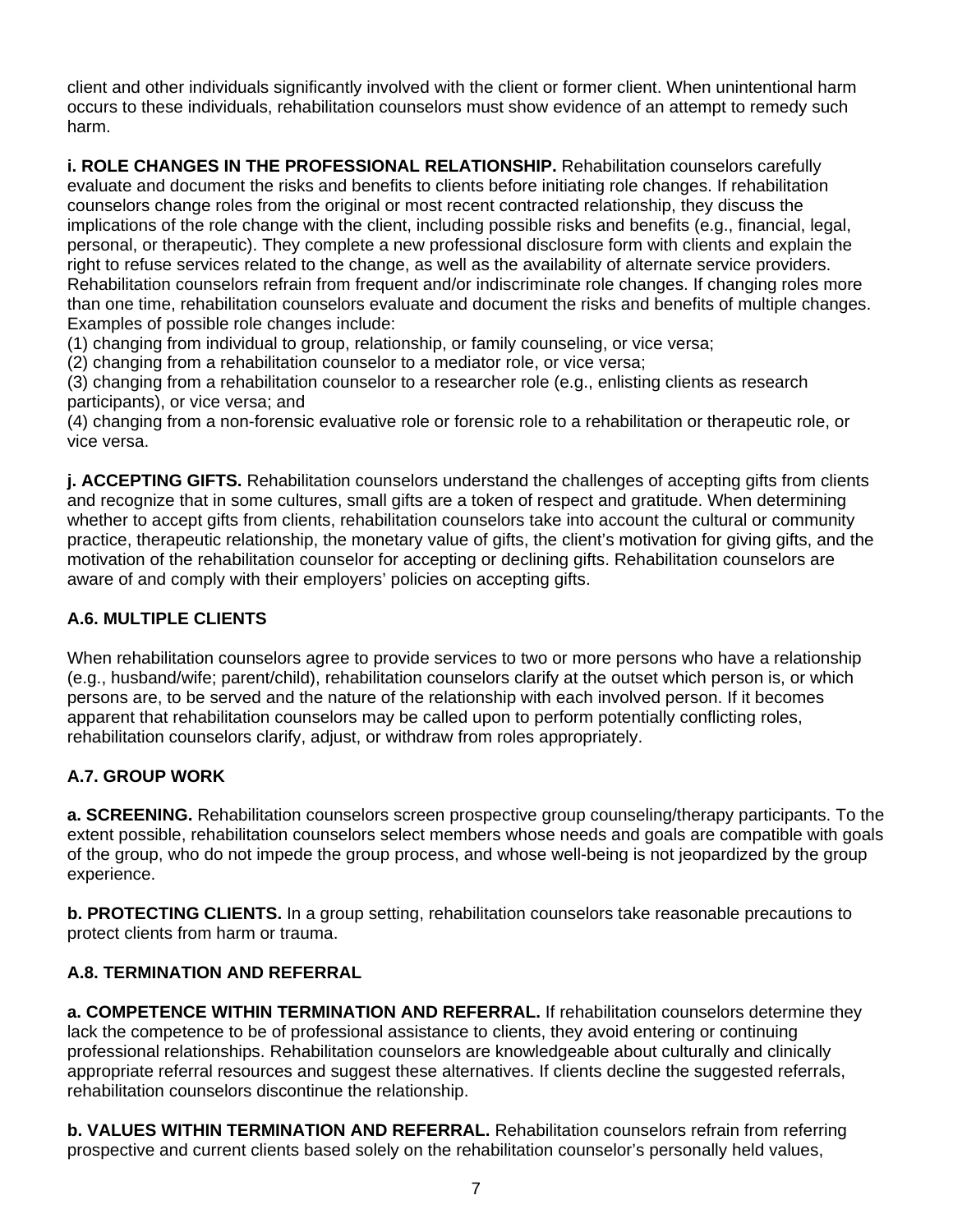client and other individuals significantly involved with the client or former client. When unintentional harm occurs to these individuals, rehabilitation counselors must show evidence of an attempt to remedy such harm.

**i. ROLE CHANGES IN THE PROFESSIONAL RELATIONSHIP.** Rehabilitation counselors carefully evaluate and document the risks and benefits to clients before initiating role changes. If rehabilitation counselors change roles from the original or most recent contracted relationship, they discuss the implications of the role change with the client, including possible risks and benefits (e.g., financial, legal, personal, or therapeutic). They complete a new professional disclosure form with clients and explain the right to refuse services related to the change, as well as the availability of alternate service providers. Rehabilitation counselors refrain from frequent and/or indiscriminate role changes. If changing roles more than one time, rehabilitation counselors evaluate and document the risks and benefits of multiple changes. Examples of possible role changes include:

(1) changing from individual to group, relationship, or family counseling, or vice versa;
(2) changing from a rehabilitation counselor to a mediator role, or vice versa;
(3) changing from a rehabilitation counselor to a researcher role (e.g., enlisting clients as research participants), or vice versa; and
(4) changing from a non-forensic evaluative role or forensic role to a rehabilitation or therapeutic role, or vice versa.

**j. ACCEPTING GIFTS.** Rehabilitation counselors understand the challenges of accepting gifts from clients and recognize that in some cultures, small gifts are a token of respect and gratitude. When determining whether to accept gifts from clients, rehabilitation counselors take into account the cultural or community practice, therapeutic relationship, the monetary value of gifts, the client's motivation for giving gifts, and the motivation of the rehabilitation counselor for accepting or declining gifts. Rehabilitation counselors are aware of and comply with their employers' policies on accepting gifts.

### A.6. MULTIPLE CLIENTS

When rehabilitation counselors agree to provide services to two or more persons who have a relationship (e.g., husband/wife; parent/child), rehabilitation counselors clarify at the outset which person is, or which persons are, to be served and the nature of the relationship with each involved person. If it becomes apparent that rehabilitation counselors may be called upon to perform potentially conflicting roles, rehabilitation counselors clarify, adjust, or withdraw from roles appropriately.

### A.7. GROUP WORK

**a. SCREENING.** Rehabilitation counselors screen prospective group counseling/therapy participants. To the extent possible, rehabilitation counselors select members whose needs and goals are compatible with goals of the group, who do not impede the group process, and whose well-being is not jeopardized by the group experience.

**b. PROTECTING CLIENTS.** In a group setting, rehabilitation counselors take reasonable precautions to protect clients from harm or trauma.

### A.8. TERMINATION AND REFERRAL

**a. COMPETENCE WITHIN TERMINATION AND REFERRAL.** If rehabilitation counselors determine they lack the competence to be of professional assistance to clients, they avoid entering or continuing professional relationships. Rehabilitation counselors are knowledgeable about culturally and clinically appropriate referral resources and suggest these alternatives. If clients decline the suggested referrals, rehabilitation counselors discontinue the relationship.

**b. VALUES WITHIN TERMINATION AND REFERRAL.** Rehabilitation counselors refrain from referring prospective and current clients based solely on the rehabilitation counselor's personally held values,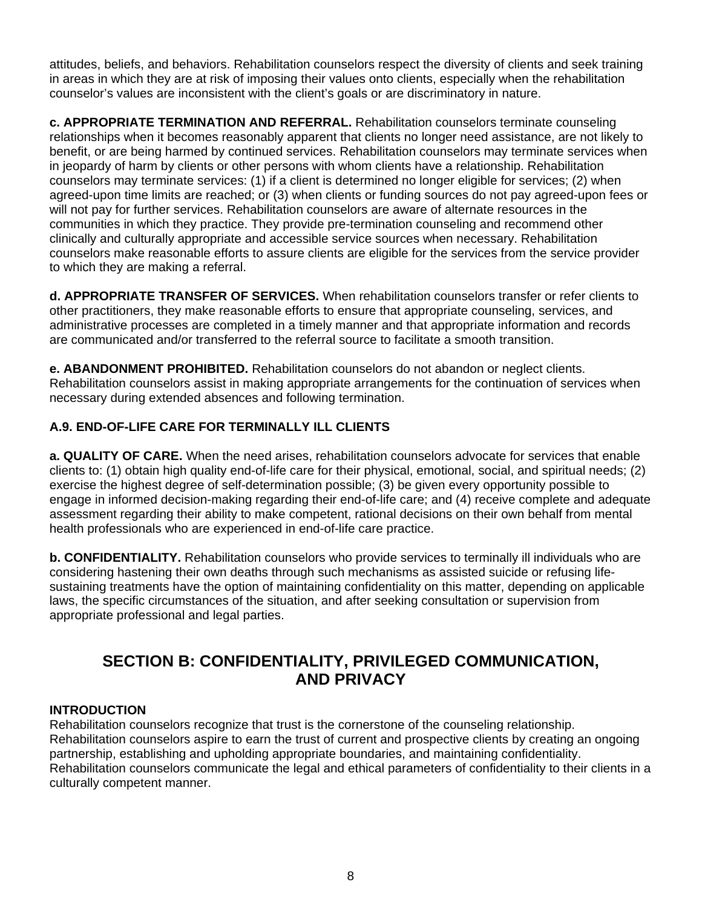attitudes, beliefs, and behaviors. Rehabilitation counselors respect the diversity of clients and seek training in areas in which they are at risk of imposing their values onto clients, especially when the rehabilitation counselor's values are inconsistent with the client's goals or are discriminatory in nature.

**c. APPROPRIATE TERMINATION AND REFERRAL.** Rehabilitation counselors terminate counseling relationships when it becomes reasonably apparent that clients no longer need assistance, are not likely to benefit, or are being harmed by continued services. Rehabilitation counselors may terminate services when in jeopardy of harm by clients or other persons with whom clients have a relationship. Rehabilitation counselors may terminate services: (1) if a client is determined no longer eligible for services; (2) when agreed-upon time limits are reached; or (3) when clients or funding sources do not pay agreed-upon fees or will not pay for further services. Rehabilitation counselors are aware of alternate resources in the communities in which they practice. They provide pre-termination counseling and recommend other clinically and culturally appropriate and accessible service sources when necessary. Rehabilitation counselors make reasonable efforts to assure clients are eligible for the services from the service provider to which they are making a referral.

**d. APPROPRIATE TRANSFER OF SERVICES.** When rehabilitation counselors transfer or refer clients to other practitioners, they make reasonable efforts to ensure that appropriate counseling, services, and administrative processes are completed in a timely manner and that appropriate information and records are communicated and/or transferred to the referral source to facilitate a smooth transition.

**e. ABANDONMENT PROHIBITED.** Rehabilitation counselors do not abandon or neglect clients. Rehabilitation counselors assist in making appropriate arrangements for the continuation of services when necessary during extended absences and following termination.

### A.9. END-OF-LIFE CARE FOR TERMINALLY ILL CLIENTS

**a. QUALITY OF CARE.** When the need arises, rehabilitation counselors advocate for services that enable clients to: (1) obtain high quality end-of-life care for their physical, emotional, social, and spiritual needs; (2) exercise the highest degree of self-determination possible; (3) be given every opportunity possible to engage in informed decision-making regarding their end-of-life care; and (4) receive complete and adequate assessment regarding their ability to make competent, rational decisions on their own behalf from mental health professionals who are experienced in end-of-life care practice.

**b. CONFIDENTIALITY.** Rehabilitation counselors who provide services to terminally ill individuals who are considering hastening their own deaths through such mechanisms as assisted suicide or refusing life-sustaining treatments have the option of maintaining confidentiality on this matter, depending on applicable laws, the specific circumstances of the situation, and after seeking consultation or supervision from appropriate professional and legal parties.

## SECTION B: CONFIDENTIALITY, PRIVILEGED COMMUNICATION, AND PRIVACY

### INTRODUCTION

Rehabilitation counselors recognize that trust is the cornerstone of the counseling relationship. Rehabilitation counselors aspire to earn the trust of current and prospective clients by creating an ongoing partnership, establishing and upholding appropriate boundaries, and maintaining confidentiality. Rehabilitation counselors communicate the legal and ethical parameters of confidentiality to their clients in a culturally competent manner.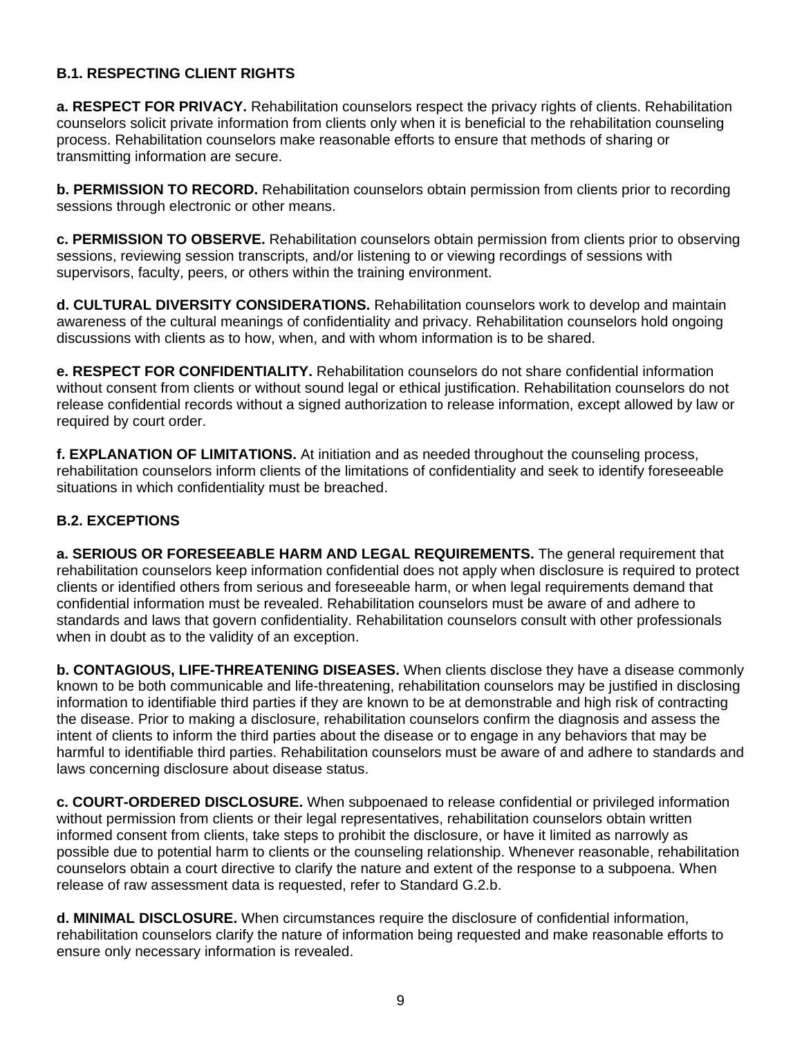### B.1. RESPECTING CLIENT RIGHTS

**a. RESPECT FOR PRIVACY.** Rehabilitation counselors respect the privacy rights of clients. Rehabilitation counselors solicit private information from clients only when it is beneficial to the rehabilitation counseling process. Rehabilitation counselors make reasonable efforts to ensure that methods of sharing or transmitting information are secure.

**b. PERMISSION TO RECORD.** Rehabilitation counselors obtain permission from clients prior to recording sessions through electronic or other means.

**c. PERMISSION TO OBSERVE.** Rehabilitation counselors obtain permission from clients prior to observing sessions, reviewing session transcripts, and/or listening to or viewing recordings of sessions with supervisors, faculty, peers, or others within the training environment.

**d. CULTURAL DIVERSITY CONSIDERATIONS.** Rehabilitation counselors work to develop and maintain awareness of the cultural meanings of confidentiality and privacy. Rehabilitation counselors hold ongoing discussions with clients as to how, when, and with whom information is to be shared.

**e. RESPECT FOR CONFIDENTIALITY.** Rehabilitation counselors do not share confidential information without consent from clients or without sound legal or ethical justification. Rehabilitation counselors do not release confidential records without a signed authorization to release information, except allowed by law or required by court order.

**f. EXPLANATION OF LIMITATIONS.** At initiation and as needed throughout the counseling process, rehabilitation counselors inform clients of the limitations of confidentiality and seek to identify foreseeable situations in which confidentiality must be breached.

### B.2. EXCEPTIONS

**a. SERIOUS OR FORESEEABLE HARM AND LEGAL REQUIREMENTS.** The general requirement that rehabilitation counselors keep information confidential does not apply when disclosure is required to protect clients or identified others from serious and foreseeable harm, or when legal requirements demand that confidential information must be revealed. Rehabilitation counselors must be aware of and adhere to standards and laws that govern confidentiality. Rehabilitation counselors consult with other professionals when in doubt as to the validity of an exception.

**b. CONTAGIOUS, LIFE-THREATENING DISEASES.** When clients disclose they have a disease commonly known to be both communicable and life-threatening, rehabilitation counselors may be justified in disclosing information to identifiable third parties if they are known to be at demonstrable and high risk of contracting the disease. Prior to making a disclosure, rehabilitation counselors confirm the diagnosis and assess the intent of clients to inform the third parties about the disease or to engage in any behaviors that may be harmful to identifiable third parties. Rehabilitation counselors must be aware of and adhere to standards and laws concerning disclosure about disease status.

**c. COURT-ORDERED DISCLOSURE.** When subpoenaed to release confidential or privileged information without permission from clients or their legal representatives, rehabilitation counselors obtain written informed consent from clients, take steps to prohibit the disclosure, or have it limited as narrowly as possible due to potential harm to clients or the counseling relationship. Whenever reasonable, rehabilitation counselors obtain a court directive to clarify the nature and extent of the response to a subpoena. When release of raw assessment data is requested, refer to Standard G.2.b.

**d. MINIMAL DISCLOSURE.** When circumstances require the disclosure of confidential information, rehabilitation counselors clarify the nature of information being requested and make reasonable efforts to ensure only necessary information is revealed.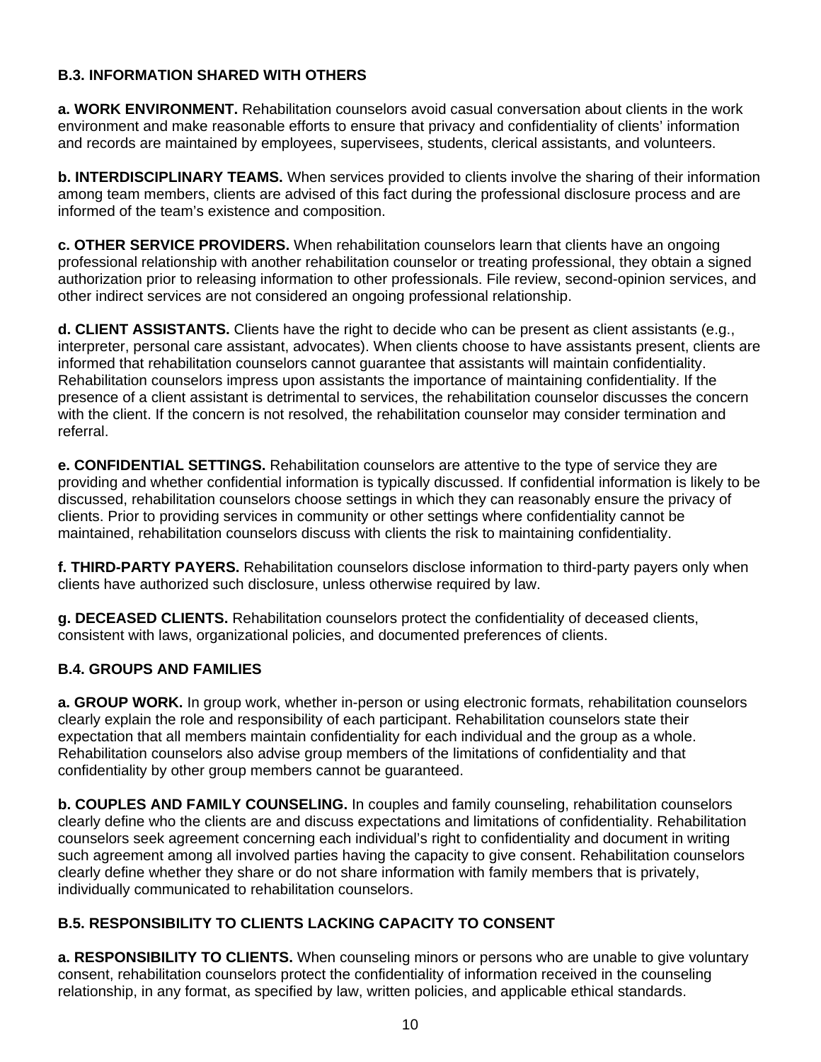### B.3. INFORMATION SHARED WITH OTHERS

**a. WORK ENVIRONMENT.** Rehabilitation counselors avoid casual conversation about clients in the work environment and make reasonable efforts to ensure that privacy and confidentiality of clients' information and records are maintained by employees, supervisees, students, clerical assistants, and volunteers.

**b. INTERDISCIPLINARY TEAMS.** When services provided to clients involve the sharing of their information among team members, clients are advised of this fact during the professional disclosure process and are informed of the team's existence and composition.

**c. OTHER SERVICE PROVIDERS.** When rehabilitation counselors learn that clients have an ongoing professional relationship with another rehabilitation counselor or treating professional, they obtain a signed authorization prior to releasing information to other professionals. File review, second-opinion services, and other indirect services are not considered an ongoing professional relationship.

**d. CLIENT ASSISTANTS.** Clients have the right to decide who can be present as client assistants (e.g., interpreter, personal care assistant, advocates). When clients choose to have assistants present, clients are informed that rehabilitation counselors cannot guarantee that assistants will maintain confidentiality. Rehabilitation counselors impress upon assistants the importance of maintaining confidentiality. If the presence of a client assistant is detrimental to services, the rehabilitation counselor discusses the concern with the client. If the concern is not resolved, the rehabilitation counselor may consider termination and referral.

**e. CONFIDENTIAL SETTINGS.** Rehabilitation counselors are attentive to the type of service they are providing and whether confidential information is typically discussed. If confidential information is likely to be discussed, rehabilitation counselors choose settings in which they can reasonably ensure the privacy of clients. Prior to providing services in community or other settings where confidentiality cannot be maintained, rehabilitation counselors discuss with clients the risk to maintaining confidentiality.

**f. THIRD-PARTY PAYERS.** Rehabilitation counselors disclose information to third-party payers only when clients have authorized such disclosure, unless otherwise required by law.

**g. DECEASED CLIENTS.** Rehabilitation counselors protect the confidentiality of deceased clients, consistent with laws, organizational policies, and documented preferences of clients.

### B.4. GROUPS AND FAMILIES

**a. GROUP WORK.** In group work, whether in-person or using electronic formats, rehabilitation counselors clearly explain the role and responsibility of each participant. Rehabilitation counselors state their expectation that all members maintain confidentiality for each individual and the group as a whole. Rehabilitation counselors also advise group members of the limitations of confidentiality and that confidentiality by other group members cannot be guaranteed.

**b. COUPLES AND FAMILY COUNSELING.** In couples and family counseling, rehabilitation counselors clearly define who the clients are and discuss expectations and limitations of confidentiality. Rehabilitation counselors seek agreement concerning each individual's right to confidentiality and document in writing such agreement among all involved parties having the capacity to give consent. Rehabilitation counselors clearly define whether they share or do not share information with family members that is privately, individually communicated to rehabilitation counselors.

### B.5. RESPONSIBILITY TO CLIENTS LACKING CAPACITY TO CONSENT

**a. RESPONSIBILITY TO CLIENTS.** When counseling minors or persons who are unable to give voluntary consent, rehabilitation counselors protect the confidentiality of information received in the counseling relationship, in any format, as specified by law, written policies, and applicable ethical standards.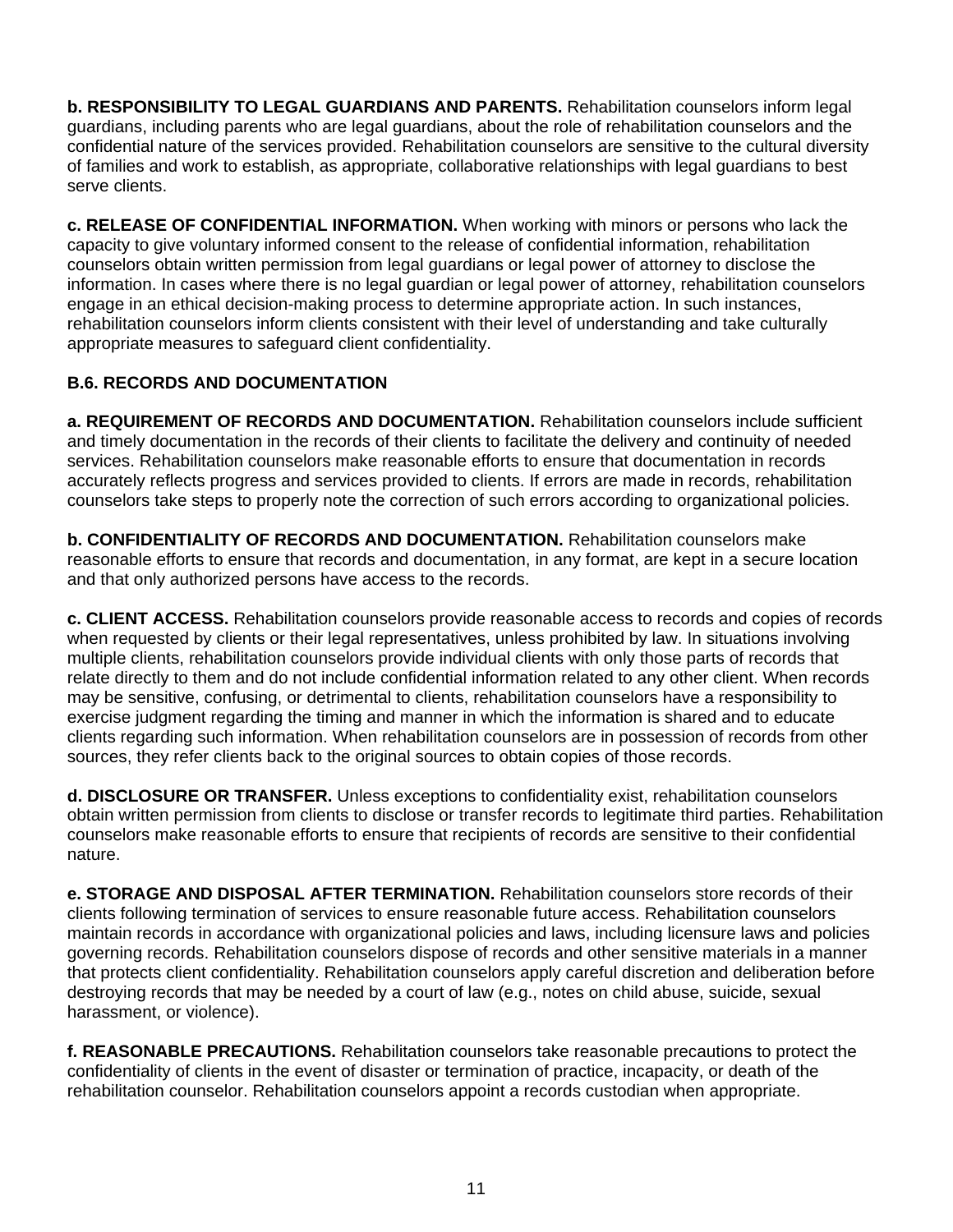**b. RESPONSIBILITY TO LEGAL GUARDIANS AND PARENTS.** Rehabilitation counselors inform legal guardians, including parents who are legal guardians, about the role of rehabilitation counselors and the confidential nature of the services provided. Rehabilitation counselors are sensitive to the cultural diversity of families and work to establish, as appropriate, collaborative relationships with legal guardians to best serve clients.

**c. RELEASE OF CONFIDENTIAL INFORMATION.** When working with minors or persons who lack the capacity to give voluntary informed consent to the release of confidential information, rehabilitation counselors obtain written permission from legal guardians or legal power of attorney to disclose the information. In cases where there is no legal guardian or legal power of attorney, rehabilitation counselors engage in an ethical decision-making process to determine appropriate action. In such instances, rehabilitation counselors inform clients consistent with their level of understanding and take culturally appropriate measures to safeguard client confidentiality.

### B.6. RECORDS AND DOCUMENTATION

**a. REQUIREMENT OF RECORDS AND DOCUMENTATION.** Rehabilitation counselors include sufficient and timely documentation in the records of their clients to facilitate the delivery and continuity of needed services. Rehabilitation counselors make reasonable efforts to ensure that documentation in records accurately reflects progress and services provided to clients. If errors are made in records, rehabilitation counselors take steps to properly note the correction of such errors according to organizational policies.

**b. CONFIDENTIALITY OF RECORDS AND DOCUMENTATION.** Rehabilitation counselors make reasonable efforts to ensure that records and documentation, in any format, are kept in a secure location and that only authorized persons have access to the records.

**c. CLIENT ACCESS.** Rehabilitation counselors provide reasonable access to records and copies of records when requested by clients or their legal representatives, unless prohibited by law. In situations involving multiple clients, rehabilitation counselors provide individual clients with only those parts of records that relate directly to them and do not include confidential information related to any other client. When records may be sensitive, confusing, or detrimental to clients, rehabilitation counselors have a responsibility to exercise judgment regarding the timing and manner in which the information is shared and to educate clients regarding such information. When rehabilitation counselors are in possession of records from other sources, they refer clients back to the original sources to obtain copies of those records.

**d. DISCLOSURE OR TRANSFER.** Unless exceptions to confidentiality exist, rehabilitation counselors obtain written permission from clients to disclose or transfer records to legitimate third parties. Rehabilitation counselors make reasonable efforts to ensure that recipients of records are sensitive to their confidential nature.

**e. STORAGE AND DISPOSAL AFTER TERMINATION.** Rehabilitation counselors store records of their clients following termination of services to ensure reasonable future access. Rehabilitation counselors maintain records in accordance with organizational policies and laws, including licensure laws and policies governing records. Rehabilitation counselors dispose of records and other sensitive materials in a manner that protects client confidentiality. Rehabilitation counselors apply careful discretion and deliberation before destroying records that may be needed by a court of law (e.g., notes on child abuse, suicide, sexual harassment, or violence).

**f. REASONABLE PRECAUTIONS.** Rehabilitation counselors take reasonable precautions to protect the confidentiality of clients in the event of disaster or termination of practice, incapacity, or death of the rehabilitation counselor. Rehabilitation counselors appoint a records custodian when appropriate.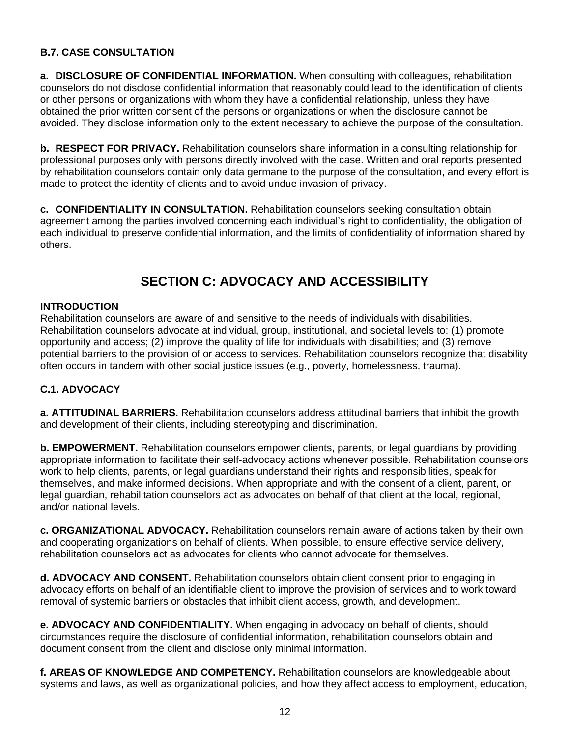**B.7. CASE CONSULTATION**

**a. DISCLOSURE OF CONFIDENTIAL INFORMATION.** When consulting with colleagues, rehabilitation counselors do not disclose confidential information that reasonably could lead to the identification of clients or other persons or organizations with whom they have a confidential relationship, unless they have obtained the prior written consent of the persons or organizations or when the disclosure cannot be avoided. They disclose information only to the extent necessary to achieve the purpose of the consultation.

**b. RESPECT FOR PRIVACY.** Rehabilitation counselors share information in a consulting relationship for professional purposes only with persons directly involved with the case. Written and oral reports presented by rehabilitation counselors contain only data germane to the purpose of the consultation, and every effort is made to protect the identity of clients and to avoid undue invasion of privacy.

**c. CONFIDENTIALITY IN CONSULTATION.** Rehabilitation counselors seeking consultation obtain agreement among the parties involved concerning each individual's right to confidentiality, the obligation of each individual to preserve confidential information, and the limits of confidentiality of information shared by others.

## SECTION C: ADVOCACY AND ACCESSIBILITY

**INTRODUCTION**

Rehabilitation counselors are aware of and sensitive to the needs of individuals with disabilities. Rehabilitation counselors advocate at individual, group, institutional, and societal levels to: (1) promote opportunity and access; (2) improve the quality of life for individuals with disabilities; and (3) remove potential barriers to the provision of or access to services. Rehabilitation counselors recognize that disability often occurs in tandem with other social justice issues (e.g., poverty, homelessness, trauma).

**C.1. ADVOCACY**

**a. ATTITUDINAL BARRIERS.** Rehabilitation counselors address attitudinal barriers that inhibit the growth and development of their clients, including stereotyping and discrimination.

**b. EMPOWERMENT.** Rehabilitation counselors empower clients, parents, or legal guardians by providing appropriate information to facilitate their self-advocacy actions whenever possible. Rehabilitation counselors work to help clients, parents, or legal guardians understand their rights and responsibilities, speak for themselves, and make informed decisions. When appropriate and with the consent of a client, parent, or legal guardian, rehabilitation counselors act as advocates on behalf of that client at the local, regional, and/or national levels.

**c. ORGANIZATIONAL ADVOCACY.** Rehabilitation counselors remain aware of actions taken by their own and cooperating organizations on behalf of clients. When possible, to ensure effective service delivery, rehabilitation counselors act as advocates for clients who cannot advocate for themselves.

**d. ADVOCACY AND CONSENT.** Rehabilitation counselors obtain client consent prior to engaging in advocacy efforts on behalf of an identifiable client to improve the provision of services and to work toward removal of systemic barriers or obstacles that inhibit client access, growth, and development.

**e. ADVOCACY AND CONFIDENTIALITY.** When engaging in advocacy on behalf of clients, should circumstances require the disclosure of confidential information, rehabilitation counselors obtain and document consent from the client and disclose only minimal information.

**f. AREAS OF KNOWLEDGE AND COMPETENCY.** Rehabilitation counselors are knowledgeable about systems and laws, as well as organizational policies, and how they affect access to employment, education,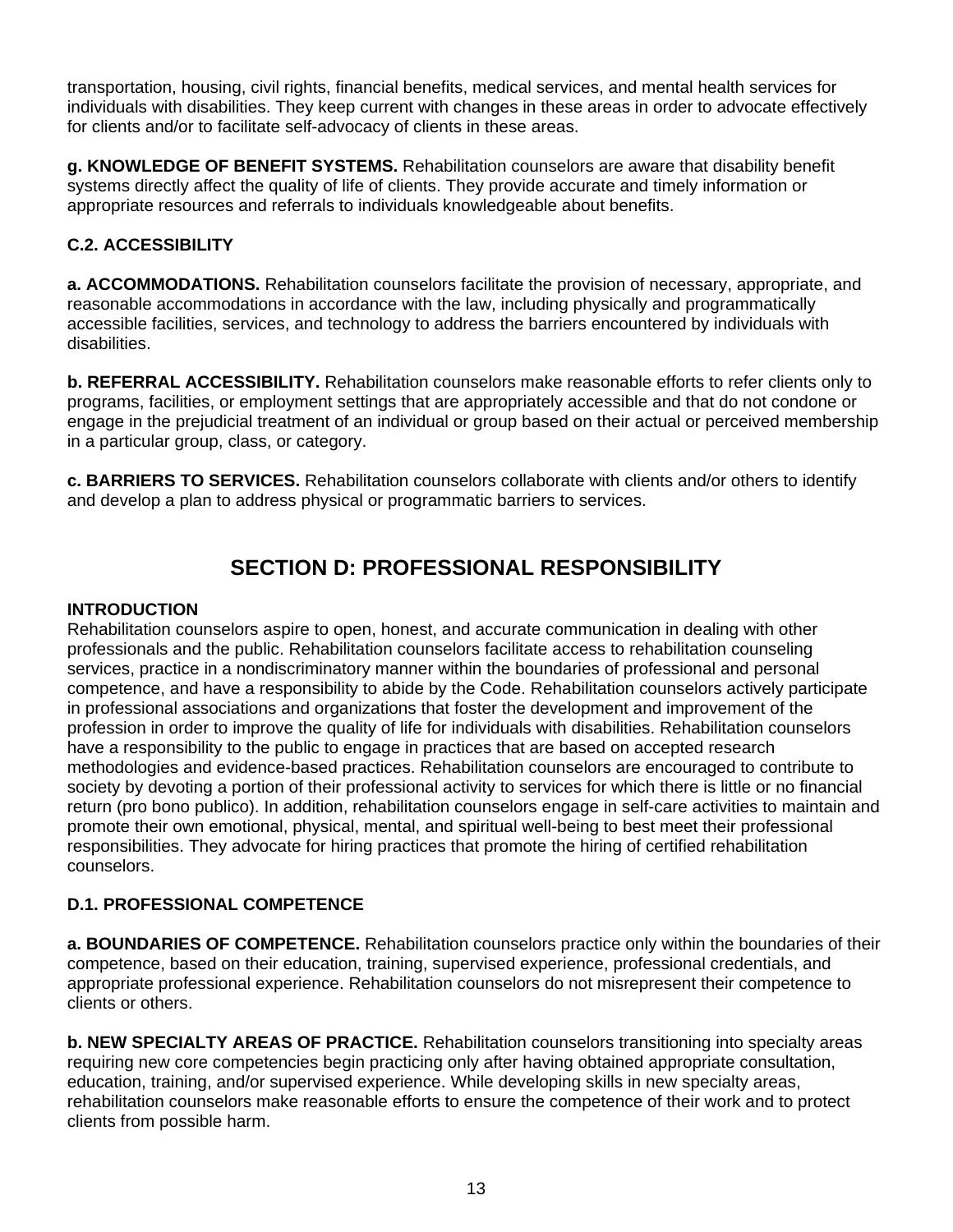transportation, housing, civil rights, financial benefits, medical services, and mental health services for individuals with disabilities. They keep current with changes in these areas in order to advocate effectively for clients and/or to facilitate self-advocacy of clients in these areas.

**g. KNOWLEDGE OF BENEFIT SYSTEMS.** Rehabilitation counselors are aware that disability benefit systems directly affect the quality of life of clients. They provide accurate and timely information or appropriate resources and referrals to individuals knowledgeable about benefits.

### C.2. ACCESSIBILITY

**a. ACCOMMODATIONS.** Rehabilitation counselors facilitate the provision of necessary, appropriate, and reasonable accommodations in accordance with the law, including physically and programmatically accessible facilities, services, and technology to address the barriers encountered by individuals with disabilities.

**b. REFERRAL ACCESSIBILITY.** Rehabilitation counselors make reasonable efforts to refer clients only to programs, facilities, or employment settings that are appropriately accessible and that do not condone or engage in the prejudicial treatment of an individual or group based on their actual or perceived membership in a particular group, class, or category.

**c. BARRIERS TO SERVICES.** Rehabilitation counselors collaborate with clients and/or others to identify and develop a plan to address physical or programmatic barriers to services.

## SECTION D: PROFESSIONAL RESPONSIBILITY

### INTRODUCTION

Rehabilitation counselors aspire to open, honest, and accurate communication in dealing with other professionals and the public. Rehabilitation counselors facilitate access to rehabilitation counseling services, practice in a nondiscriminatory manner within the boundaries of professional and personal competence, and have a responsibility to abide by the Code. Rehabilitation counselors actively participate in professional associations and organizations that foster the development and improvement of the profession in order to improve the quality of life for individuals with disabilities. Rehabilitation counselors have a responsibility to the public to engage in practices that are based on accepted research methodologies and evidence-based practices. Rehabilitation counselors are encouraged to contribute to society by devoting a portion of their professional activity to services for which there is little or no financial return (pro bono publico). In addition, rehabilitation counselors engage in self-care activities to maintain and promote their own emotional, physical, mental, and spiritual well-being to best meet their professional responsibilities. They advocate for hiring practices that promote the hiring of certified rehabilitation counselors.

### D.1. PROFESSIONAL COMPETENCE

**a. BOUNDARIES OF COMPETENCE.** Rehabilitation counselors practice only within the boundaries of their competence, based on their education, training, supervised experience, professional credentials, and appropriate professional experience. Rehabilitation counselors do not misrepresent their competence to clients or others.

**b. NEW SPECIALTY AREAS OF PRACTICE.** Rehabilitation counselors transitioning into specialty areas requiring new core competencies begin practicing only after having obtained appropriate consultation, education, training, and/or supervised experience. While developing skills in new specialty areas, rehabilitation counselors make reasonable efforts to ensure the competence of their work and to protect clients from possible harm.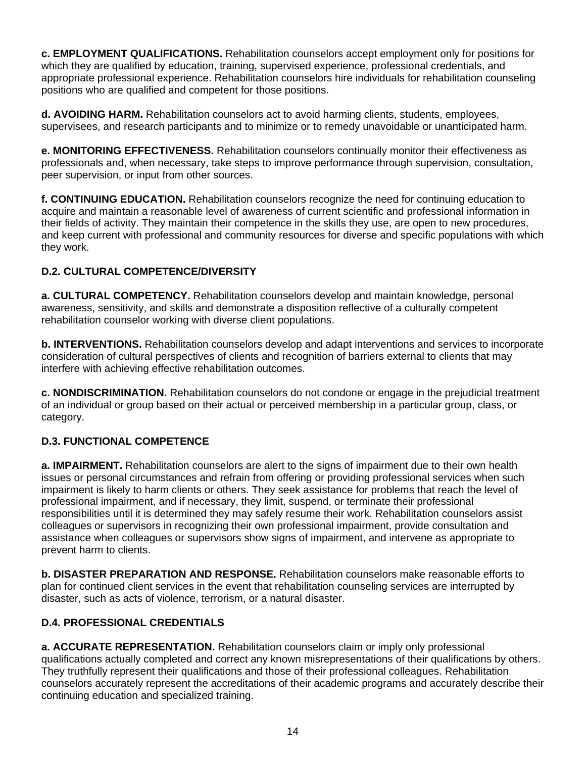**c. EMPLOYMENT QUALIFICATIONS.** Rehabilitation counselors accept employment only for positions for which they are qualified by education, training, supervised experience, professional credentials, and appropriate professional experience. Rehabilitation counselors hire individuals for rehabilitation counseling positions who are qualified and competent for those positions.

**d. AVOIDING HARM.** Rehabilitation counselors act to avoid harming clients, students, employees, supervisees, and research participants and to minimize or to remedy unavoidable or unanticipated harm.

**e. MONITORING EFFECTIVENESS.** Rehabilitation counselors continually monitor their effectiveness as professionals and, when necessary, take steps to improve performance through supervision, consultation, peer supervision, or input from other sources.

**f. CONTINUING EDUCATION.** Rehabilitation counselors recognize the need for continuing education to acquire and maintain a reasonable level of awareness of current scientific and professional information in their fields of activity. They maintain their competence in the skills they use, are open to new procedures, and keep current with professional and community resources for diverse and specific populations with which they work.

### D.2. CULTURAL COMPETENCE/DIVERSITY

**a. CULTURAL COMPETENCY.** Rehabilitation counselors develop and maintain knowledge, personal awareness, sensitivity, and skills and demonstrate a disposition reflective of a culturally competent rehabilitation counselor working with diverse client populations.

**b. INTERVENTIONS.** Rehabilitation counselors develop and adapt interventions and services to incorporate consideration of cultural perspectives of clients and recognition of barriers external to clients that may interfere with achieving effective rehabilitation outcomes.

**c. NONDISCRIMINATION.** Rehabilitation counselors do not condone or engage in the prejudicial treatment of an individual or group based on their actual or perceived membership in a particular group, class, or category.

### D.3. FUNCTIONAL COMPETENCE

**a. IMPAIRMENT.** Rehabilitation counselors are alert to the signs of impairment due to their own health issues or personal circumstances and refrain from offering or providing professional services when such impairment is likely to harm clients or others. They seek assistance for problems that reach the level of professional impairment, and if necessary, they limit, suspend, or terminate their professional responsibilities until it is determined they may safely resume their work. Rehabilitation counselors assist colleagues or supervisors in recognizing their own professional impairment, provide consultation and assistance when colleagues or supervisors show signs of impairment, and intervene as appropriate to prevent harm to clients.

**b. DISASTER PREPARATION AND RESPONSE.** Rehabilitation counselors make reasonable efforts to plan for continued client services in the event that rehabilitation counseling services are interrupted by disaster, such as acts of violence, terrorism, or a natural disaster.

### D.4. PROFESSIONAL CREDENTIALS

**a. ACCURATE REPRESENTATION.** Rehabilitation counselors claim or imply only professional qualifications actually completed and correct any known misrepresentations of their qualifications by others. They truthfully represent their qualifications and those of their professional colleagues. Rehabilitation counselors accurately represent the accreditations of their academic programs and accurately describe their continuing education and specialized training.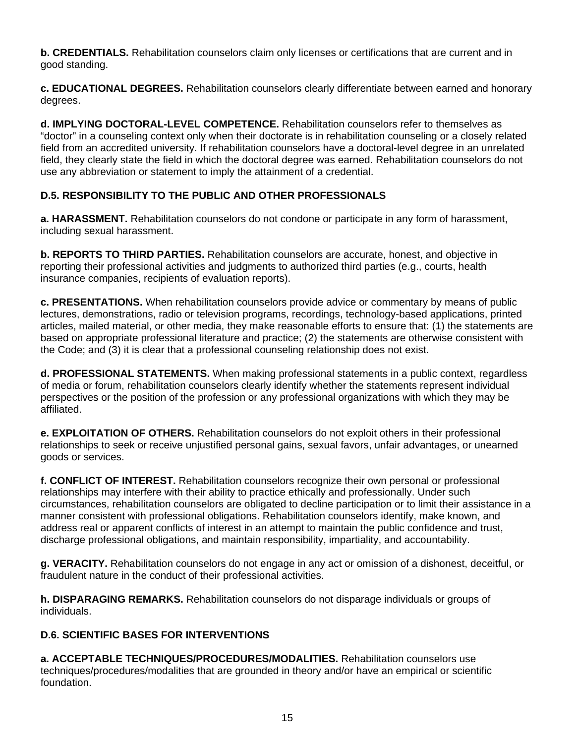**b. CREDENTIALS.** Rehabilitation counselors claim only licenses or certifications that are current and in good standing.

**c. EDUCATIONAL DEGREES.** Rehabilitation counselors clearly differentiate between earned and honorary degrees.

**d. IMPLYING DOCTORAL-LEVEL COMPETENCE.** Rehabilitation counselors refer to themselves as "doctor" in a counseling context only when their doctorate is in rehabilitation counseling or a closely related field from an accredited university. If rehabilitation counselors have a doctoral-level degree in an unrelated field, they clearly state the field in which the doctoral degree was earned. Rehabilitation counselors do not use any abbreviation or statement to imply the attainment of a credential.

### D.5. RESPONSIBILITY TO THE PUBLIC AND OTHER PROFESSIONALS

**a. HARASSMENT.** Rehabilitation counselors do not condone or participate in any form of harassment, including sexual harassment.

**b. REPORTS TO THIRD PARTIES.** Rehabilitation counselors are accurate, honest, and objective in reporting their professional activities and judgments to authorized third parties (e.g., courts, health insurance companies, recipients of evaluation reports).

**c. PRESENTATIONS.** When rehabilitation counselors provide advice or commentary by means of public lectures, demonstrations, radio or television programs, recordings, technology-based applications, printed articles, mailed material, or other media, they make reasonable efforts to ensure that: (1) the statements are based on appropriate professional literature and practice; (2) the statements are otherwise consistent with the Code; and (3) it is clear that a professional counseling relationship does not exist.

**d. PROFESSIONAL STATEMENTS.** When making professional statements in a public context, regardless of media or forum, rehabilitation counselors clearly identify whether the statements represent individual perspectives or the position of the profession or any professional organizations with which they may be affiliated.

**e. EXPLOITATION OF OTHERS.** Rehabilitation counselors do not exploit others in their professional relationships to seek or receive unjustified personal gains, sexual favors, unfair advantages, or unearned goods or services.

**f. CONFLICT OF INTEREST.** Rehabilitation counselors recognize their own personal or professional relationships may interfere with their ability to practice ethically and professionally. Under such circumstances, rehabilitation counselors are obligated to decline participation or to limit their assistance in a manner consistent with professional obligations. Rehabilitation counselors identify, make known, and address real or apparent conflicts of interest in an attempt to maintain the public confidence and trust, discharge professional obligations, and maintain responsibility, impartiality, and accountability.

**g. VERACITY.** Rehabilitation counselors do not engage in any act or omission of a dishonest, deceitful, or fraudulent nature in the conduct of their professional activities.

**h. DISPARAGING REMARKS.** Rehabilitation counselors do not disparage individuals or groups of individuals.

### D.6. SCIENTIFIC BASES FOR INTERVENTIONS

**a. ACCEPTABLE TECHNIQUES/PROCEDURES/MODALITIES.** Rehabilitation counselors use techniques/procedures/modalities that are grounded in theory and/or have an empirical or scientific foundation.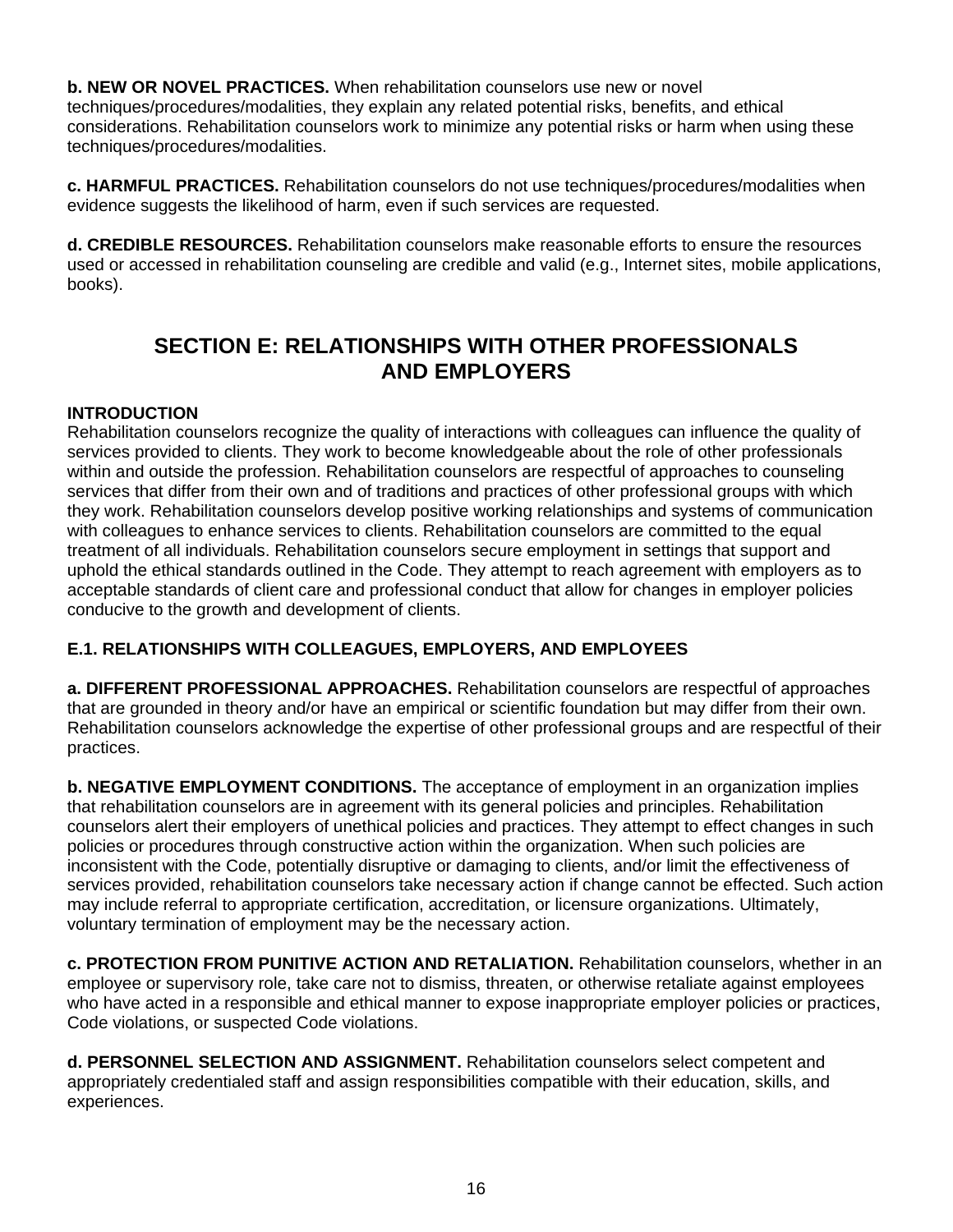**b. NEW OR NOVEL PRACTICES.** When rehabilitation counselors use new or novel techniques/procedures/modalities, they explain any related potential risks, benefits, and ethical considerations. Rehabilitation counselors work to minimize any potential risks or harm when using these techniques/procedures/modalities.

**c. HARMFUL PRACTICES.** Rehabilitation counselors do not use techniques/procedures/modalities when evidence suggests the likelihood of harm, even if such services are requested.

**d. CREDIBLE RESOURCES.** Rehabilitation counselors make reasonable efforts to ensure the resources used or accessed in rehabilitation counseling are credible and valid (e.g., Internet sites, mobile applications, books).

## SECTION E: RELATIONSHIPS WITH OTHER PROFESSIONALS AND EMPLOYERS

**INTRODUCTION**

Rehabilitation counselors recognize the quality of interactions with colleagues can influence the quality of services provided to clients. They work to become knowledgeable about the role of other professionals within and outside the profession. Rehabilitation counselors are respectful of approaches to counseling services that differ from their own and of traditions and practices of other professional groups with which they work. Rehabilitation counselors develop positive working relationships and systems of communication with colleagues to enhance services to clients. Rehabilitation counselors are committed to the equal treatment of all individuals. Rehabilitation counselors secure employment in settings that support and uphold the ethical standards outlined in the Code. They attempt to reach agreement with employers as to acceptable standards of client care and professional conduct that allow for changes in employer policies conducive to the growth and development of clients.

### E.1. RELATIONSHIPS WITH COLLEAGUES, EMPLOYERS, AND EMPLOYEES

**a. DIFFERENT PROFESSIONAL APPROACHES.** Rehabilitation counselors are respectful of approaches that are grounded in theory and/or have an empirical or scientific foundation but may differ from their own. Rehabilitation counselors acknowledge the expertise of other professional groups and are respectful of their practices.

**b. NEGATIVE EMPLOYMENT CONDITIONS.** The acceptance of employment in an organization implies that rehabilitation counselors are in agreement with its general policies and principles. Rehabilitation counselors alert their employers of unethical policies and practices. They attempt to effect changes in such policies or procedures through constructive action within the organization. When such policies are inconsistent with the Code, potentially disruptive or damaging to clients, and/or limit the effectiveness of services provided, rehabilitation counselors take necessary action if change cannot be effected. Such action may include referral to appropriate certification, accreditation, or licensure organizations. Ultimately, voluntary termination of employment may be the necessary action.

**c. PROTECTION FROM PUNITIVE ACTION AND RETALIATION.** Rehabilitation counselors, whether in an employee or supervisory role, take care not to dismiss, threaten, or otherwise retaliate against employees who have acted in a responsible and ethical manner to expose inappropriate employer policies or practices, Code violations, or suspected Code violations.

**d. PERSONNEL SELECTION AND ASSIGNMENT.** Rehabilitation counselors select competent and appropriately credentialed staff and assign responsibilities compatible with their education, skills, and experiences.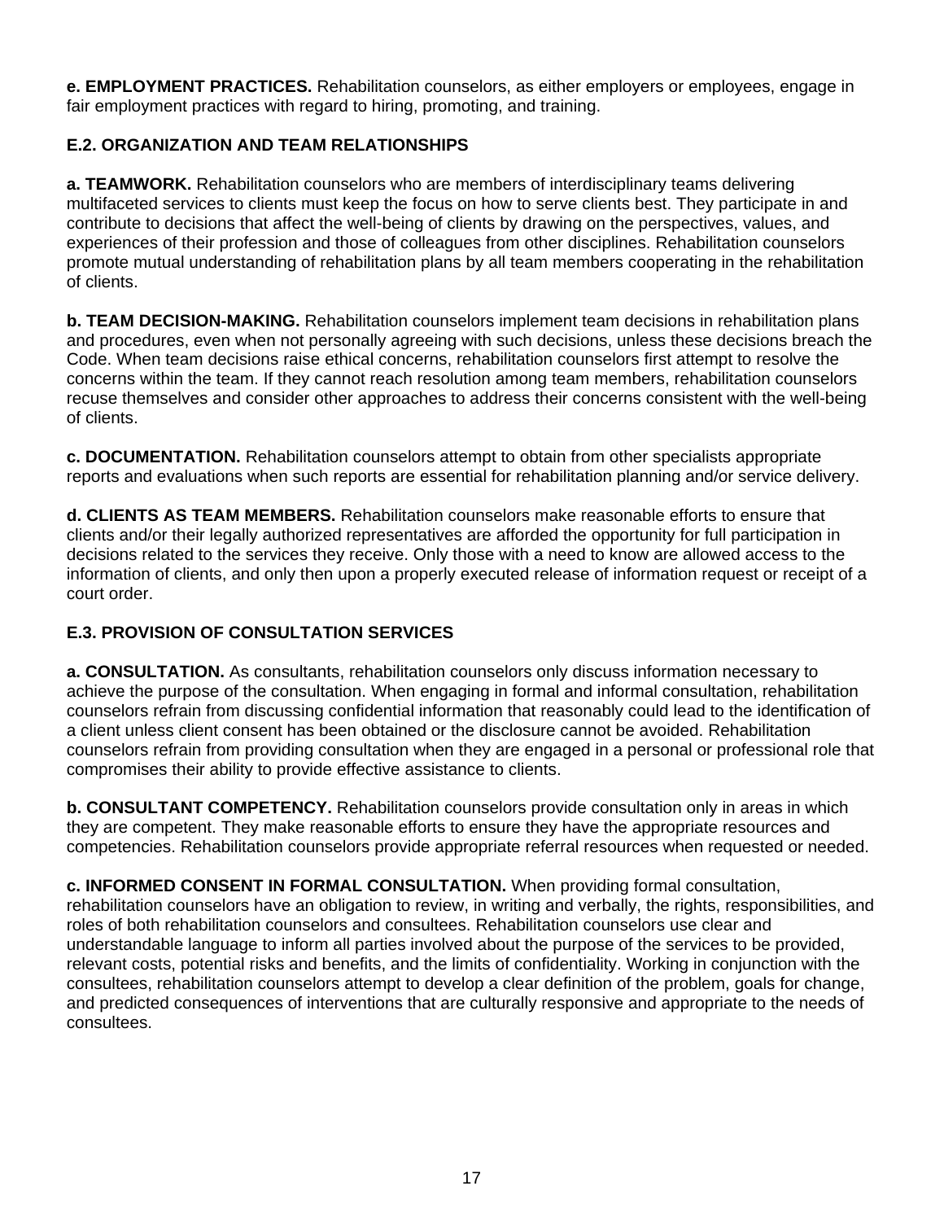**e. EMPLOYMENT PRACTICES.** Rehabilitation counselors, as either employers or employees, engage in fair employment practices with regard to hiring, promoting, and training.

### E.2. ORGANIZATION AND TEAM RELATIONSHIPS

**a. TEAMWORK.** Rehabilitation counselors who are members of interdisciplinary teams delivering multifaceted services to clients must keep the focus on how to serve clients best. They participate in and contribute to decisions that affect the well-being of clients by drawing on the perspectives, values, and experiences of their profession and those of colleagues from other disciplines. Rehabilitation counselors promote mutual understanding of rehabilitation plans by all team members cooperating in the rehabilitation of clients.

**b. TEAM DECISION-MAKING.** Rehabilitation counselors implement team decisions in rehabilitation plans and procedures, even when not personally agreeing with such decisions, unless these decisions breach the Code. When team decisions raise ethical concerns, rehabilitation counselors first attempt to resolve the concerns within the team. If they cannot reach resolution among team members, rehabilitation counselors recuse themselves and consider other approaches to address their concerns consistent with the well-being of clients.

**c. DOCUMENTATION.** Rehabilitation counselors attempt to obtain from other specialists appropriate reports and evaluations when such reports are essential for rehabilitation planning and/or service delivery.

**d. CLIENTS AS TEAM MEMBERS.** Rehabilitation counselors make reasonable efforts to ensure that clients and/or their legally authorized representatives are afforded the opportunity for full participation in decisions related to the services they receive. Only those with a need to know are allowed access to the information of clients, and only then upon a properly executed release of information request or receipt of a court order.

### E.3. PROVISION OF CONSULTATION SERVICES

**a. CONSULTATION.** As consultants, rehabilitation counselors only discuss information necessary to achieve the purpose of the consultation. When engaging in formal and informal consultation, rehabilitation counselors refrain from discussing confidential information that reasonably could lead to the identification of a client unless client consent has been obtained or the disclosure cannot be avoided. Rehabilitation counselors refrain from providing consultation when they are engaged in a personal or professional role that compromises their ability to provide effective assistance to clients.

**b. CONSULTANT COMPETENCY.** Rehabilitation counselors provide consultation only in areas in which they are competent. They make reasonable efforts to ensure they have the appropriate resources and competencies. Rehabilitation counselors provide appropriate referral resources when requested or needed.

**c. INFORMED CONSENT IN FORMAL CONSULTATION.** When providing formal consultation, rehabilitation counselors have an obligation to review, in writing and verbally, the rights, responsibilities, and roles of both rehabilitation counselors and consultees. Rehabilitation counselors use clear and understandable language to inform all parties involved about the purpose of the services to be provided, relevant costs, potential risks and benefits, and the limits of confidentiality. Working in conjunction with the consultees, rehabilitation counselors attempt to develop a clear definition of the problem, goals for change, and predicted consequences of interventions that are culturally responsive and appropriate to the needs of consultees.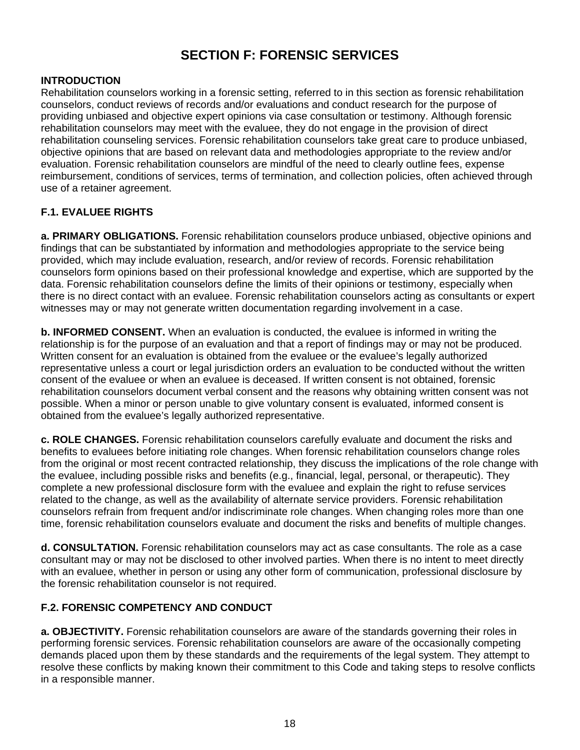# SECTION F: FORENSIC SERVICES

**INTRODUCTION**

Rehabilitation counselors working in a forensic setting, referred to in this section as forensic rehabilitation counselors, conduct reviews of records and/or evaluations and conduct research for the purpose of providing unbiased and objective expert opinions via case consultation or testimony. Although forensic rehabilitation counselors may meet with the evaluee, they do not engage in the provision of direct rehabilitation counseling services. Forensic rehabilitation counselors take great care to produce unbiased, objective opinions that are based on relevant data and methodologies appropriate to the review and/or evaluation. Forensic rehabilitation counselors are mindful of the need to clearly outline fees, expense reimbursement, conditions of services, terms of termination, and collection policies, often achieved through use of a retainer agreement.

## F.1. EVALUEE RIGHTS

**a. PRIMARY OBLIGATIONS.** Forensic rehabilitation counselors produce unbiased, objective opinions and findings that can be substantiated by information and methodologies appropriate to the service being provided, which may include evaluation, research, and/or review of records. Forensic rehabilitation counselors form opinions based on their professional knowledge and expertise, which are supported by the data. Forensic rehabilitation counselors define the limits of their opinions or testimony, especially when there is no direct contact with an evaluee. Forensic rehabilitation counselors acting as consultants or expert witnesses may or may not generate written documentation regarding involvement in a case.

**b. INFORMED CONSENT.** When an evaluation is conducted, the evaluee is informed in writing the relationship is for the purpose of an evaluation and that a report of findings may or may not be produced. Written consent for an evaluation is obtained from the evaluee or the evaluee's legally authorized representative unless a court or legal jurisdiction orders an evaluation to be conducted without the written consent of the evaluee or when an evaluee is deceased. If written consent is not obtained, forensic rehabilitation counselors document verbal consent and the reasons why obtaining written consent was not possible. When a minor or person unable to give voluntary consent is evaluated, informed consent is obtained from the evaluee's legally authorized representative.

**c. ROLE CHANGES.** Forensic rehabilitation counselors carefully evaluate and document the risks and benefits to evaluees before initiating role changes. When forensic rehabilitation counselors change roles from the original or most recent contracted relationship, they discuss the implications of the role change with the evaluee, including possible risks and benefits (e.g., financial, legal, personal, or therapeutic). They complete a new professional disclosure form with the evaluee and explain the right to refuse services related to the change, as well as the availability of alternate service providers. Forensic rehabilitation counselors refrain from frequent and/or indiscriminate role changes. When changing roles more than one time, forensic rehabilitation counselors evaluate and document the risks and benefits of multiple changes.

**d. CONSULTATION.** Forensic rehabilitation counselors may act as case consultants. The role as a case consultant may or may not be disclosed to other involved parties. When there is no intent to meet directly with an evaluee, whether in person or using any other form of communication, professional disclosure by the forensic rehabilitation counselor is not required.

## F.2. FORENSIC COMPETENCY AND CONDUCT

**a. OBJECTIVITY.** Forensic rehabilitation counselors are aware of the standards governing their roles in performing forensic services. Forensic rehabilitation counselors are aware of the occasionally competing demands placed upon them by these standards and the requirements of the legal system. They attempt to resolve these conflicts by making known their commitment to this Code and taking steps to resolve conflicts in a responsible manner.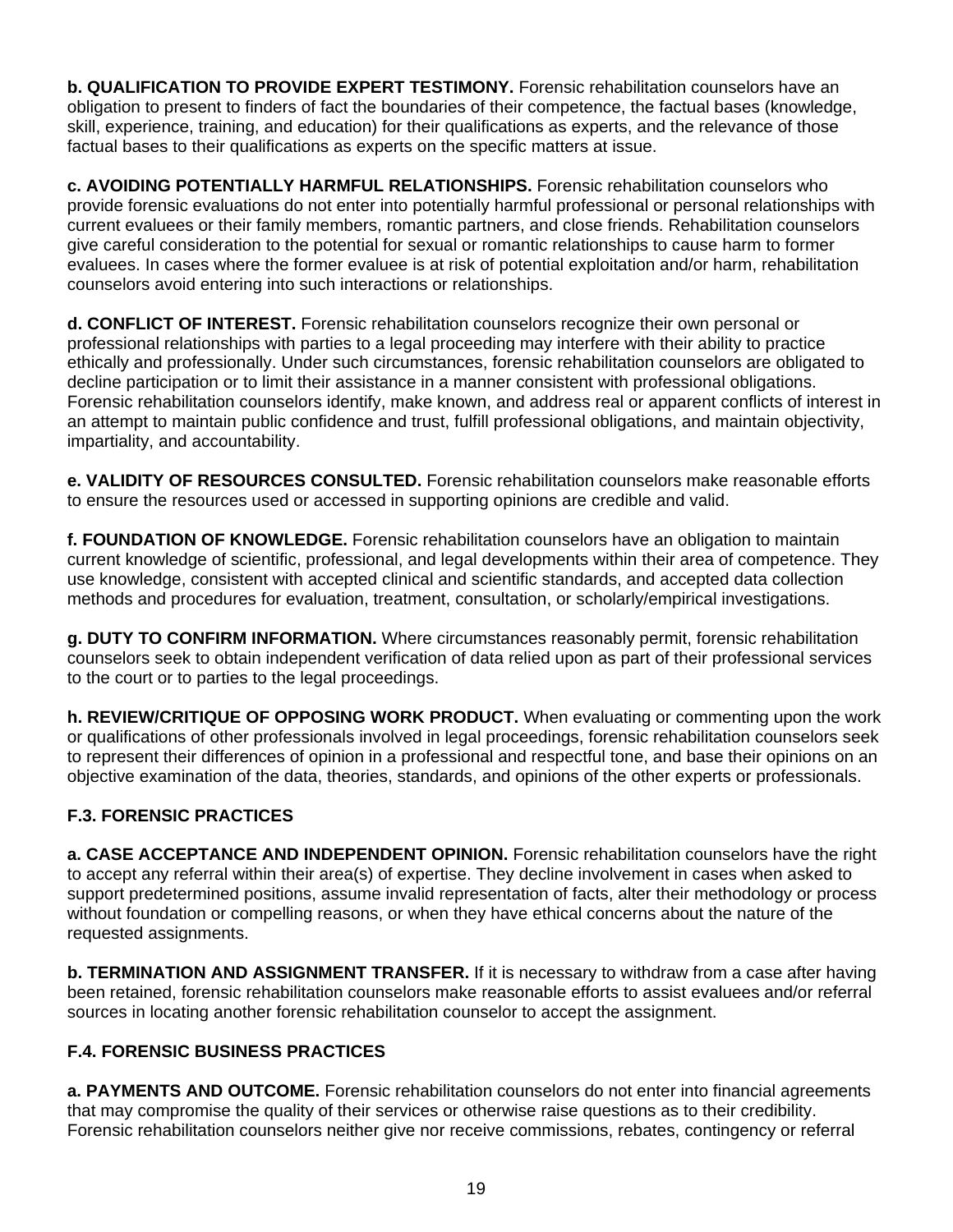**b. QUALIFICATION TO PROVIDE EXPERT TESTIMONY.** Forensic rehabilitation counselors have an obligation to present to finders of fact the boundaries of their competence, the factual bases (knowledge, skill, experience, training, and education) for their qualifications as experts, and the relevance of those factual bases to their qualifications as experts on the specific matters at issue.

**c. AVOIDING POTENTIALLY HARMFUL RELATIONSHIPS.** Forensic rehabilitation counselors who provide forensic evaluations do not enter into potentially harmful professional or personal relationships with current evaluees or their family members, romantic partners, and close friends. Rehabilitation counselors give careful consideration to the potential for sexual or romantic relationships to cause harm to former evaluees. In cases where the former evaluee is at risk of potential exploitation and/or harm, rehabilitation counselors avoid entering into such interactions or relationships.

**d. CONFLICT OF INTEREST.** Forensic rehabilitation counselors recognize their own personal or professional relationships with parties to a legal proceeding may interfere with their ability to practice ethically and professionally. Under such circumstances, forensic rehabilitation counselors are obligated to decline participation or to limit their assistance in a manner consistent with professional obligations. Forensic rehabilitation counselors identify, make known, and address real or apparent conflicts of interest in an attempt to maintain public confidence and trust, fulfill professional obligations, and maintain objectivity, impartiality, and accountability.

**e. VALIDITY OF RESOURCES CONSULTED.** Forensic rehabilitation counselors make reasonable efforts to ensure the resources used or accessed in supporting opinions are credible and valid.

**f. FOUNDATION OF KNOWLEDGE.** Forensic rehabilitation counselors have an obligation to maintain current knowledge of scientific, professional, and legal developments within their area of competence. They use knowledge, consistent with accepted clinical and scientific standards, and accepted data collection methods and procedures for evaluation, treatment, consultation, or scholarly/empirical investigations.

**g. DUTY TO CONFIRM INFORMATION.** Where circumstances reasonably permit, forensic rehabilitation counselors seek to obtain independent verification of data relied upon as part of their professional services to the court or to parties to the legal proceedings.

**h. REVIEW/CRITIQUE OF OPPOSING WORK PRODUCT.** When evaluating or commenting upon the work or qualifications of other professionals involved in legal proceedings, forensic rehabilitation counselors seek to represent their differences of opinion in a professional and respectful tone, and base their opinions on an objective examination of the data, theories, standards, and opinions of the other experts or professionals.

## F.3. FORENSIC PRACTICES

**a. CASE ACCEPTANCE AND INDEPENDENT OPINION.** Forensic rehabilitation counselors have the right to accept any referral within their area(s) of expertise. They decline involvement in cases when asked to support predetermined positions, assume invalid representation of facts, alter their methodology or process without foundation or compelling reasons, or when they have ethical concerns about the nature of the requested assignments.

**b. TERMINATION AND ASSIGNMENT TRANSFER.** If it is necessary to withdraw from a case after having been retained, forensic rehabilitation counselors make reasonable efforts to assist evaluees and/or referral sources in locating another forensic rehabilitation counselor to accept the assignment.

## F.4. FORENSIC BUSINESS PRACTICES

**a. PAYMENTS AND OUTCOME.** Forensic rehabilitation counselors do not enter into financial agreements that may compromise the quality of their services or otherwise raise questions as to their credibility. Forensic rehabilitation counselors neither give nor receive commissions, rebates, contingency or referral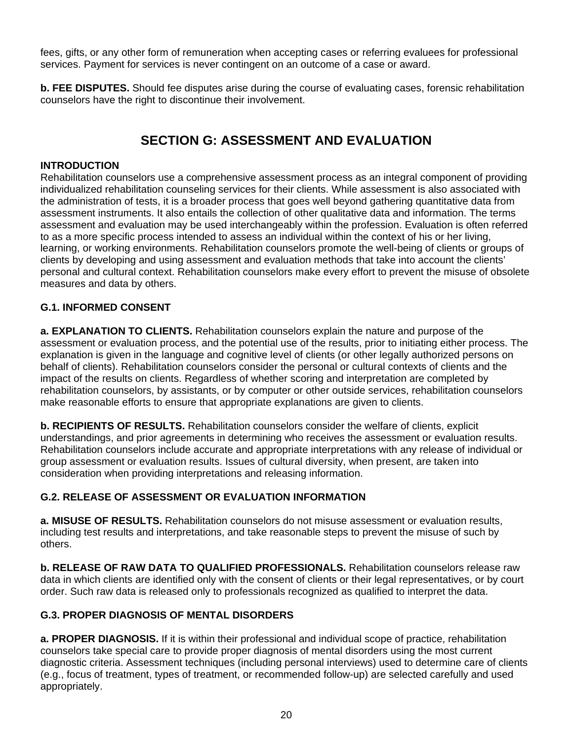fees, gifts, or any other form of remuneration when accepting cases or referring evaluees for professional services. Payment for services is never contingent on an outcome of a case or award.

**b. FEE DISPUTES.** Should fee disputes arise during the course of evaluating cases, forensic rehabilitation counselors have the right to discontinue their involvement.

## SECTION G: ASSESSMENT AND EVALUATION

### INTRODUCTION

Rehabilitation counselors use a comprehensive assessment process as an integral component of providing individualized rehabilitation counseling services for their clients. While assessment is also associated with the administration of tests, it is a broader process that goes well beyond gathering quantitative data from assessment instruments. It also entails the collection of other qualitative data and information. The terms assessment and evaluation may be used interchangeably within the profession. Evaluation is often referred to as a more specific process intended to assess an individual within the context of his or her living, learning, or working environments. Rehabilitation counselors promote the well-being of clients or groups of clients by developing and using assessment and evaluation methods that take into account the clients' personal and cultural context. Rehabilitation counselors make every effort to prevent the misuse of obsolete measures and data by others.

### G.1. INFORMED CONSENT

**a. EXPLANATION TO CLIENTS.** Rehabilitation counselors explain the nature and purpose of the assessment or evaluation process, and the potential use of the results, prior to initiating either process. The explanation is given in the language and cognitive level of clients (or other legally authorized persons on behalf of clients). Rehabilitation counselors consider the personal or cultural contexts of clients and the impact of the results on clients. Regardless of whether scoring and interpretation are completed by rehabilitation counselors, by assistants, or by computer or other outside services, rehabilitation counselors make reasonable efforts to ensure that appropriate explanations are given to clients.

**b. RECIPIENTS OF RESULTS.** Rehabilitation counselors consider the welfare of clients, explicit understandings, and prior agreements in determining who receives the assessment or evaluation results. Rehabilitation counselors include accurate and appropriate interpretations with any release of individual or group assessment or evaluation results. Issues of cultural diversity, when present, are taken into consideration when providing interpretations and releasing information.

### G.2. RELEASE OF ASSESSMENT OR EVALUATION INFORMATION

**a. MISUSE OF RESULTS.** Rehabilitation counselors do not misuse assessment or evaluation results, including test results and interpretations, and take reasonable steps to prevent the misuse of such by others.

**b. RELEASE OF RAW DATA TO QUALIFIED PROFESSIONALS.** Rehabilitation counselors release raw data in which clients are identified only with the consent of clients or their legal representatives, or by court order. Such raw data is released only to professionals recognized as qualified to interpret the data.

### G.3. PROPER DIAGNOSIS OF MENTAL DISORDERS

**a. PROPER DIAGNOSIS.** If it is within their professional and individual scope of practice, rehabilitation counselors take special care to provide proper diagnosis of mental disorders using the most current diagnostic criteria. Assessment techniques (including personal interviews) used to determine care of clients (e.g., focus of treatment, types of treatment, or recommended follow-up) are selected carefully and used appropriately.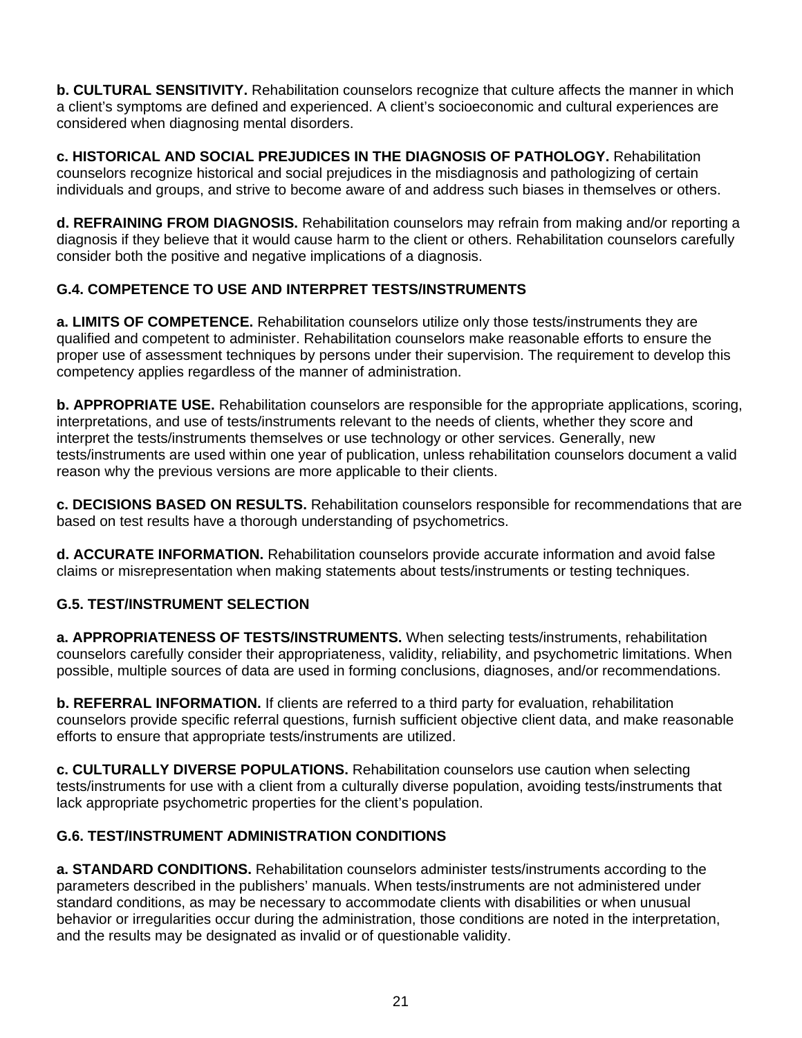**b. CULTURAL SENSITIVITY.** Rehabilitation counselors recognize that culture affects the manner in which a client's symptoms are defined and experienced. A client's socioeconomic and cultural experiences are considered when diagnosing mental disorders.

**c. HISTORICAL AND SOCIAL PREJUDICES IN THE DIAGNOSIS OF PATHOLOGY.** Rehabilitation counselors recognize historical and social prejudices in the misdiagnosis and pathologizing of certain individuals and groups, and strive to become aware of and address such biases in themselves or others.

**d. REFRAINING FROM DIAGNOSIS.** Rehabilitation counselors may refrain from making and/or reporting a diagnosis if they believe that it would cause harm to the client or others. Rehabilitation counselors carefully consider both the positive and negative implications of a diagnosis.

### G.4. COMPETENCE TO USE AND INTERPRET TESTS/INSTRUMENTS

**a. LIMITS OF COMPETENCE.** Rehabilitation counselors utilize only those tests/instruments they are qualified and competent to administer. Rehabilitation counselors make reasonable efforts to ensure the proper use of assessment techniques by persons under their supervision. The requirement to develop this competency applies regardless of the manner of administration.

**b. APPROPRIATE USE.** Rehabilitation counselors are responsible for the appropriate applications, scoring, interpretations, and use of tests/instruments relevant to the needs of clients, whether they score and interpret the tests/instruments themselves or use technology or other services. Generally, new tests/instruments are used within one year of publication, unless rehabilitation counselors document a valid reason why the previous versions are more applicable to their clients.

**c. DECISIONS BASED ON RESULTS.** Rehabilitation counselors responsible for recommendations that are based on test results have a thorough understanding of psychometrics.

**d. ACCURATE INFORMATION.** Rehabilitation counselors provide accurate information and avoid false claims or misrepresentation when making statements about tests/instruments or testing techniques.

### G.5. TEST/INSTRUMENT SELECTION

**a. APPROPRIATENESS OF TESTS/INSTRUMENTS.** When selecting tests/instruments, rehabilitation counselors carefully consider their appropriateness, validity, reliability, and psychometric limitations. When possible, multiple sources of data are used in forming conclusions, diagnoses, and/or recommendations.

**b. REFERRAL INFORMATION.** If clients are referred to a third party for evaluation, rehabilitation counselors provide specific referral questions, furnish sufficient objective client data, and make reasonable efforts to ensure that appropriate tests/instruments are utilized.

**c. CULTURALLY DIVERSE POPULATIONS.** Rehabilitation counselors use caution when selecting tests/instruments for use with a client from a culturally diverse population, avoiding tests/instruments that lack appropriate psychometric properties for the client's population.

### G.6. TEST/INSTRUMENT ADMINISTRATION CONDITIONS

**a. STANDARD CONDITIONS.** Rehabilitation counselors administer tests/instruments according to the parameters described in the publishers' manuals. When tests/instruments are not administered under standard conditions, as may be necessary to accommodate clients with disabilities or when unusual behavior or irregularities occur during the administration, those conditions are noted in the interpretation, and the results may be designated as invalid or of questionable validity.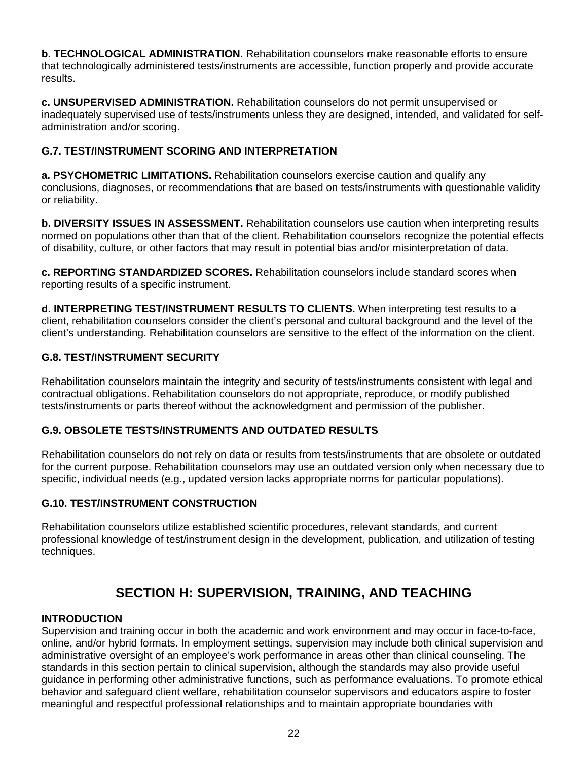**b. TECHNOLOGICAL ADMINISTRATION.** Rehabilitation counselors make reasonable efforts to ensure that technologically administered tests/instruments are accessible, function properly and provide accurate results.

**c. UNSUPERVISED ADMINISTRATION.** Rehabilitation counselors do not permit unsupervised or inadequately supervised use of tests/instruments unless they are designed, intended, and validated for self-administration and/or scoring.

### G.7. TEST/INSTRUMENT SCORING AND INTERPRETATION

**a. PSYCHOMETRIC LIMITATIONS.** Rehabilitation counselors exercise caution and qualify any conclusions, diagnoses, or recommendations that are based on tests/instruments with questionable validity or reliability.

**b. DIVERSITY ISSUES IN ASSESSMENT.** Rehabilitation counselors use caution when interpreting results normed on populations other than that of the client. Rehabilitation counselors recognize the potential effects of disability, culture, or other factors that may result in potential bias and/or misinterpretation of data.

**c. REPORTING STANDARDIZED SCORES.** Rehabilitation counselors include standard scores when reporting results of a specific instrument.

**d. INTERPRETING TEST/INSTRUMENT RESULTS TO CLIENTS.** When interpreting test results to a client, rehabilitation counselors consider the client's personal and cultural background and the level of the client's understanding. Rehabilitation counselors are sensitive to the effect of the information on the client.

### G.8. TEST/INSTRUMENT SECURITY

Rehabilitation counselors maintain the integrity and security of tests/instruments consistent with legal and contractual obligations. Rehabilitation counselors do not appropriate, reproduce, or modify published tests/instruments or parts thereof without the acknowledgment and permission of the publisher.

### G.9. OBSOLETE TESTS/INSTRUMENTS AND OUTDATED RESULTS

Rehabilitation counselors do not rely on data or results from tests/instruments that are obsolete or outdated for the current purpose. Rehabilitation counselors may use an outdated version only when necessary due to specific, individual needs (e.g., updated version lacks appropriate norms for particular populations).

### G.10. TEST/INSTRUMENT CONSTRUCTION

Rehabilitation counselors utilize established scientific procedures, relevant standards, and current professional knowledge of test/instrument design in the development, publication, and utilization of testing techniques.

## SECTION H: SUPERVISION, TRAINING, AND TEACHING

**INTRODUCTION**

Supervision and training occur in both the academic and work environment and may occur in face-to-face, online, and/or hybrid formats. In employment settings, supervision may include both clinical supervision and administrative oversight of an employee's work performance in areas other than clinical counseling. The standards in this section pertain to clinical supervision, although the standards may also provide useful guidance in performing other administrative functions, such as performance evaluations. To promote ethical behavior and safeguard client welfare, rehabilitation counselor supervisors and educators aspire to foster meaningful and respectful professional relationships and to maintain appropriate boundaries with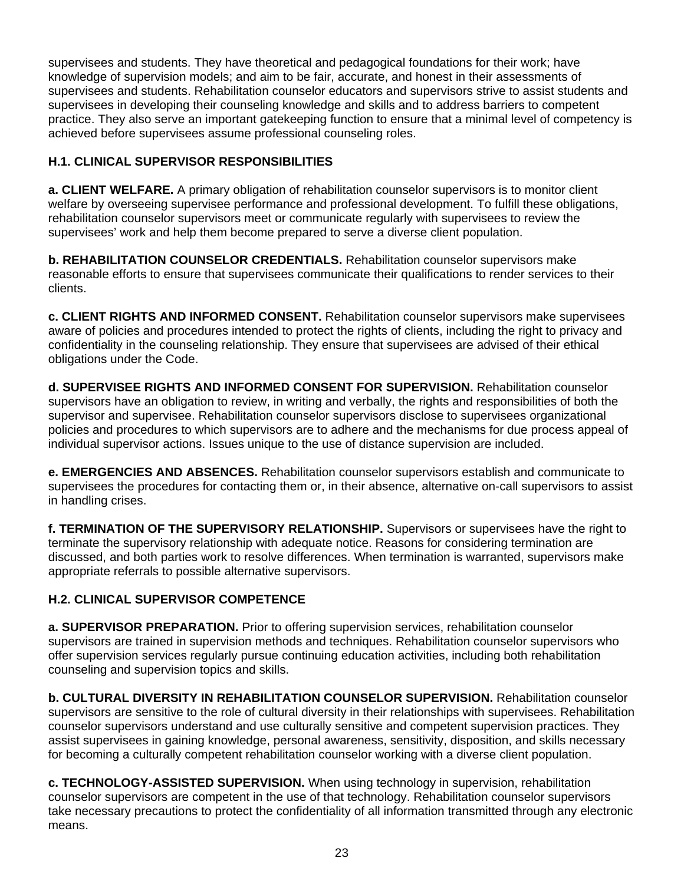supervisees and students. They have theoretical and pedagogical foundations for their work; have knowledge of supervision models; and aim to be fair, accurate, and honest in their assessments of supervisees and students. Rehabilitation counselor educators and supervisors strive to assist students and supervisees in developing their counseling knowledge and skills and to address barriers to competent practice. They also serve an important gatekeeping function to ensure that a minimal level of competency is achieved before supervisees assume professional counseling roles.

### H.1. CLINICAL SUPERVISOR RESPONSIBILITIES

**a. CLIENT WELFARE.** A primary obligation of rehabilitation counselor supervisors is to monitor client welfare by overseeing supervisee performance and professional development. To fulfill these obligations, rehabilitation counselor supervisors meet or communicate regularly with supervisees to review the supervisees' work and help them become prepared to serve a diverse client population.

**b. REHABILITATION COUNSELOR CREDENTIALS.** Rehabilitation counselor supervisors make reasonable efforts to ensure that supervisees communicate their qualifications to render services to their clients.

**c. CLIENT RIGHTS AND INFORMED CONSENT.** Rehabilitation counselor supervisors make supervisees aware of policies and procedures intended to protect the rights of clients, including the right to privacy and confidentiality in the counseling relationship. They ensure that supervisees are advised of their ethical obligations under the Code.

**d. SUPERVISEE RIGHTS AND INFORMED CONSENT FOR SUPERVISION.** Rehabilitation counselor supervisors have an obligation to review, in writing and verbally, the rights and responsibilities of both the supervisor and supervisee. Rehabilitation counselor supervisors disclose to supervisees organizational policies and procedures to which supervisors are to adhere and the mechanisms for due process appeal of individual supervisor actions. Issues unique to the use of distance supervision are included.

**e. EMERGENCIES AND ABSENCES.** Rehabilitation counselor supervisors establish and communicate to supervisees the procedures for contacting them or, in their absence, alternative on-call supervisors to assist in handling crises.

**f. TERMINATION OF THE SUPERVISORY RELATIONSHIP.** Supervisors or supervisees have the right to terminate the supervisory relationship with adequate notice. Reasons for considering termination are discussed, and both parties work to resolve differences. When termination is warranted, supervisors make appropriate referrals to possible alternative supervisors.

### H.2. CLINICAL SUPERVISOR COMPETENCE

**a. SUPERVISOR PREPARATION.** Prior to offering supervision services, rehabilitation counselor supervisors are trained in supervision methods and techniques. Rehabilitation counselor supervisors who offer supervision services regularly pursue continuing education activities, including both rehabilitation counseling and supervision topics and skills.

**b. CULTURAL DIVERSITY IN REHABILITATION COUNSELOR SUPERVISION.** Rehabilitation counselor supervisors are sensitive to the role of cultural diversity in their relationships with supervisees. Rehabilitation counselor supervisors understand and use culturally sensitive and competent supervision practices. They assist supervisees in gaining knowledge, personal awareness, sensitivity, disposition, and skills necessary for becoming a culturally competent rehabilitation counselor working with a diverse client population.

**c. TECHNOLOGY-ASSISTED SUPERVISION.** When using technology in supervision, rehabilitation counselor supervisors are competent in the use of that technology. Rehabilitation counselor supervisors take necessary precautions to protect the confidentiality of all information transmitted through any electronic means.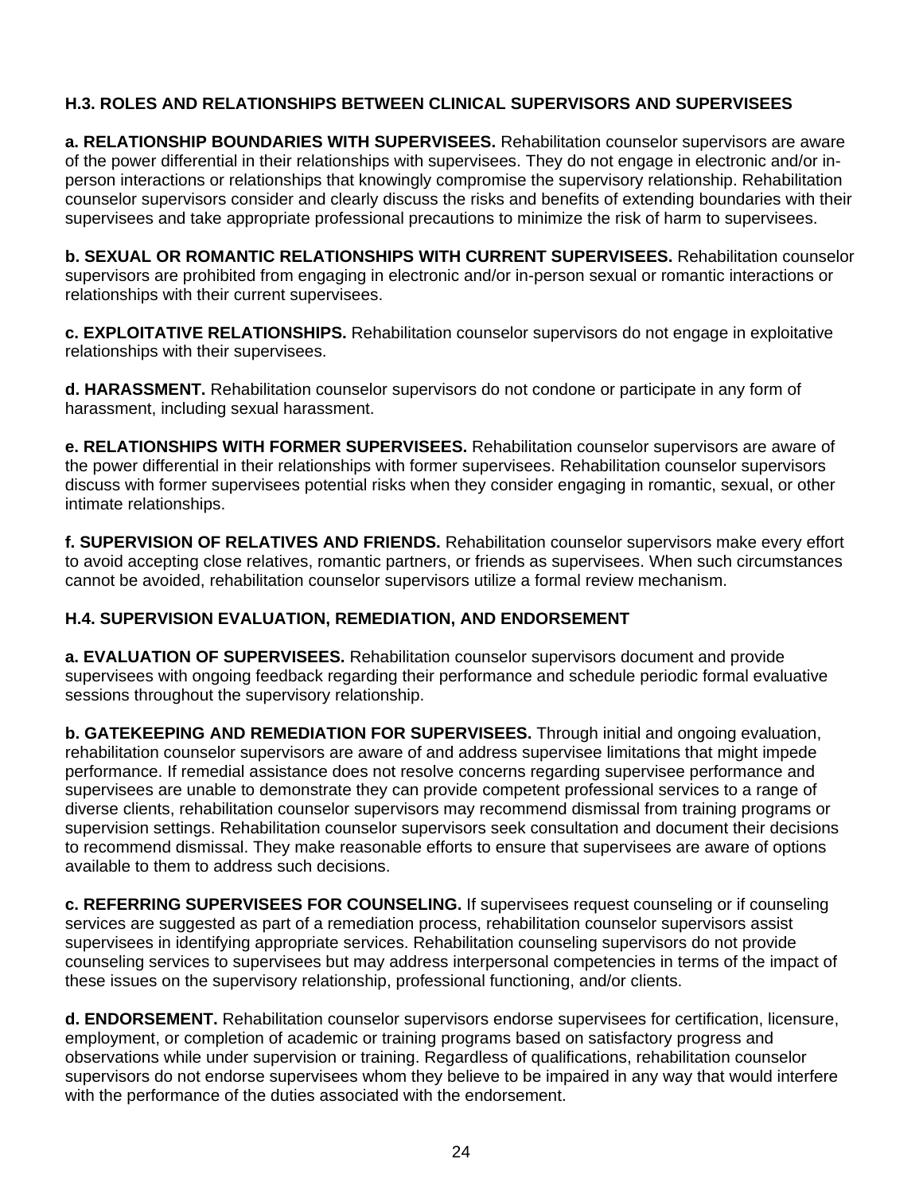### H.3. ROLES AND RELATIONSHIPS BETWEEN CLINICAL SUPERVISORS AND SUPERVISEES

**a. RELATIONSHIP BOUNDARIES WITH SUPERVISEES.** Rehabilitation counselor supervisors are aware of the power differential in their relationships with supervisees. They do not engage in electronic and/or in-person interactions or relationships that knowingly compromise the supervisory relationship. Rehabilitation counselor supervisors consider and clearly discuss the risks and benefits of extending boundaries with their supervisees and take appropriate professional precautions to minimize the risk of harm to supervisees.

**b. SEXUAL OR ROMANTIC RELATIONSHIPS WITH CURRENT SUPERVISEES.** Rehabilitation counselor supervisors are prohibited from engaging in electronic and/or in-person sexual or romantic interactions or relationships with their current supervisees.

**c. EXPLOITATIVE RELATIONSHIPS.** Rehabilitation counselor supervisors do not engage in exploitative relationships with their supervisees.

**d. HARASSMENT.** Rehabilitation counselor supervisors do not condone or participate in any form of harassment, including sexual harassment.

**e. RELATIONSHIPS WITH FORMER SUPERVISEES.** Rehabilitation counselor supervisors are aware of the power differential in their relationships with former supervisees. Rehabilitation counselor supervisors discuss with former supervisees potential risks when they consider engaging in romantic, sexual, or other intimate relationships.

**f. SUPERVISION OF RELATIVES AND FRIENDS.** Rehabilitation counselor supervisors make every effort to avoid accepting close relatives, romantic partners, or friends as supervisees. When such circumstances cannot be avoided, rehabilitation counselor supervisors utilize a formal review mechanism.

### H.4. SUPERVISION EVALUATION, REMEDIATION, AND ENDORSEMENT

**a. EVALUATION OF SUPERVISEES.** Rehabilitation counselor supervisors document and provide supervisees with ongoing feedback regarding their performance and schedule periodic formal evaluative sessions throughout the supervisory relationship.

**b. GATEKEEPING AND REMEDIATION FOR SUPERVISEES.** Through initial and ongoing evaluation, rehabilitation counselor supervisors are aware of and address supervisee limitations that might impede performance. If remedial assistance does not resolve concerns regarding supervisee performance and supervisees are unable to demonstrate they can provide competent professional services to a range of diverse clients, rehabilitation counselor supervisors may recommend dismissal from training programs or supervision settings. Rehabilitation counselor supervisors seek consultation and document their decisions to recommend dismissal. They make reasonable efforts to ensure that supervisees are aware of options available to them to address such decisions.

**c. REFERRING SUPERVISEES FOR COUNSELING.** If supervisees request counseling or if counseling services are suggested as part of a remediation process, rehabilitation counselor supervisors assist supervisees in identifying appropriate services. Rehabilitation counseling supervisors do not provide counseling services to supervisees but may address interpersonal competencies in terms of the impact of these issues on the supervisory relationship, professional functioning, and/or clients.

**d. ENDORSEMENT.** Rehabilitation counselor supervisors endorse supervisees for certification, licensure, employment, or completion of academic or training programs based on satisfactory progress and observations while under supervision or training. Regardless of qualifications, rehabilitation counselor supervisors do not endorse supervisees whom they believe to be impaired in any way that would interfere with the performance of the duties associated with the endorsement.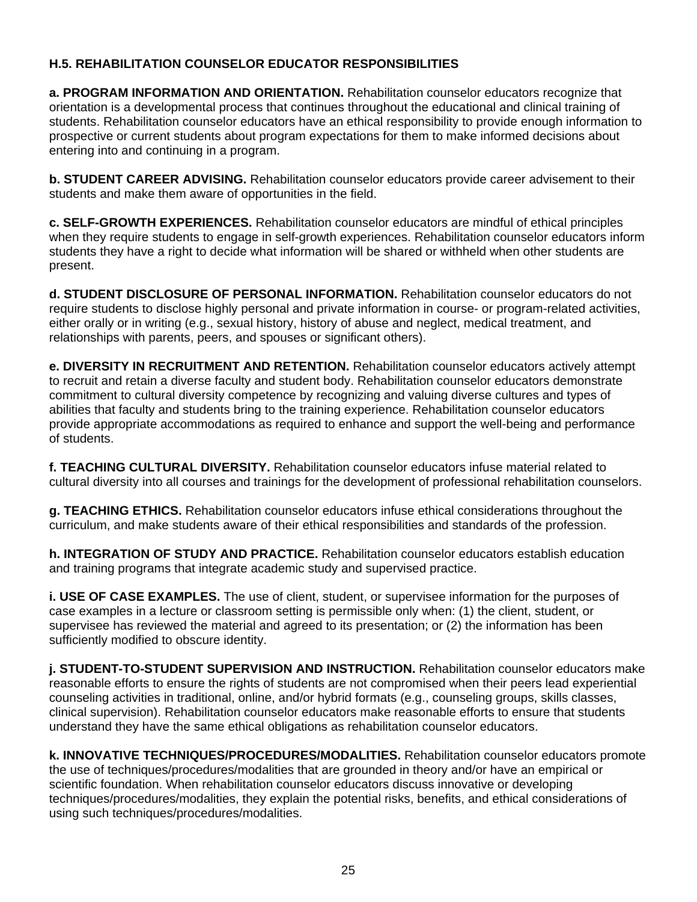### H.5. REHABILITATION COUNSELOR EDUCATOR RESPONSIBILITIES

**a. PROGRAM INFORMATION AND ORIENTATION.** Rehabilitation counselor educators recognize that orientation is a developmental process that continues throughout the educational and clinical training of students. Rehabilitation counselor educators have an ethical responsibility to provide enough information to prospective or current students about program expectations for them to make informed decisions about entering into and continuing in a program.

**b. STUDENT CAREER ADVISING.** Rehabilitation counselor educators provide career advisement to their students and make them aware of opportunities in the field.

**c. SELF-GROWTH EXPERIENCES.** Rehabilitation counselor educators are mindful of ethical principles when they require students to engage in self-growth experiences. Rehabilitation counselor educators inform students they have a right to decide what information will be shared or withheld when other students are present.

**d. STUDENT DISCLOSURE OF PERSONAL INFORMATION.** Rehabilitation counselor educators do not require students to disclose highly personal and private information in course- or program-related activities, either orally or in writing (e.g., sexual history, history of abuse and neglect, medical treatment, and relationships with parents, peers, and spouses or significant others).

**e. DIVERSITY IN RECRUITMENT AND RETENTION.** Rehabilitation counselor educators actively attempt to recruit and retain a diverse faculty and student body. Rehabilitation counselor educators demonstrate commitment to cultural diversity competence by recognizing and valuing diverse cultures and types of abilities that faculty and students bring to the training experience. Rehabilitation counselor educators provide appropriate accommodations as required to enhance and support the well-being and performance of students.

**f. TEACHING CULTURAL DIVERSITY.** Rehabilitation counselor educators infuse material related to cultural diversity into all courses and trainings for the development of professional rehabilitation counselors.

**g. TEACHING ETHICS.** Rehabilitation counselor educators infuse ethical considerations throughout the curriculum, and make students aware of their ethical responsibilities and standards of the profession.

**h. INTEGRATION OF STUDY AND PRACTICE.** Rehabilitation counselor educators establish education and training programs that integrate academic study and supervised practice.

**i. USE OF CASE EXAMPLES.** The use of client, student, or supervisee information for the purposes of case examples in a lecture or classroom setting is permissible only when: (1) the client, student, or supervisee has reviewed the material and agreed to its presentation; or (2) the information has been sufficiently modified to obscure identity.

**j. STUDENT-TO-STUDENT SUPERVISION AND INSTRUCTION.** Rehabilitation counselor educators make reasonable efforts to ensure the rights of students are not compromised when their peers lead experiential counseling activities in traditional, online, and/or hybrid formats (e.g., counseling groups, skills classes, clinical supervision). Rehabilitation counselor educators make reasonable efforts to ensure that students understand they have the same ethical obligations as rehabilitation counselor educators.

**k. INNOVATIVE TECHNIQUES/PROCEDURES/MODALITIES.** Rehabilitation counselor educators promote the use of techniques/procedures/modalities that are grounded in theory and/or have an empirical or scientific foundation. When rehabilitation counselor educators discuss innovative or developing techniques/procedures/modalities, they explain the potential risks, benefits, and ethical considerations of using such techniques/procedures/modalities.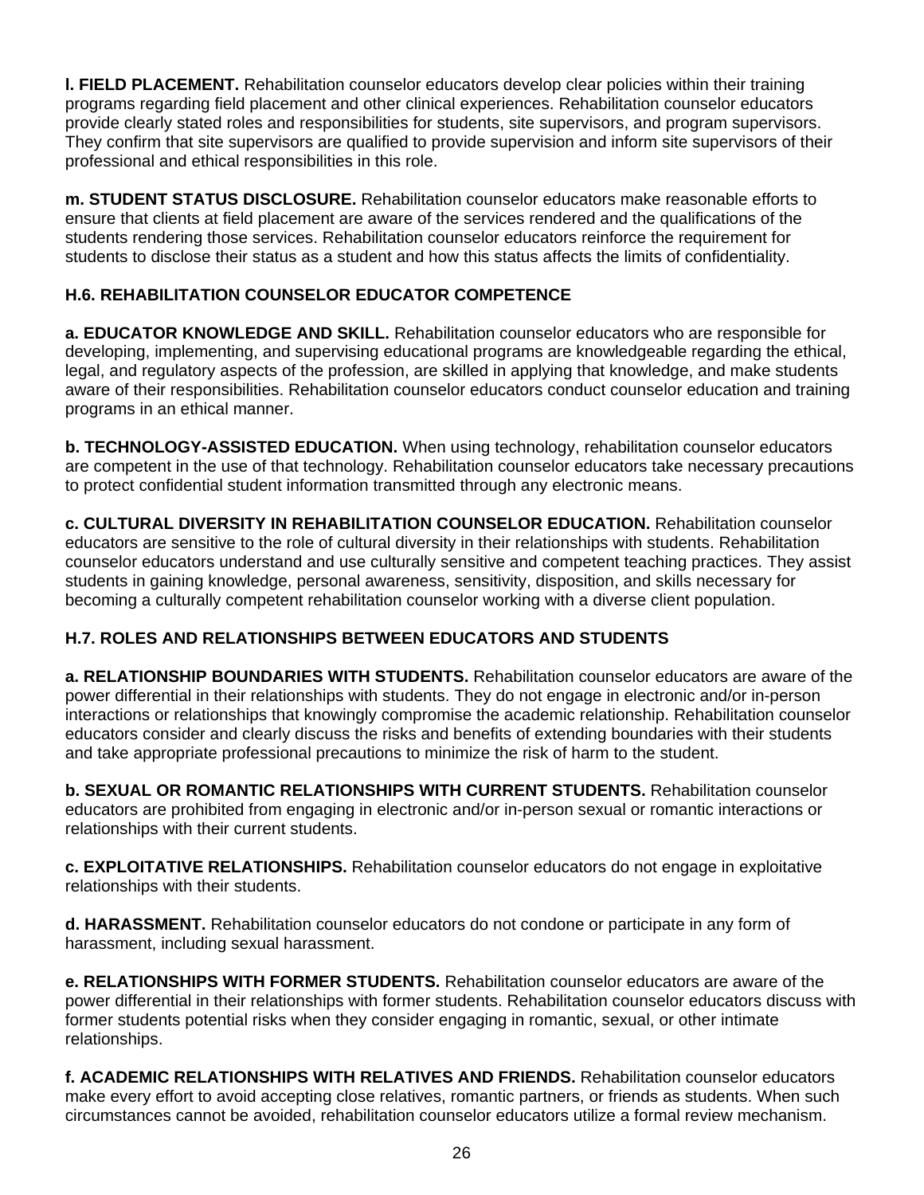**l. FIELD PLACEMENT.** Rehabilitation counselor educators develop clear policies within their training programs regarding field placement and other clinical experiences. Rehabilitation counselor educators provide clearly stated roles and responsibilities for students, site supervisors, and program supervisors. They confirm that site supervisors are qualified to provide supervision and inform site supervisors of their professional and ethical responsibilities in this role.

**m. STUDENT STATUS DISCLOSURE.** Rehabilitation counselor educators make reasonable efforts to ensure that clients at field placement are aware of the services rendered and the qualifications of the students rendering those services. Rehabilitation counselor educators reinforce the requirement for students to disclose their status as a student and how this status affects the limits of confidentiality.

### H.6. REHABILITATION COUNSELOR EDUCATOR COMPETENCE

**a. EDUCATOR KNOWLEDGE AND SKILL.** Rehabilitation counselor educators who are responsible for developing, implementing, and supervising educational programs are knowledgeable regarding the ethical, legal, and regulatory aspects of the profession, are skilled in applying that knowledge, and make students aware of their responsibilities. Rehabilitation counselor educators conduct counselor education and training programs in an ethical manner.

**b. TECHNOLOGY-ASSISTED EDUCATION.** When using technology, rehabilitation counselor educators are competent in the use of that technology. Rehabilitation counselor educators take necessary precautions to protect confidential student information transmitted through any electronic means.

**c. CULTURAL DIVERSITY IN REHABILITATION COUNSELOR EDUCATION.** Rehabilitation counselor educators are sensitive to the role of cultural diversity in their relationships with students. Rehabilitation counselor educators understand and use culturally sensitive and competent teaching practices. They assist students in gaining knowledge, personal awareness, sensitivity, disposition, and skills necessary for becoming a culturally competent rehabilitation counselor working with a diverse client population.

### H.7. ROLES AND RELATIONSHIPS BETWEEN EDUCATORS AND STUDENTS

**a. RELATIONSHIP BOUNDARIES WITH STUDENTS.** Rehabilitation counselor educators are aware of the power differential in their relationships with students. They do not engage in electronic and/or in-person interactions or relationships that knowingly compromise the academic relationship. Rehabilitation counselor educators consider and clearly discuss the risks and benefits of extending boundaries with their students and take appropriate professional precautions to minimize the risk of harm to the student.

**b. SEXUAL OR ROMANTIC RELATIONSHIPS WITH CURRENT STUDENTS.** Rehabilitation counselor educators are prohibited from engaging in electronic and/or in-person sexual or romantic interactions or relationships with their current students.

**c. EXPLOITATIVE RELATIONSHIPS.** Rehabilitation counselor educators do not engage in exploitative relationships with their students.

**d. HARASSMENT.** Rehabilitation counselor educators do not condone or participate in any form of harassment, including sexual harassment.

**e. RELATIONSHIPS WITH FORMER STUDENTS.** Rehabilitation counselor educators are aware of the power differential in their relationships with former students. Rehabilitation counselor educators discuss with former students potential risks when they consider engaging in romantic, sexual, or other intimate relationships.

**f. ACADEMIC RELATIONSHIPS WITH RELATIVES AND FRIENDS.** Rehabilitation counselor educators make every effort to avoid accepting close relatives, romantic partners, or friends as students. When such circumstances cannot be avoided, rehabilitation counselor educators utilize a formal review mechanism.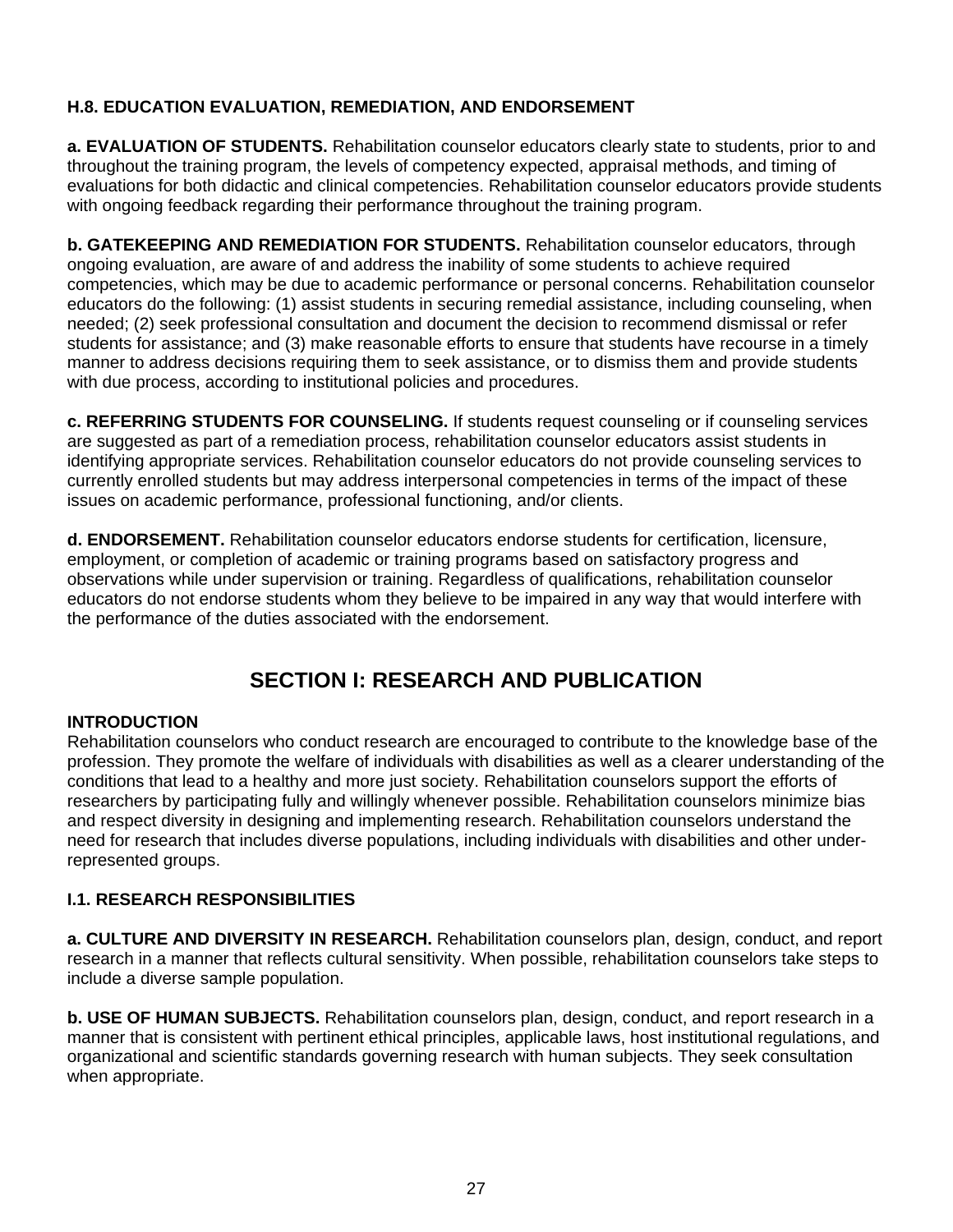### H.8. EDUCATION EVALUATION, REMEDIATION, AND ENDORSEMENT

**a. EVALUATION OF STUDENTS.** Rehabilitation counselor educators clearly state to students, prior to and throughout the training program, the levels of competency expected, appraisal methods, and timing of evaluations for both didactic and clinical competencies. Rehabilitation counselor educators provide students with ongoing feedback regarding their performance throughout the training program.

**b. GATEKEEPING AND REMEDIATION FOR STUDENTS.** Rehabilitation counselor educators, through ongoing evaluation, are aware of and address the inability of some students to achieve required competencies, which may be due to academic performance or personal concerns. Rehabilitation counselor educators do the following: (1) assist students in securing remedial assistance, including counseling, when needed; (2) seek professional consultation and document the decision to recommend dismissal or refer students for assistance; and (3) make reasonable efforts to ensure that students have recourse in a timely manner to address decisions requiring them to seek assistance, or to dismiss them and provide students with due process, according to institutional policies and procedures.

**c. REFERRING STUDENTS FOR COUNSELING.** If students request counseling or if counseling services are suggested as part of a remediation process, rehabilitation counselor educators assist students in identifying appropriate services. Rehabilitation counselor educators do not provide counseling services to currently enrolled students but may address interpersonal competencies in terms of the impact of these issues on academic performance, professional functioning, and/or clients.

**d. ENDORSEMENT.** Rehabilitation counselor educators endorse students for certification, licensure, employment, or completion of academic or training programs based on satisfactory progress and observations while under supervision or training. Regardless of qualifications, rehabilitation counselor educators do not endorse students whom they believe to be impaired in any way that would interfere with the performance of the duties associated with the endorsement.

## SECTION I: RESEARCH AND PUBLICATION

### INTRODUCTION

Rehabilitation counselors who conduct research are encouraged to contribute to the knowledge base of the profession. They promote the welfare of individuals with disabilities as well as a clearer understanding of the conditions that lead to a healthy and more just society. Rehabilitation counselors support the efforts of researchers by participating fully and willingly whenever possible. Rehabilitation counselors minimize bias and respect diversity in designing and implementing research. Rehabilitation counselors understand the need for research that includes diverse populations, including individuals with disabilities and other under-represented groups.

### I.1. RESEARCH RESPONSIBILITIES

**a. CULTURE AND DIVERSITY IN RESEARCH.** Rehabilitation counselors plan, design, conduct, and report research in a manner that reflects cultural sensitivity. When possible, rehabilitation counselors take steps to include a diverse sample population.

**b. USE OF HUMAN SUBJECTS.** Rehabilitation counselors plan, design, conduct, and report research in a manner that is consistent with pertinent ethical principles, applicable laws, host institutional regulations, and organizational and scientific standards governing research with human subjects. They seek consultation when appropriate.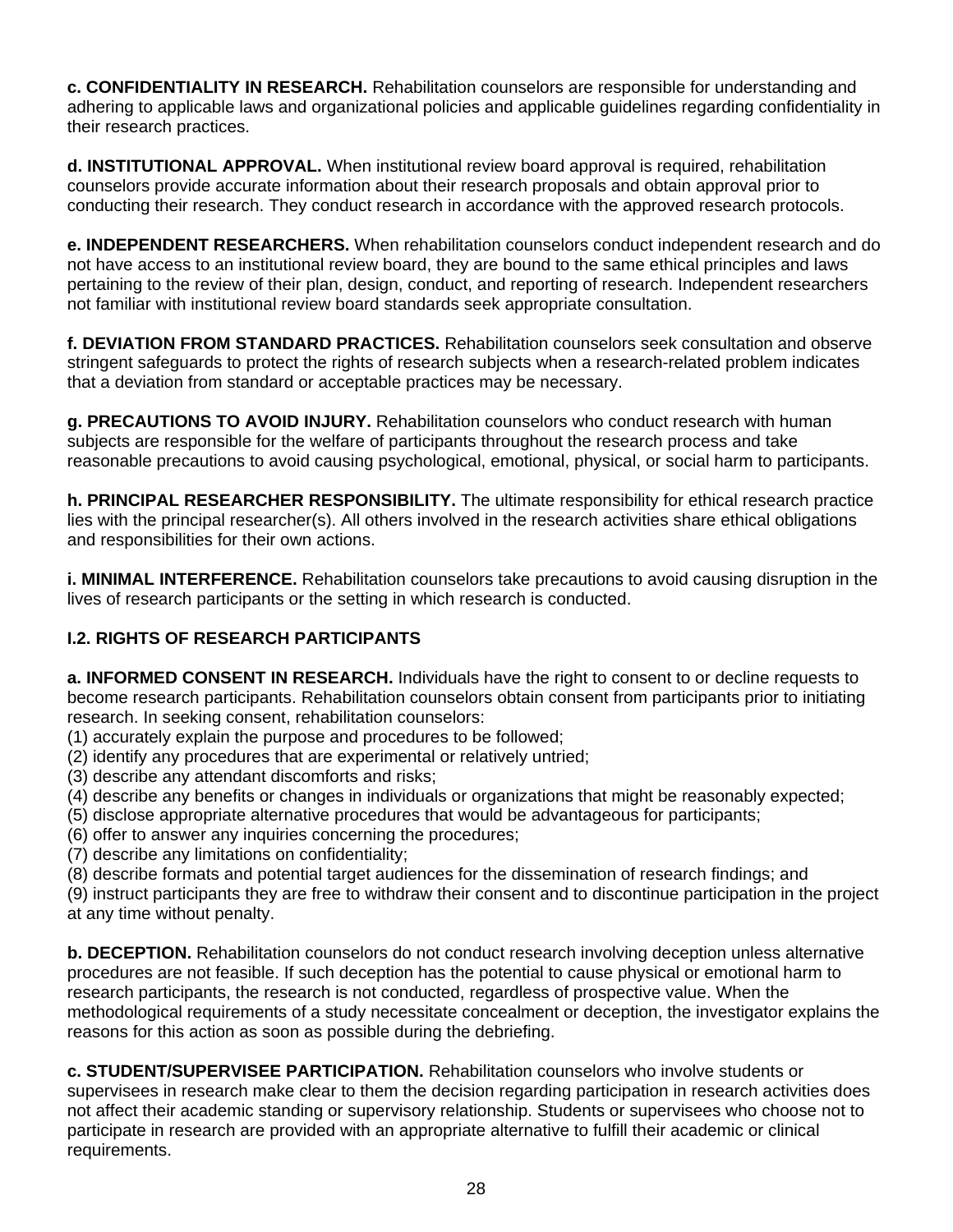**c. CONFIDENTIALITY IN RESEARCH.** Rehabilitation counselors are responsible for understanding and adhering to applicable laws and organizational policies and applicable guidelines regarding confidentiality in their research practices.

**d. INSTITUTIONAL APPROVAL.** When institutional review board approval is required, rehabilitation counselors provide accurate information about their research proposals and obtain approval prior to conducting their research. They conduct research in accordance with the approved research protocols.

**e. INDEPENDENT RESEARCHERS.** When rehabilitation counselors conduct independent research and do not have access to an institutional review board, they are bound to the same ethical principles and laws pertaining to the review of their plan, design, conduct, and reporting of research. Independent researchers not familiar with institutional review board standards seek appropriate consultation.

**f. DEVIATION FROM STANDARD PRACTICES.** Rehabilitation counselors seek consultation and observe stringent safeguards to protect the rights of research subjects when a research-related problem indicates that a deviation from standard or acceptable practices may be necessary.

**g. PRECAUTIONS TO AVOID INJURY.** Rehabilitation counselors who conduct research with human subjects are responsible for the welfare of participants throughout the research process and take reasonable precautions to avoid causing psychological, emotional, physical, or social harm to participants.

**h. PRINCIPAL RESEARCHER RESPONSIBILITY.** The ultimate responsibility for ethical research practice lies with the principal researcher(s). All others involved in the research activities share ethical obligations and responsibilities for their own actions.

**i. MINIMAL INTERFERENCE.** Rehabilitation counselors take precautions to avoid causing disruption in the lives of research participants or the setting in which research is conducted.

**I.2. RIGHTS OF RESEARCH PARTICIPANTS**

**a. INFORMED CONSENT IN RESEARCH.** Individuals have the right to consent to or decline requests to become research participants. Rehabilitation counselors obtain consent from participants prior to initiating research. In seeking consent, rehabilitation counselors:
(1) accurately explain the purpose and procedures to be followed;
(2) identify any procedures that are experimental or relatively untried;
(3) describe any attendant discomforts and risks;
(4) describe any benefits or changes in individuals or organizations that might be reasonably expected;
(5) disclose appropriate alternative procedures that would be advantageous for participants;
(6) offer to answer any inquiries concerning the procedures;
(7) describe any limitations on confidentiality;
(8) describe formats and potential target audiences for the dissemination of research findings; and
(9) instruct participants they are free to withdraw their consent and to discontinue participation in the project at any time without penalty.

**b. DECEPTION.** Rehabilitation counselors do not conduct research involving deception unless alternative procedures are not feasible. If such deception has the potential to cause physical or emotional harm to research participants, the research is not conducted, regardless of prospective value. When the methodological requirements of a study necessitate concealment or deception, the investigator explains the reasons for this action as soon as possible during the debriefing.

**c. STUDENT/SUPERVISEE PARTICIPATION.** Rehabilitation counselors who involve students or supervisees in research make clear to them the decision regarding participation in research activities does not affect their academic standing or supervisory relationship. Students or supervisees who choose not to participate in research are provided with an appropriate alternative to fulfill their academic or clinical requirements.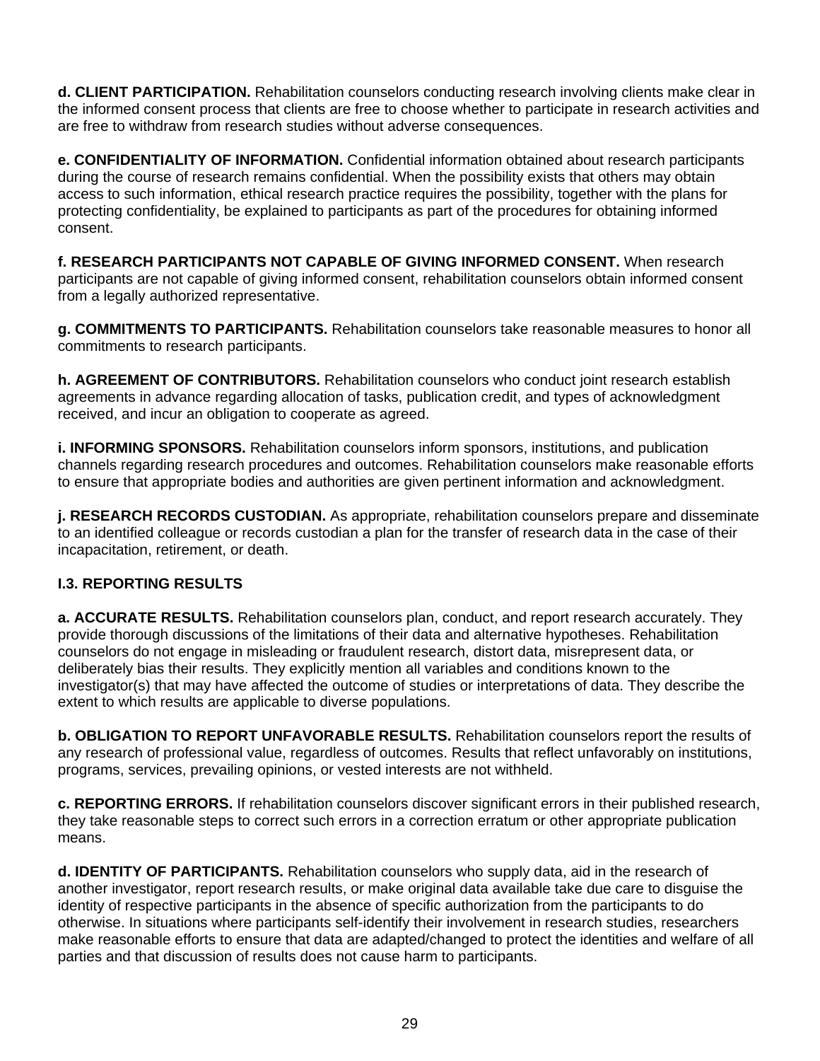**d. CLIENT PARTICIPATION.** Rehabilitation counselors conducting research involving clients make clear in the informed consent process that clients are free to choose whether to participate in research activities and are free to withdraw from research studies without adverse consequences.

**e. CONFIDENTIALITY OF INFORMATION.** Confidential information obtained about research participants during the course of research remains confidential. When the possibility exists that others may obtain access to such information, ethical research practice requires the possibility, together with the plans for protecting confidentiality, be explained to participants as part of the procedures for obtaining informed consent.

**f. RESEARCH PARTICIPANTS NOT CAPABLE OF GIVING INFORMED CONSENT.** When research participants are not capable of giving informed consent, rehabilitation counselors obtain informed consent from a legally authorized representative.

**g. COMMITMENTS TO PARTICIPANTS.** Rehabilitation counselors take reasonable measures to honor all commitments to research participants.

**h. AGREEMENT OF CONTRIBUTORS.** Rehabilitation counselors who conduct joint research establish agreements in advance regarding allocation of tasks, publication credit, and types of acknowledgment received, and incur an obligation to cooperate as agreed.

**i. INFORMING SPONSORS.** Rehabilitation counselors inform sponsors, institutions, and publication channels regarding research procedures and outcomes. Rehabilitation counselors make reasonable efforts to ensure that appropriate bodies and authorities are given pertinent information and acknowledgment.

**j. RESEARCH RECORDS CUSTODIAN.** As appropriate, rehabilitation counselors prepare and disseminate to an identified colleague or records custodian a plan for the transfer of research data in the case of their incapacitation, retirement, or death.

### I.3. REPORTING RESULTS

**a. ACCURATE RESULTS.** Rehabilitation counselors plan, conduct, and report research accurately. They provide thorough discussions of the limitations of their data and alternative hypotheses. Rehabilitation counselors do not engage in misleading or fraudulent research, distort data, misrepresent data, or deliberately bias their results. They explicitly mention all variables and conditions known to the investigator(s) that may have affected the outcome of studies or interpretations of data. They describe the extent to which results are applicable to diverse populations.

**b. OBLIGATION TO REPORT UNFAVORABLE RESULTS.** Rehabilitation counselors report the results of any research of professional value, regardless of outcomes. Results that reflect unfavorably on institutions, programs, services, prevailing opinions, or vested interests are not withheld.

**c. REPORTING ERRORS.** If rehabilitation counselors discover significant errors in their published research, they take reasonable steps to correct such errors in a correction erratum or other appropriate publication means.

**d. IDENTITY OF PARTICIPANTS.** Rehabilitation counselors who supply data, aid in the research of another investigator, report research results, or make original data available take due care to disguise the identity of respective participants in the absence of specific authorization from the participants to do otherwise. In situations where participants self-identify their involvement in research studies, researchers make reasonable efforts to ensure that data are adapted/changed to protect the identities and welfare of all parties and that discussion of results does not cause harm to participants.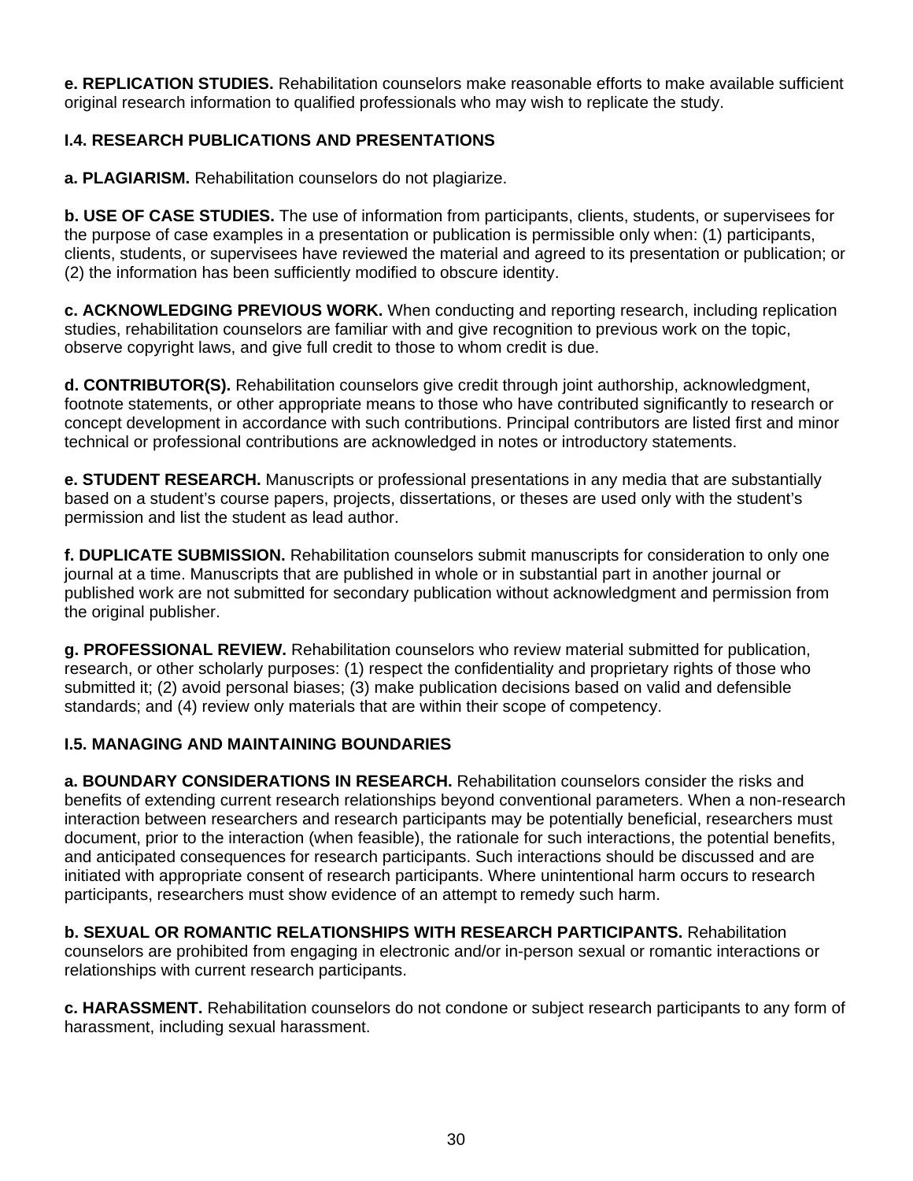**e. REPLICATION STUDIES.** Rehabilitation counselors make reasonable efforts to make available sufficient original research information to qualified professionals who may wish to replicate the study.

### I.4. RESEARCH PUBLICATIONS AND PRESENTATIONS

**a. PLAGIARISM.** Rehabilitation counselors do not plagiarize.

**b. USE OF CASE STUDIES.** The use of information from participants, clients, students, or supervisees for the purpose of case examples in a presentation or publication is permissible only when: (1) participants, clients, students, or supervisees have reviewed the material and agreed to its presentation or publication; or (2) the information has been sufficiently modified to obscure identity.

**c. ACKNOWLEDGING PREVIOUS WORK.** When conducting and reporting research, including replication studies, rehabilitation counselors are familiar with and give recognition to previous work on the topic, observe copyright laws, and give full credit to those to whom credit is due.

**d. CONTRIBUTOR(S).** Rehabilitation counselors give credit through joint authorship, acknowledgment, footnote statements, or other appropriate means to those who have contributed significantly to research or concept development in accordance with such contributions. Principal contributors are listed first and minor technical or professional contributions are acknowledged in notes or introductory statements.

**e. STUDENT RESEARCH.** Manuscripts or professional presentations in any media that are substantially based on a student's course papers, projects, dissertations, or theses are used only with the student's permission and list the student as lead author.

**f. DUPLICATE SUBMISSION.** Rehabilitation counselors submit manuscripts for consideration to only one journal at a time. Manuscripts that are published in whole or in substantial part in another journal or published work are not submitted for secondary publication without acknowledgment and permission from the original publisher.

**g. PROFESSIONAL REVIEW.** Rehabilitation counselors who review material submitted for publication, research, or other scholarly purposes: (1) respect the confidentiality and proprietary rights of those who submitted it; (2) avoid personal biases; (3) make publication decisions based on valid and defensible standards; and (4) review only materials that are within their scope of competency.

### I.5. MANAGING AND MAINTAINING BOUNDARIES

**a. BOUNDARY CONSIDERATIONS IN RESEARCH.** Rehabilitation counselors consider the risks and benefits of extending current research relationships beyond conventional parameters. When a non-research interaction between researchers and research participants may be potentially beneficial, researchers must document, prior to the interaction (when feasible), the rationale for such interactions, the potential benefits, and anticipated consequences for research participants. Such interactions should be discussed and are initiated with appropriate consent of research participants. Where unintentional harm occurs to research participants, researchers must show evidence of an attempt to remedy such harm.

**b. SEXUAL OR ROMANTIC RELATIONSHIPS WITH RESEARCH PARTICIPANTS.** Rehabilitation counselors are prohibited from engaging in electronic and/or in-person sexual or romantic interactions or relationships with current research participants.

**c. HARASSMENT.** Rehabilitation counselors do not condone or subject research participants to any form of harassment, including sexual harassment.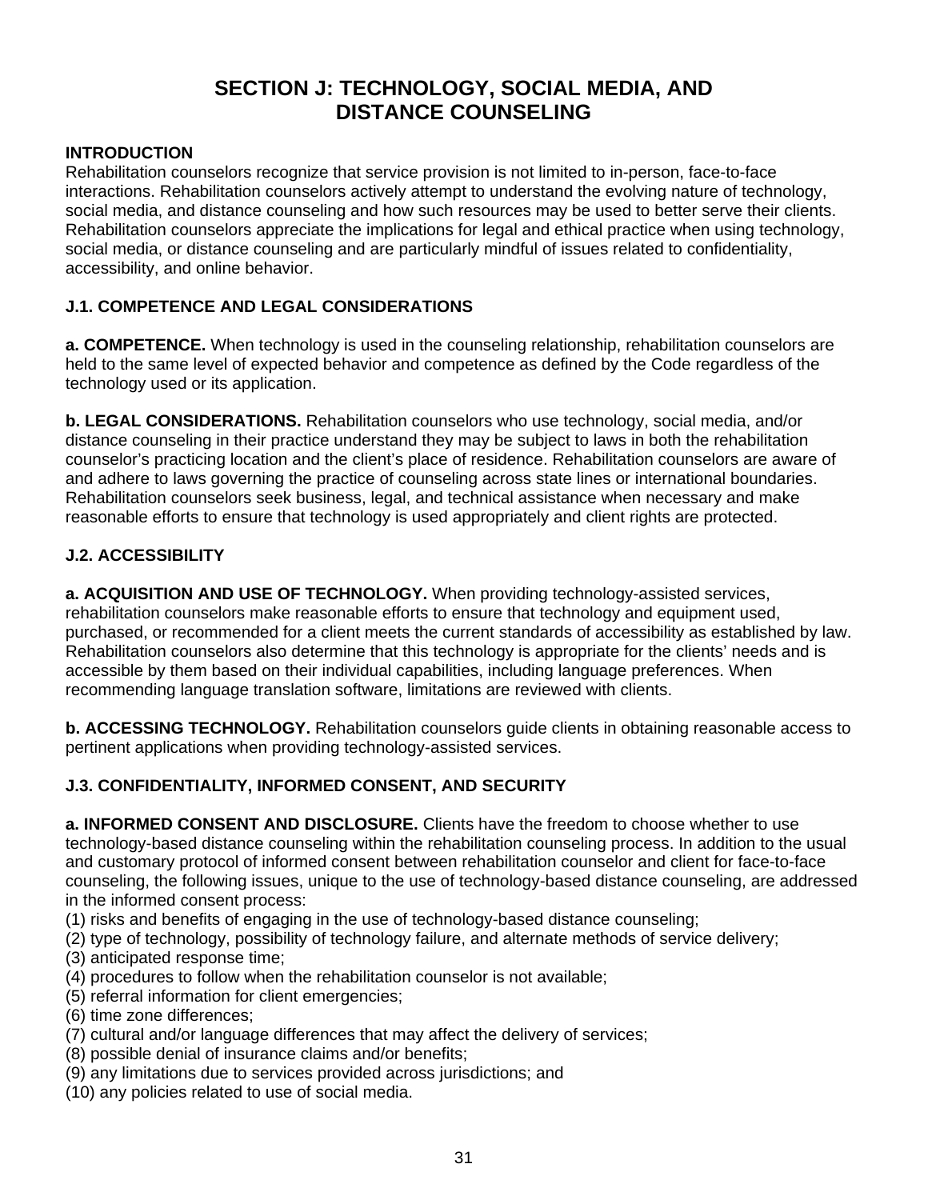# SECTION J: TECHNOLOGY, SOCIAL MEDIA, AND DISTANCE COUNSELING

## INTRODUCTION

Rehabilitation counselors recognize that service provision is not limited to in-person, face-to-face interactions. Rehabilitation counselors actively attempt to understand the evolving nature of technology, social media, and distance counseling and how such resources may be used to better serve their clients. Rehabilitation counselors appreciate the implications for legal and ethical practice when using technology, social media, or distance counseling and are particularly mindful of issues related to confidentiality, accessibility, and online behavior.

## J.1. COMPETENCE AND LEGAL CONSIDERATIONS

**a. COMPETENCE.** When technology is used in the counseling relationship, rehabilitation counselors are held to the same level of expected behavior and competence as defined by the Code regardless of the technology used or its application.

**b. LEGAL CONSIDERATIONS.** Rehabilitation counselors who use technology, social media, and/or distance counseling in their practice understand they may be subject to laws in both the rehabilitation counselor's practicing location and the client's place of residence. Rehabilitation counselors are aware of and adhere to laws governing the practice of counseling across state lines or international boundaries. Rehabilitation counselors seek business, legal, and technical assistance when necessary and make reasonable efforts to ensure that technology is used appropriately and client rights are protected.

## J.2. ACCESSIBILITY

**a. ACQUISITION AND USE OF TECHNOLOGY.** When providing technology-assisted services, rehabilitation counselors make reasonable efforts to ensure that technology and equipment used, purchased, or recommended for a client meets the current standards of accessibility as established by law. Rehabilitation counselors also determine that this technology is appropriate for the clients' needs and is accessible by them based on their individual capabilities, including language preferences. When recommending language translation software, limitations are reviewed with clients.

**b. ACCESSING TECHNOLOGY.** Rehabilitation counselors guide clients in obtaining reasonable access to pertinent applications when providing technology-assisted services.

## J.3. CONFIDENTIALITY, INFORMED CONSENT, AND SECURITY

**a. INFORMED CONSENT AND DISCLOSURE.** Clients have the freedom to choose whether to use technology-based distance counseling within the rehabilitation counseling process. In addition to the usual and customary protocol of informed consent between rehabilitation counselor and client for face-to-face counseling, the following issues, unique to the use of technology-based distance counseling, are addressed in the informed consent process:

(1) risks and benefits of engaging in the use of technology-based distance counseling;
(2) type of technology, possibility of technology failure, and alternate methods of service delivery;
(3) anticipated response time;
(4) procedures to follow when the rehabilitation counselor is not available;
(5) referral information for client emergencies;
(6) time zone differences;
(7) cultural and/or language differences that may affect the delivery of services;
(8) possible denial of insurance claims and/or benefits;
(9) any limitations due to services provided across jurisdictions; and
(10) any policies related to use of social media.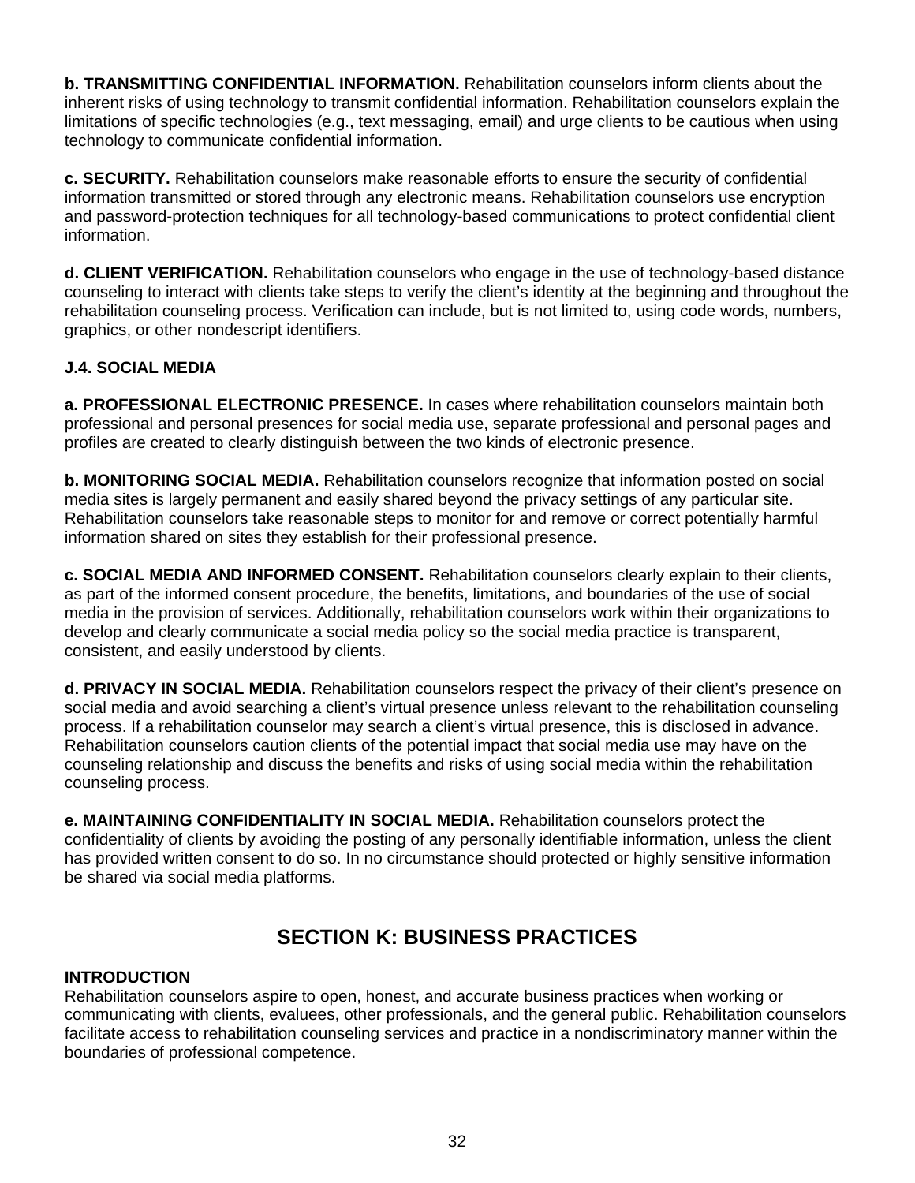**b. TRANSMITTING CONFIDENTIAL INFORMATION.** Rehabilitation counselors inform clients about the inherent risks of using technology to transmit confidential information. Rehabilitation counselors explain the limitations of specific technologies (e.g., text messaging, email) and urge clients to be cautious when using technology to communicate confidential information.

**c. SECURITY.** Rehabilitation counselors make reasonable efforts to ensure the security of confidential information transmitted or stored through any electronic means. Rehabilitation counselors use encryption and password-protection techniques for all technology-based communications to protect confidential client information.

**d. CLIENT VERIFICATION.** Rehabilitation counselors who engage in the use of technology-based distance counseling to interact with clients take steps to verify the client's identity at the beginning and throughout the rehabilitation counseling process. Verification can include, but is not limited to, using code words, numbers, graphics, or other nondescript identifiers.

### J.4. SOCIAL MEDIA

**a. PROFESSIONAL ELECTRONIC PRESENCE.** In cases where rehabilitation counselors maintain both professional and personal presences for social media use, separate professional and personal pages and profiles are created to clearly distinguish between the two kinds of electronic presence.

**b. MONITORING SOCIAL MEDIA.** Rehabilitation counselors recognize that information posted on social media sites is largely permanent and easily shared beyond the privacy settings of any particular site. Rehabilitation counselors take reasonable steps to monitor for and remove or correct potentially harmful information shared on sites they establish for their professional presence.

**c. SOCIAL MEDIA AND INFORMED CONSENT.** Rehabilitation counselors clearly explain to their clients, as part of the informed consent procedure, the benefits, limitations, and boundaries of the use of social media in the provision of services. Additionally, rehabilitation counselors work within their organizations to develop and clearly communicate a social media policy so the social media practice is transparent, consistent, and easily understood by clients.

**d. PRIVACY IN SOCIAL MEDIA.** Rehabilitation counselors respect the privacy of their client's presence on social media and avoid searching a client's virtual presence unless relevant to the rehabilitation counseling process. If a rehabilitation counselor may search a client's virtual presence, this is disclosed in advance. Rehabilitation counselors caution clients of the potential impact that social media use may have on the counseling relationship and discuss the benefits and risks of using social media within the rehabilitation counseling process.

**e. MAINTAINING CONFIDENTIALITY IN SOCIAL MEDIA.** Rehabilitation counselors protect the confidentiality of clients by avoiding the posting of any personally identifiable information, unless the client has provided written consent to do so. In no circumstance should protected or highly sensitive information be shared via social media platforms.

## SECTION K: BUSINESS PRACTICES

### INTRODUCTION

Rehabilitation counselors aspire to open, honest, and accurate business practices when working or communicating with clients, evaluees, other professionals, and the general public. Rehabilitation counselors facilitate access to rehabilitation counseling services and practice in a nondiscriminatory manner within the boundaries of professional competence.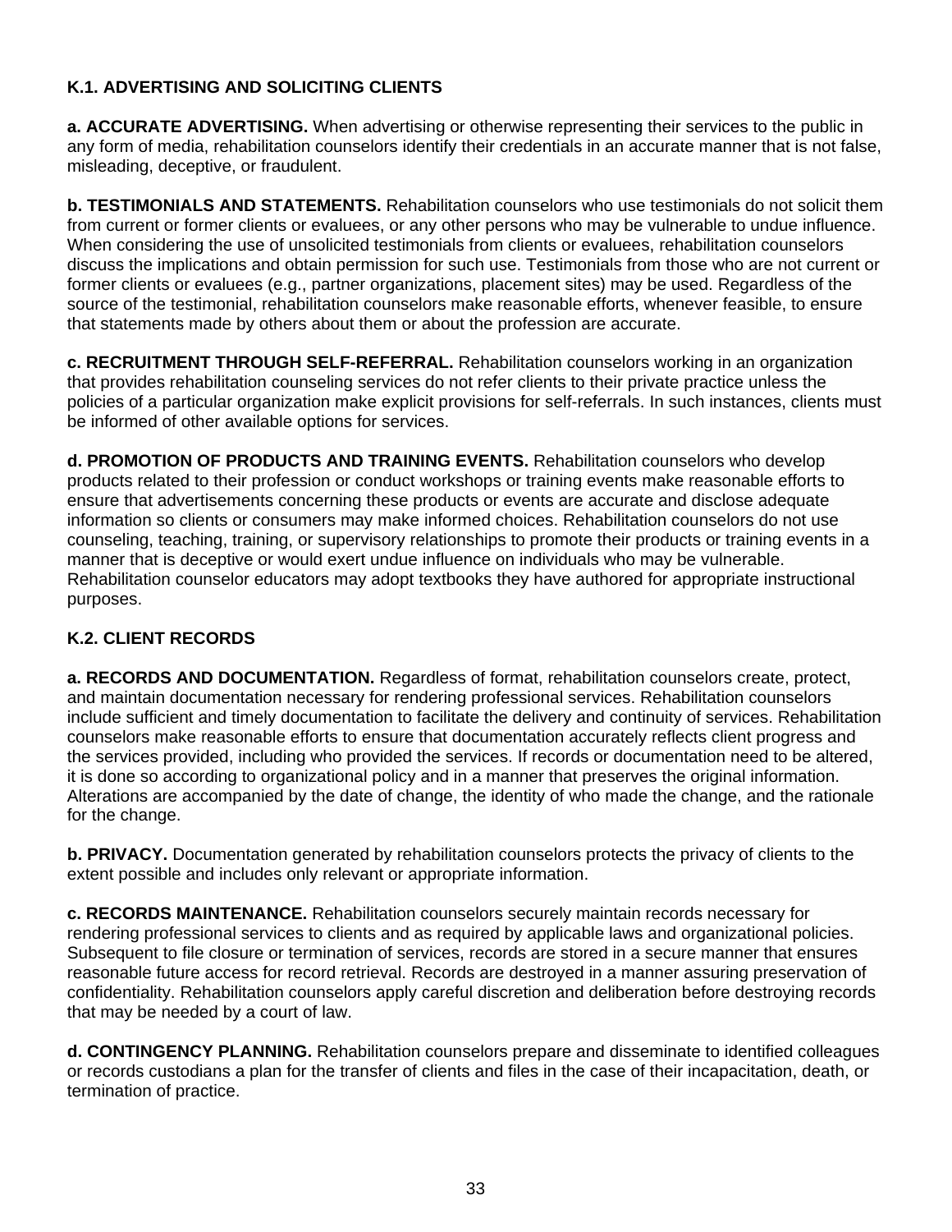### K.1. ADVERTISING AND SOLICITING CLIENTS

**a. ACCURATE ADVERTISING.** When advertising or otherwise representing their services to the public in any form of media, rehabilitation counselors identify their credentials in an accurate manner that is not false, misleading, deceptive, or fraudulent.

**b. TESTIMONIALS AND STATEMENTS.** Rehabilitation counselors who use testimonials do not solicit them from current or former clients or evaluees, or any other persons who may be vulnerable to undue influence. When considering the use of unsolicited testimonials from clients or evaluees, rehabilitation counselors discuss the implications and obtain permission for such use. Testimonials from those who are not current or former clients or evaluees (e.g., partner organizations, placement sites) may be used. Regardless of the source of the testimonial, rehabilitation counselors make reasonable efforts, whenever feasible, to ensure that statements made by others about them or about the profession are accurate.

**c. RECRUITMENT THROUGH SELF-REFERRAL.** Rehabilitation counselors working in an organization that provides rehabilitation counseling services do not refer clients to their private practice unless the policies of a particular organization make explicit provisions for self-referrals. In such instances, clients must be informed of other available options for services.

**d. PROMOTION OF PRODUCTS AND TRAINING EVENTS.** Rehabilitation counselors who develop products related to their profession or conduct workshops or training events make reasonable efforts to ensure that advertisements concerning these products or events are accurate and disclose adequate information so clients or consumers may make informed choices. Rehabilitation counselors do not use counseling, teaching, training, or supervisory relationships to promote their products or training events in a manner that is deceptive or would exert undue influence on individuals who may be vulnerable. Rehabilitation counselor educators may adopt textbooks they have authored for appropriate instructional purposes.

### K.2. CLIENT RECORDS

**a. RECORDS AND DOCUMENTATION.** Regardless of format, rehabilitation counselors create, protect, and maintain documentation necessary for rendering professional services. Rehabilitation counselors include sufficient and timely documentation to facilitate the delivery and continuity of services. Rehabilitation counselors make reasonable efforts to ensure that documentation accurately reflects client progress and the services provided, including who provided the services. If records or documentation need to be altered, it is done so according to organizational policy and in a manner that preserves the original information. Alterations are accompanied by the date of change, the identity of who made the change, and the rationale for the change.

**b. PRIVACY.** Documentation generated by rehabilitation counselors protects the privacy of clients to the extent possible and includes only relevant or appropriate information.

**c. RECORDS MAINTENANCE.** Rehabilitation counselors securely maintain records necessary for rendering professional services to clients and as required by applicable laws and organizational policies. Subsequent to file closure or termination of services, records are stored in a secure manner that ensures reasonable future access for record retrieval. Records are destroyed in a manner assuring preservation of confidentiality. Rehabilitation counselors apply careful discretion and deliberation before destroying records that may be needed by a court of law.

**d. CONTINGENCY PLANNING.** Rehabilitation counselors prepare and disseminate to identified colleagues or records custodians a plan for the transfer of clients and files in the case of their incapacitation, death, or termination of practice.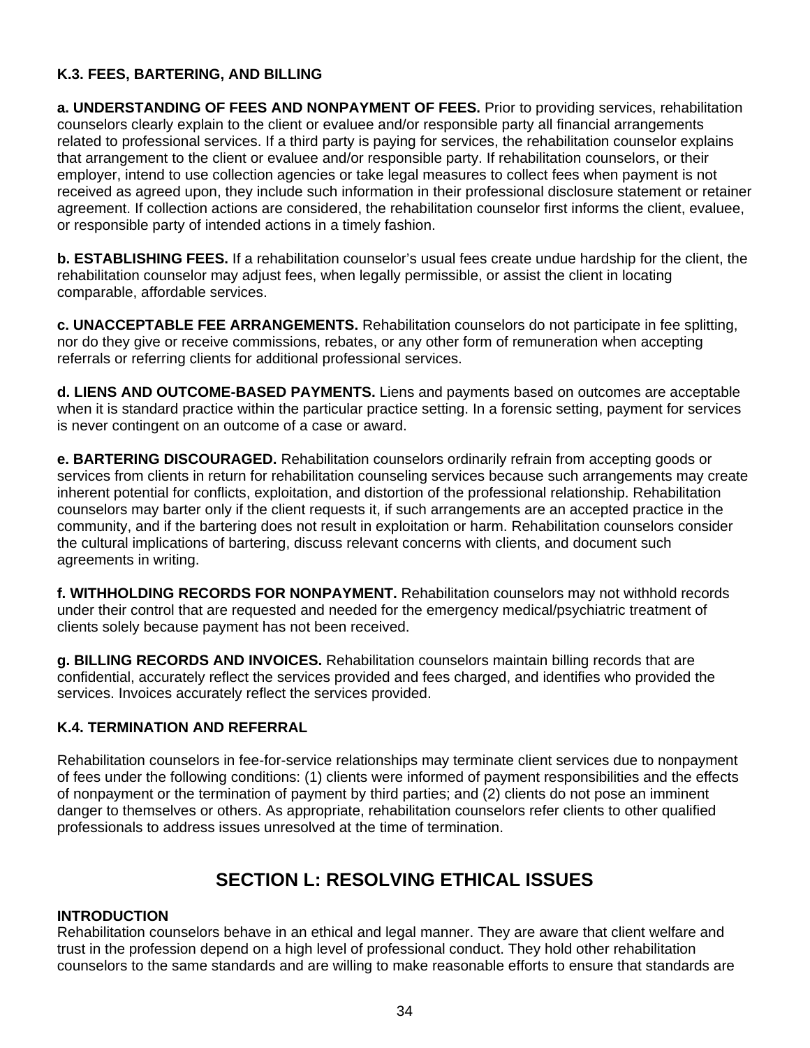### K.3. FEES, BARTERING, AND BILLING

**a. UNDERSTANDING OF FEES AND NONPAYMENT OF FEES.** Prior to providing services, rehabilitation counselors clearly explain to the client or evaluee and/or responsible party all financial arrangements related to professional services. If a third party is paying for services, the rehabilitation counselor explains that arrangement to the client or evaluee and/or responsible party. If rehabilitation counselors, or their employer, intend to use collection agencies or take legal measures to collect fees when payment is not received as agreed upon, they include such information in their professional disclosure statement or retainer agreement. If collection actions are considered, the rehabilitation counselor first informs the client, evaluee, or responsible party of intended actions in a timely fashion.

**b. ESTABLISHING FEES.** If a rehabilitation counselor's usual fees create undue hardship for the client, the rehabilitation counselor may adjust fees, when legally permissible, or assist the client in locating comparable, affordable services.

**c. UNACCEPTABLE FEE ARRANGEMENTS.** Rehabilitation counselors do not participate in fee splitting, nor do they give or receive commissions, rebates, or any other form of remuneration when accepting referrals or referring clients for additional professional services.

**d. LIENS AND OUTCOME-BASED PAYMENTS.** Liens and payments based on outcomes are acceptable when it is standard practice within the particular practice setting. In a forensic setting, payment for services is never contingent on an outcome of a case or award.

**e. BARTERING DISCOURAGED.** Rehabilitation counselors ordinarily refrain from accepting goods or services from clients in return for rehabilitation counseling services because such arrangements may create inherent potential for conflicts, exploitation, and distortion of the professional relationship. Rehabilitation counselors may barter only if the client requests it, if such arrangements are an accepted practice in the community, and if the bartering does not result in exploitation or harm. Rehabilitation counselors consider the cultural implications of bartering, discuss relevant concerns with clients, and document such agreements in writing.

**f. WITHHOLDING RECORDS FOR NONPAYMENT.** Rehabilitation counselors may not withhold records under their control that are requested and needed for the emergency medical/psychiatric treatment of clients solely because payment has not been received.

**g. BILLING RECORDS AND INVOICES.** Rehabilitation counselors maintain billing records that are confidential, accurately reflect the services provided and fees charged, and identifies who provided the services. Invoices accurately reflect the services provided.

### K.4. TERMINATION AND REFERRAL

Rehabilitation counselors in fee-for-service relationships may terminate client services due to nonpayment of fees under the following conditions: (1) clients were informed of payment responsibilities and the effects of nonpayment or the termination of payment by third parties; and (2) clients do not pose an imminent danger to themselves or others. As appropriate, rehabilitation counselors refer clients to other qualified professionals to address issues unresolved at the time of termination.

## SECTION L: RESOLVING ETHICAL ISSUES

### INTRODUCTION

Rehabilitation counselors behave in an ethical and legal manner. They are aware that client welfare and trust in the profession depend on a high level of professional conduct. They hold other rehabilitation counselors to the same standards and are willing to make reasonable efforts to ensure that standards are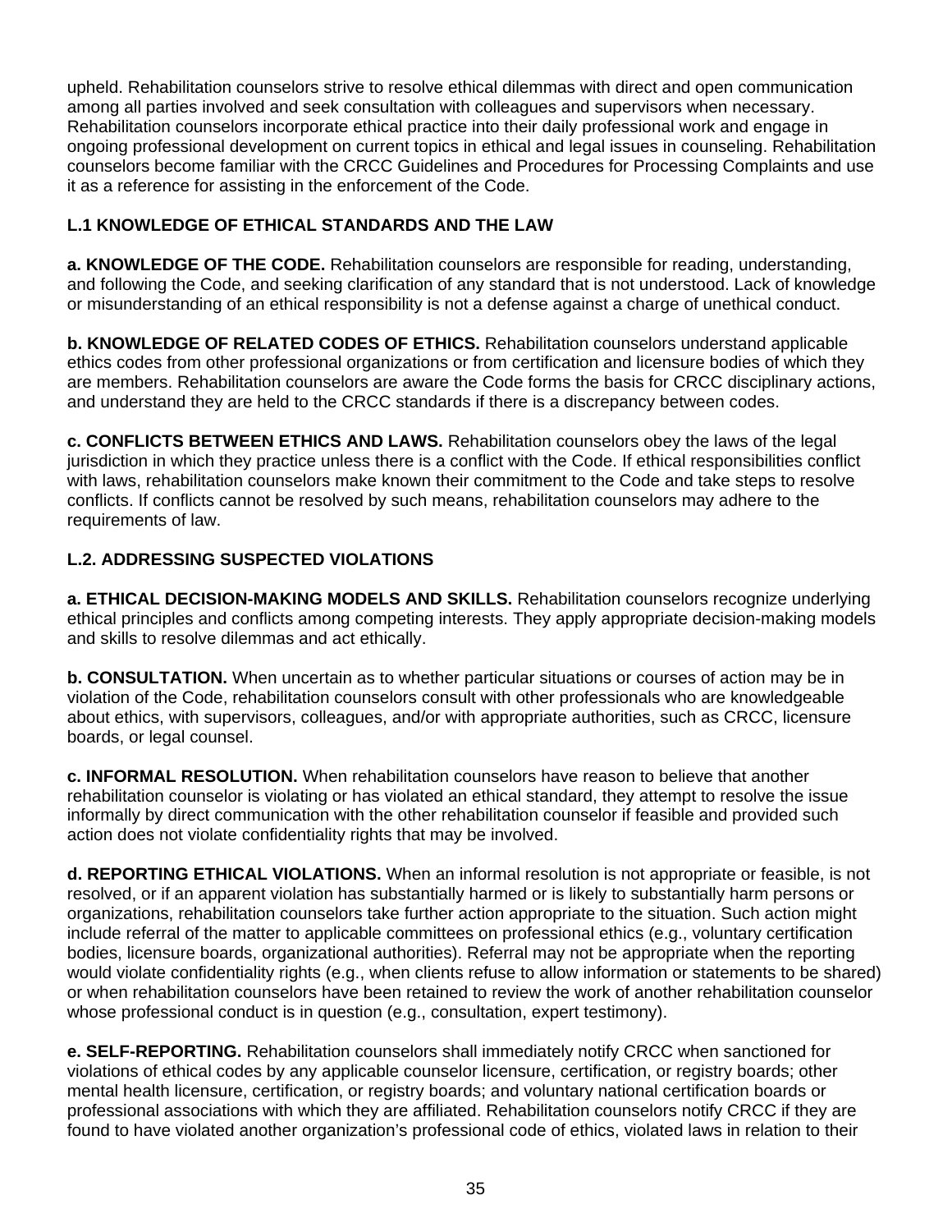upheld. Rehabilitation counselors strive to resolve ethical dilemmas with direct and open communication among all parties involved and seek consultation with colleagues and supervisors when necessary. Rehabilitation counselors incorporate ethical practice into their daily professional work and engage in ongoing professional development on current topics in ethical and legal issues in counseling. Rehabilitation counselors become familiar with the CRCC Guidelines and Procedures for Processing Complaints and use it as a reference for assisting in the enforcement of the Code.

## L.1 KNOWLEDGE OF ETHICAL STANDARDS AND THE LAW

**a. KNOWLEDGE OF THE CODE.** Rehabilitation counselors are responsible for reading, understanding, and following the Code, and seeking clarification of any standard that is not understood. Lack of knowledge or misunderstanding of an ethical responsibility is not a defense against a charge of unethical conduct.

**b. KNOWLEDGE OF RELATED CODES OF ETHICS.** Rehabilitation counselors understand applicable ethics codes from other professional organizations or from certification and licensure bodies of which they are members. Rehabilitation counselors are aware the Code forms the basis for CRCC disciplinary actions, and understand they are held to the CRCC standards if there is a discrepancy between codes.

**c. CONFLICTS BETWEEN ETHICS AND LAWS.** Rehabilitation counselors obey the laws of the legal jurisdiction in which they practice unless there is a conflict with the Code. If ethical responsibilities conflict with laws, rehabilitation counselors make known their commitment to the Code and take steps to resolve conflicts. If conflicts cannot be resolved by such means, rehabilitation counselors may adhere to the requirements of law.

## L.2. ADDRESSING SUSPECTED VIOLATIONS

**a. ETHICAL DECISION-MAKING MODELS AND SKILLS.** Rehabilitation counselors recognize underlying ethical principles and conflicts among competing interests. They apply appropriate decision-making models and skills to resolve dilemmas and act ethically.

**b. CONSULTATION.** When uncertain as to whether particular situations or courses of action may be in violation of the Code, rehabilitation counselors consult with other professionals who are knowledgeable about ethics, with supervisors, colleagues, and/or with appropriate authorities, such as CRCC, licensure boards, or legal counsel.

**c. INFORMAL RESOLUTION.** When rehabilitation counselors have reason to believe that another rehabilitation counselor is violating or has violated an ethical standard, they attempt to resolve the issue informally by direct communication with the other rehabilitation counselor if feasible and provided such action does not violate confidentiality rights that may be involved.

**d. REPORTING ETHICAL VIOLATIONS.** When an informal resolution is not appropriate or feasible, is not resolved, or if an apparent violation has substantially harmed or is likely to substantially harm persons or organizations, rehabilitation counselors take further action appropriate to the situation. Such action might include referral of the matter to applicable committees on professional ethics (e.g., voluntary certification bodies, licensure boards, organizational authorities). Referral may not be appropriate when the reporting would violate confidentiality rights (e.g., when clients refuse to allow information or statements to be shared) or when rehabilitation counselors have been retained to review the work of another rehabilitation counselor whose professional conduct is in question (e.g., consultation, expert testimony).

**e. SELF-REPORTING.** Rehabilitation counselors shall immediately notify CRCC when sanctioned for violations of ethical codes by any applicable counselor licensure, certification, or registry boards; other mental health licensure, certification, or registry boards; and voluntary national certification boards or professional associations with which they are affiliated. Rehabilitation counselors notify CRCC if they are found to have violated another organization's professional code of ethics, violated laws in relation to their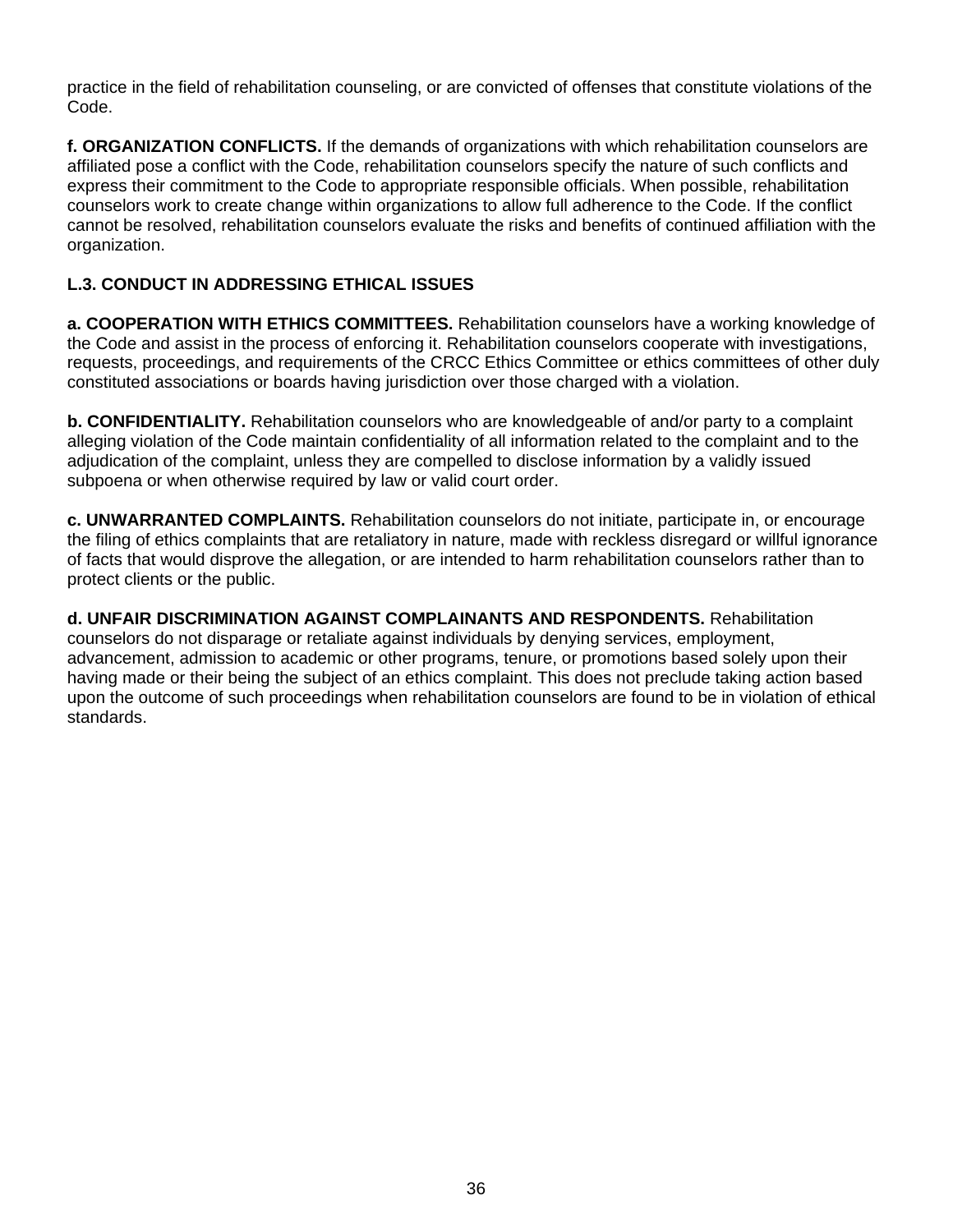practice in the field of rehabilitation counseling, or are convicted of offenses that constitute violations of the Code.

**f. ORGANIZATION CONFLICTS.** If the demands of organizations with which rehabilitation counselors are affiliated pose a conflict with the Code, rehabilitation counselors specify the nature of such conflicts and express their commitment to the Code to appropriate responsible officials. When possible, rehabilitation counselors work to create change within organizations to allow full adherence to the Code. If the conflict cannot be resolved, rehabilitation counselors evaluate the risks and benefits of continued affiliation with the organization.

### L.3. CONDUCT IN ADDRESSING ETHICAL ISSUES

**a. COOPERATION WITH ETHICS COMMITTEES.** Rehabilitation counselors have a working knowledge of the Code and assist in the process of enforcing it. Rehabilitation counselors cooperate with investigations, requests, proceedings, and requirements of the CRCC Ethics Committee or ethics committees of other duly constituted associations or boards having jurisdiction over those charged with a violation.

**b. CONFIDENTIALITY.** Rehabilitation counselors who are knowledgeable of and/or party to a complaint alleging violation of the Code maintain confidentiality of all information related to the complaint and to the adjudication of the complaint, unless they are compelled to disclose information by a validly issued subpoena or when otherwise required by law or valid court order.

**c. UNWARRANTED COMPLAINTS.** Rehabilitation counselors do not initiate, participate in, or encourage the filing of ethics complaints that are retaliatory in nature, made with reckless disregard or willful ignorance of facts that would disprove the allegation, or are intended to harm rehabilitation counselors rather than to protect clients or the public.

**d. UNFAIR DISCRIMINATION AGAINST COMPLAINANTS AND RESPONDENTS.** Rehabilitation counselors do not disparage or retaliate against individuals by denying services, employment, advancement, admission to academic or other programs, tenure, or promotions based solely upon their having made or their being the subject of an ethics complaint. This does not preclude taking action based upon the outcome of such proceedings when rehabilitation counselors are found to be in violation of ethical standards.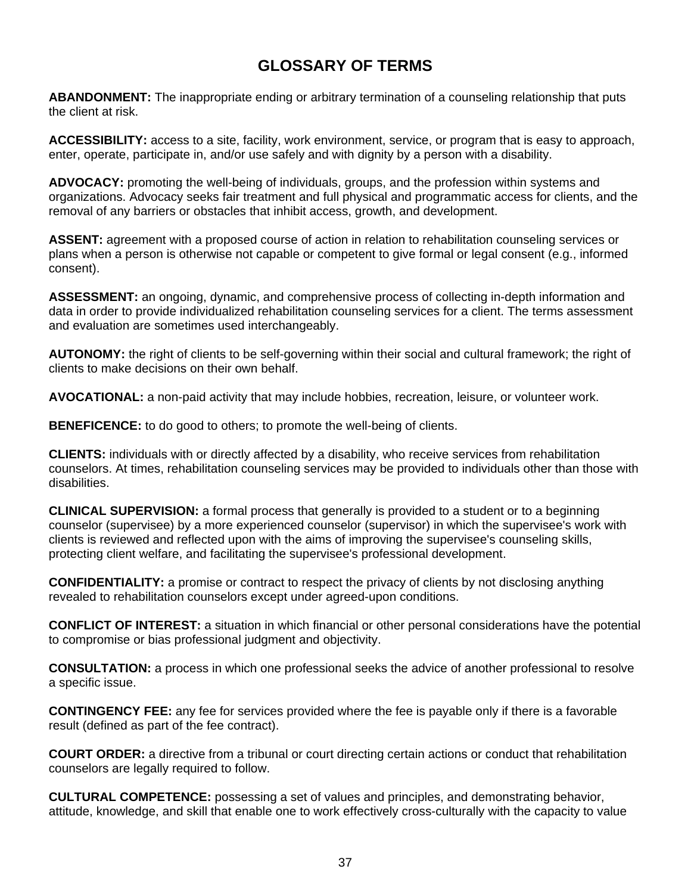# GLOSSARY OF TERMS

**ABANDONMENT:** The inappropriate ending or arbitrary termination of a counseling relationship that puts the client at risk.

**ACCESSIBILITY:** access to a site, facility, work environment, service, or program that is easy to approach, enter, operate, participate in, and/or use safely and with dignity by a person with a disability.

**ADVOCACY:** promoting the well-being of individuals, groups, and the profession within systems and organizations. Advocacy seeks fair treatment and full physical and programmatic access for clients, and the removal of any barriers or obstacles that inhibit access, growth, and development.

**ASSENT:** agreement with a proposed course of action in relation to rehabilitation counseling services or plans when a person is otherwise not capable or competent to give formal or legal consent (e.g., informed consent).

**ASSESSMENT:** an ongoing, dynamic, and comprehensive process of collecting in-depth information and data in order to provide individualized rehabilitation counseling services for a client. The terms assessment and evaluation are sometimes used interchangeably.

**AUTONOMY:** the right of clients to be self-governing within their social and cultural framework; the right of clients to make decisions on their own behalf.

**AVOCATIONAL:** a non-paid activity that may include hobbies, recreation, leisure, or volunteer work.

**BENEFICENCE:** to do good to others; to promote the well-being of clients.

**CLIENTS:** individuals with or directly affected by a disability, who receive services from rehabilitation counselors. At times, rehabilitation counseling services may be provided to individuals other than those with disabilities.

**CLINICAL SUPERVISION:** a formal process that generally is provided to a student or to a beginning counselor (supervisee) by a more experienced counselor (supervisor) in which the supervisee's work with clients is reviewed and reflected upon with the aims of improving the supervisee's counseling skills, protecting client welfare, and facilitating the supervisee's professional development.

**CONFIDENTIALITY:** a promise or contract to respect the privacy of clients by not disclosing anything revealed to rehabilitation counselors except under agreed-upon conditions.

**CONFLICT OF INTEREST:** a situation in which financial or other personal considerations have the potential to compromise or bias professional judgment and objectivity.

**CONSULTATION:** a process in which one professional seeks the advice of another professional to resolve a specific issue.

**CONTINGENCY FEE:** any fee for services provided where the fee is payable only if there is a favorable result (defined as part of the fee contract).

**COURT ORDER:** a directive from a tribunal or court directing certain actions or conduct that rehabilitation counselors are legally required to follow.

**CULTURAL COMPETENCE:** possessing a set of values and principles, and demonstrating behavior, attitude, knowledge, and skill that enable one to work effectively cross-culturally with the capacity to value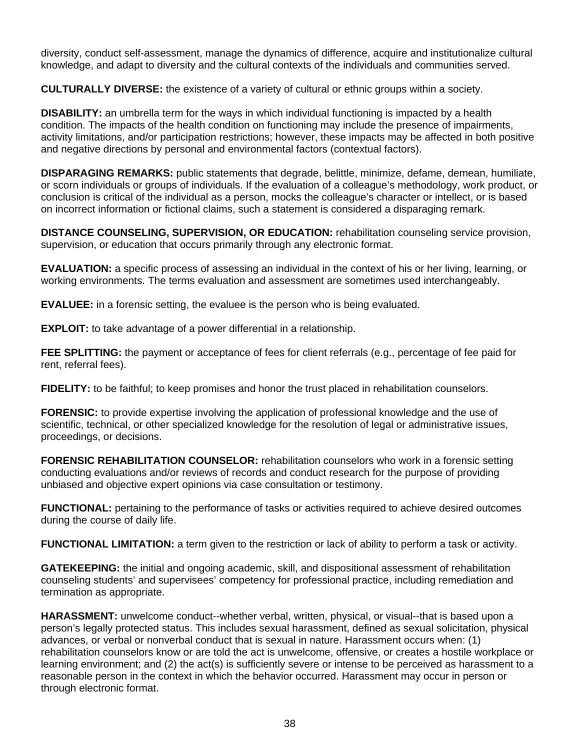diversity, conduct self-assessment, manage the dynamics of difference, acquire and institutionalize cultural knowledge, and adapt to diversity and the cultural contexts of the individuals and communities served.

**CULTURALLY DIVERSE:** the existence of a variety of cultural or ethnic groups within a society.

**DISABILITY:** an umbrella term for the ways in which individual functioning is impacted by a health condition. The impacts of the health condition on functioning may include the presence of impairments, activity limitations, and/or participation restrictions; however, these impacts may be affected in both positive and negative directions by personal and environmental factors (contextual factors).

**DISPARAGING REMARKS:** public statements that degrade, belittle, minimize, defame, demean, humiliate, or scorn individuals or groups of individuals. If the evaluation of a colleague's methodology, work product, or conclusion is critical of the individual as a person, mocks the colleague's character or intellect, or is based on incorrect information or fictional claims, such a statement is considered a disparaging remark.

**DISTANCE COUNSELING, SUPERVISION, OR EDUCATION:** rehabilitation counseling service provision, supervision, or education that occurs primarily through any electronic format.

**EVALUATION:** a specific process of assessing an individual in the context of his or her living, learning, or working environments. The terms evaluation and assessment are sometimes used interchangeably.

**EVALUEE:** in a forensic setting, the evaluee is the person who is being evaluated.

**EXPLOIT:** to take advantage of a power differential in a relationship.

**FEE SPLITTING:** the payment or acceptance of fees for client referrals (e.g., percentage of fee paid for rent, referral fees).

**FIDELITY:** to be faithful; to keep promises and honor the trust placed in rehabilitation counselors.

**FORENSIC:** to provide expertise involving the application of professional knowledge and the use of scientific, technical, or other specialized knowledge for the resolution of legal or administrative issues, proceedings, or decisions.

**FORENSIC REHABILITATION COUNSELOR:** rehabilitation counselors who work in a forensic setting conducting evaluations and/or reviews of records and conduct research for the purpose of providing unbiased and objective expert opinions via case consultation or testimony.

**FUNCTIONAL:** pertaining to the performance of tasks or activities required to achieve desired outcomes during the course of daily life.

**FUNCTIONAL LIMITATION:** a term given to the restriction or lack of ability to perform a task or activity.

**GATEKEEPING:** the initial and ongoing academic, skill, and dispositional assessment of rehabilitation counseling students' and supervisees' competency for professional practice, including remediation and termination as appropriate.

**HARASSMENT:** unwelcome conduct--whether verbal, written, physical, or visual--that is based upon a person's legally protected status. This includes sexual harassment, defined as sexual solicitation, physical advances, or verbal or nonverbal conduct that is sexual in nature. Harassment occurs when: (1) rehabilitation counselors know or are told the act is unwelcome, offensive, or creates a hostile workplace or learning environment; and (2) the act(s) is sufficiently severe or intense to be perceived as harassment to a reasonable person in the context in which the behavior occurred. Harassment may occur in person or through electronic format.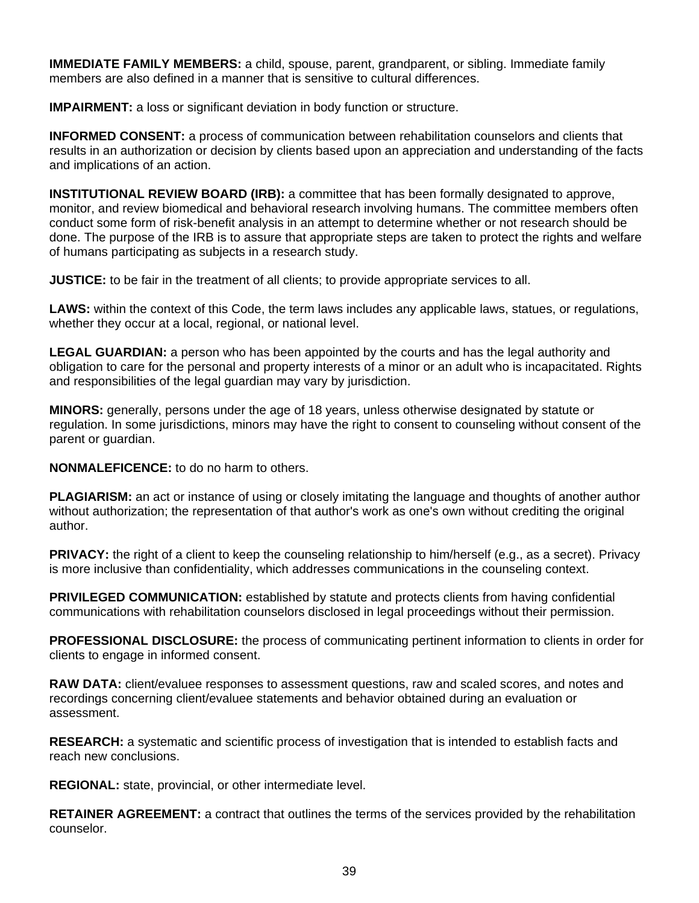**IMMEDIATE FAMILY MEMBERS:** a child, spouse, parent, grandparent, or sibling. Immediate family members are also defined in a manner that is sensitive to cultural differences.

**IMPAIRMENT:** a loss or significant deviation in body function or structure.

**INFORMED CONSENT:** a process of communication between rehabilitation counselors and clients that results in an authorization or decision by clients based upon an appreciation and understanding of the facts and implications of an action.

**INSTITUTIONAL REVIEW BOARD (IRB):** a committee that has been formally designated to approve, monitor, and review biomedical and behavioral research involving humans. The committee members often conduct some form of risk-benefit analysis in an attempt to determine whether or not research should be done. The purpose of the IRB is to assure that appropriate steps are taken to protect the rights and welfare of humans participating as subjects in a research study.

**JUSTICE:** to be fair in the treatment of all clients; to provide appropriate services to all.

**LAWS:** within the context of this Code, the term laws includes any applicable laws, statues, or regulations, whether they occur at a local, regional, or national level.

**LEGAL GUARDIAN:** a person who has been appointed by the courts and has the legal authority and obligation to care for the personal and property interests of a minor or an adult who is incapacitated. Rights and responsibilities of the legal guardian may vary by jurisdiction.

**MINORS:** generally, persons under the age of 18 years, unless otherwise designated by statute or regulation. In some jurisdictions, minors may have the right to consent to counseling without consent of the parent or guardian.

**NONMALEFICENCE:** to do no harm to others.

**PLAGIARISM:** an act or instance of using or closely imitating the language and thoughts of another author without authorization; the representation of that author's work as one's own without crediting the original author.

**PRIVACY:** the right of a client to keep the counseling relationship to him/herself (e.g., as a secret). Privacy is more inclusive than confidentiality, which addresses communications in the counseling context.

**PRIVILEGED COMMUNICATION:** established by statute and protects clients from having confidential communications with rehabilitation counselors disclosed in legal proceedings without their permission.

**PROFESSIONAL DISCLOSURE:** the process of communicating pertinent information to clients in order for clients to engage in informed consent.

**RAW DATA:** client/evaluee responses to assessment questions, raw and scaled scores, and notes and recordings concerning client/evaluee statements and behavior obtained during an evaluation or assessment.

**RESEARCH:** a systematic and scientific process of investigation that is intended to establish facts and reach new conclusions.

**REGIONAL:** state, provincial, or other intermediate level.

**RETAINER AGREEMENT:** a contract that outlines the terms of the services provided by the rehabilitation counselor.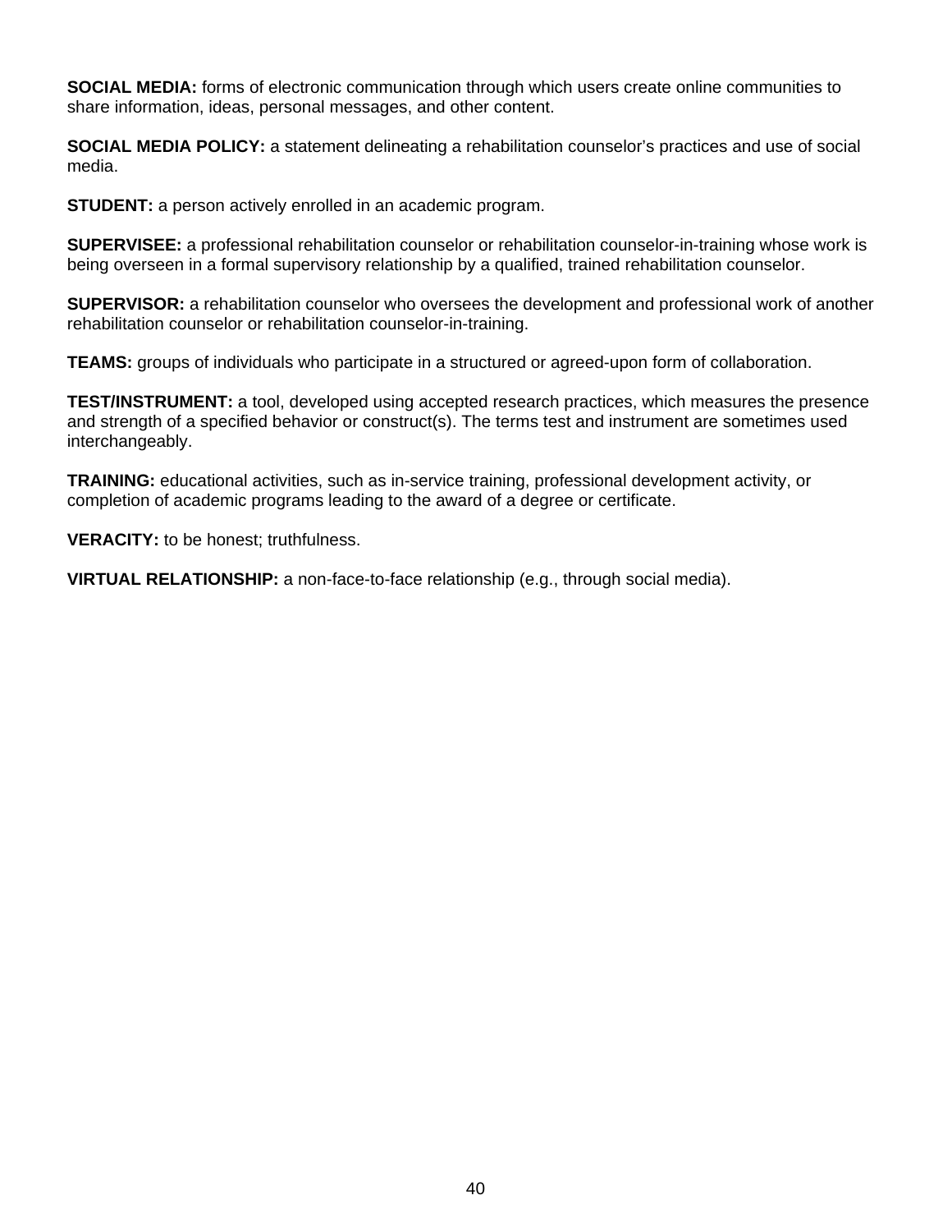**SOCIAL MEDIA:** forms of electronic communication through which users create online communities to share information, ideas, personal messages, and other content.

**SOCIAL MEDIA POLICY:** a statement delineating a rehabilitation counselor's practices and use of social media.

**STUDENT:** a person actively enrolled in an academic program.

**SUPERVISEE:** a professional rehabilitation counselor or rehabilitation counselor-in-training whose work is being overseen in a formal supervisory relationship by a qualified, trained rehabilitation counselor.

**SUPERVISOR:** a rehabilitation counselor who oversees the development and professional work of another rehabilitation counselor or rehabilitation counselor-in-training.

**TEAMS:** groups of individuals who participate in a structured or agreed-upon form of collaboration.

**TEST/INSTRUMENT:** a tool, developed using accepted research practices, which measures the presence and strength of a specified behavior or construct(s). The terms test and instrument are sometimes used interchangeably.

**TRAINING:** educational activities, such as in-service training, professional development activity, or completion of academic programs leading to the award of a degree or certificate.

**VERACITY:** to be honest; truthfulness.

**VIRTUAL RELATIONSHIP:** a non-face-to-face relationship (e.g., through social media).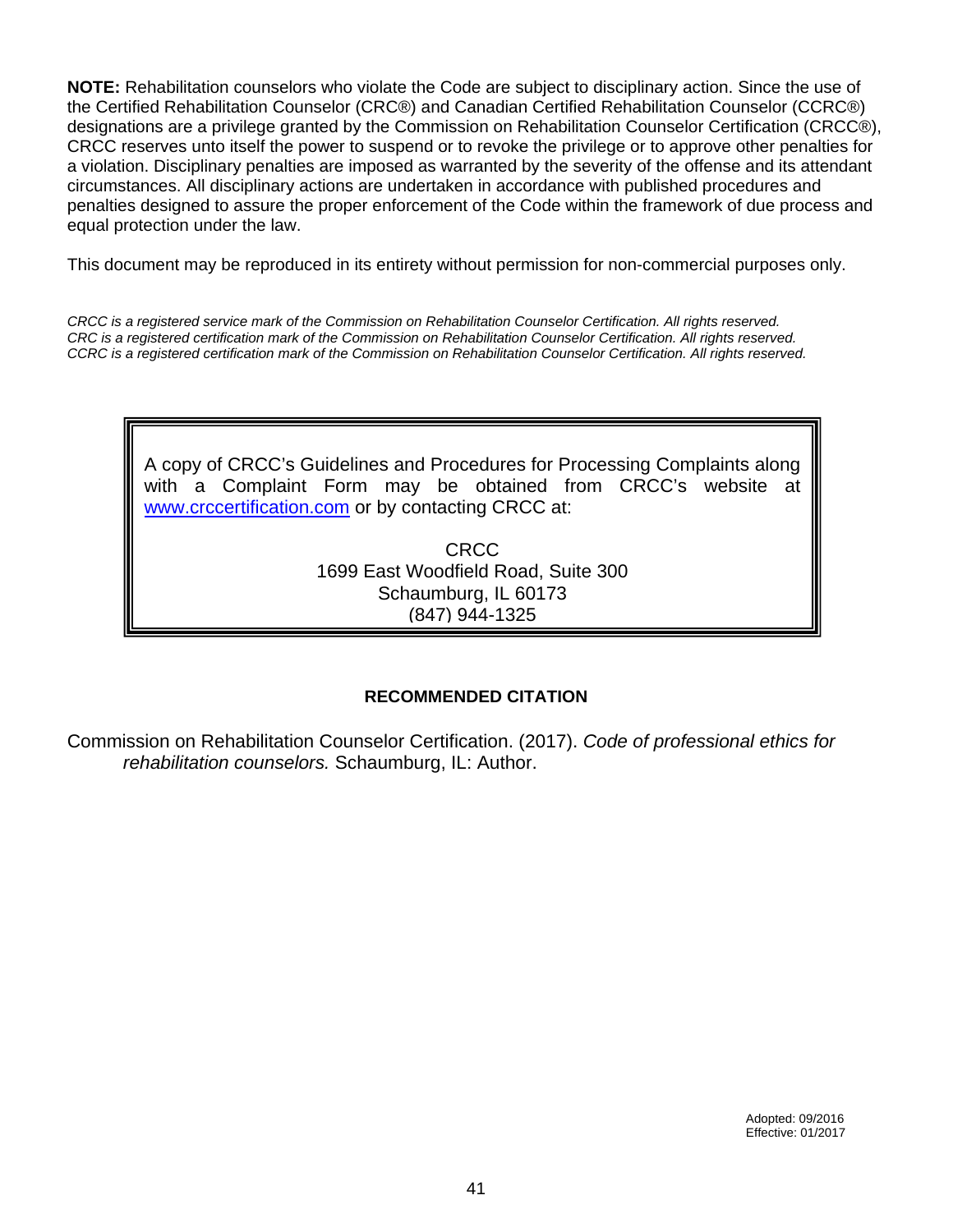**NOTE:** Rehabilitation counselors who violate the Code are subject to disciplinary action. Since the use of the Certified Rehabilitation Counselor (CRC®) and Canadian Certified Rehabilitation Counselor (CCRC®) designations are a privilege granted by the Commission on Rehabilitation Counselor Certification (CRCC®), CRCC reserves unto itself the power to suspend or to revoke the privilege or to approve other penalties for a violation. Disciplinary penalties are imposed as warranted by the severity of the offense and its attendant circumstances. All disciplinary actions are undertaken in accordance with published procedures and penalties designed to assure the proper enforcement of the Code within the framework of due process and equal protection under the law.

This document may be reproduced in its entirety without permission for non-commercial purposes only.

*CRCC is a registered service mark of the Commission on Rehabilitation Counselor Certification. All rights reserved.*
*CRC is a registered certification mark of the Commission on Rehabilitation Counselor Certification. All rights reserved.*
*CCRC is a registered certification mark of the Commission on Rehabilitation Counselor Certification. All rights reserved.*

A copy of CRCC's Guidelines and Procedures for Processing Complaints along with a Complaint Form may be obtained from CRCC's website at www.crccertification.com or by contacting CRCC at:

CRCC
1699 East Woodfield Road, Suite 300
Schaumburg, IL 60173
(847) 944-1325

**RECOMMENDED CITATION**

Commission on Rehabilitation Counselor Certification. (2017). *Code of professional ethics for rehabilitation counselors.* Schaumburg, IL: Author.

Adopted: 09/2016
Effective: 01/2017